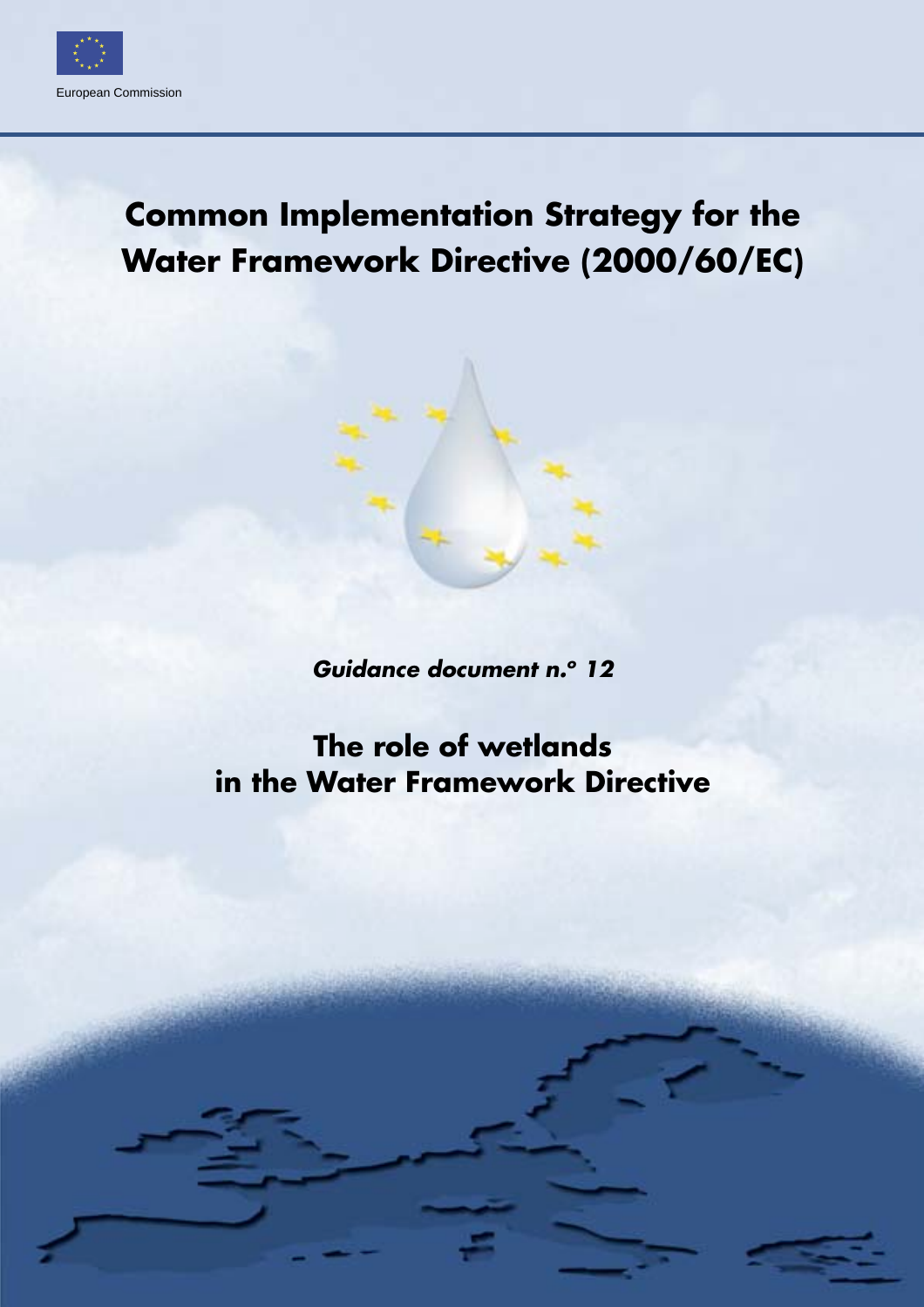European Commission

# Common Implementation Strategy for the Water Framework Directive (2000/60/EC)

***Guidance document n.° 12***

## The role of wetlands in the Water Framework Directive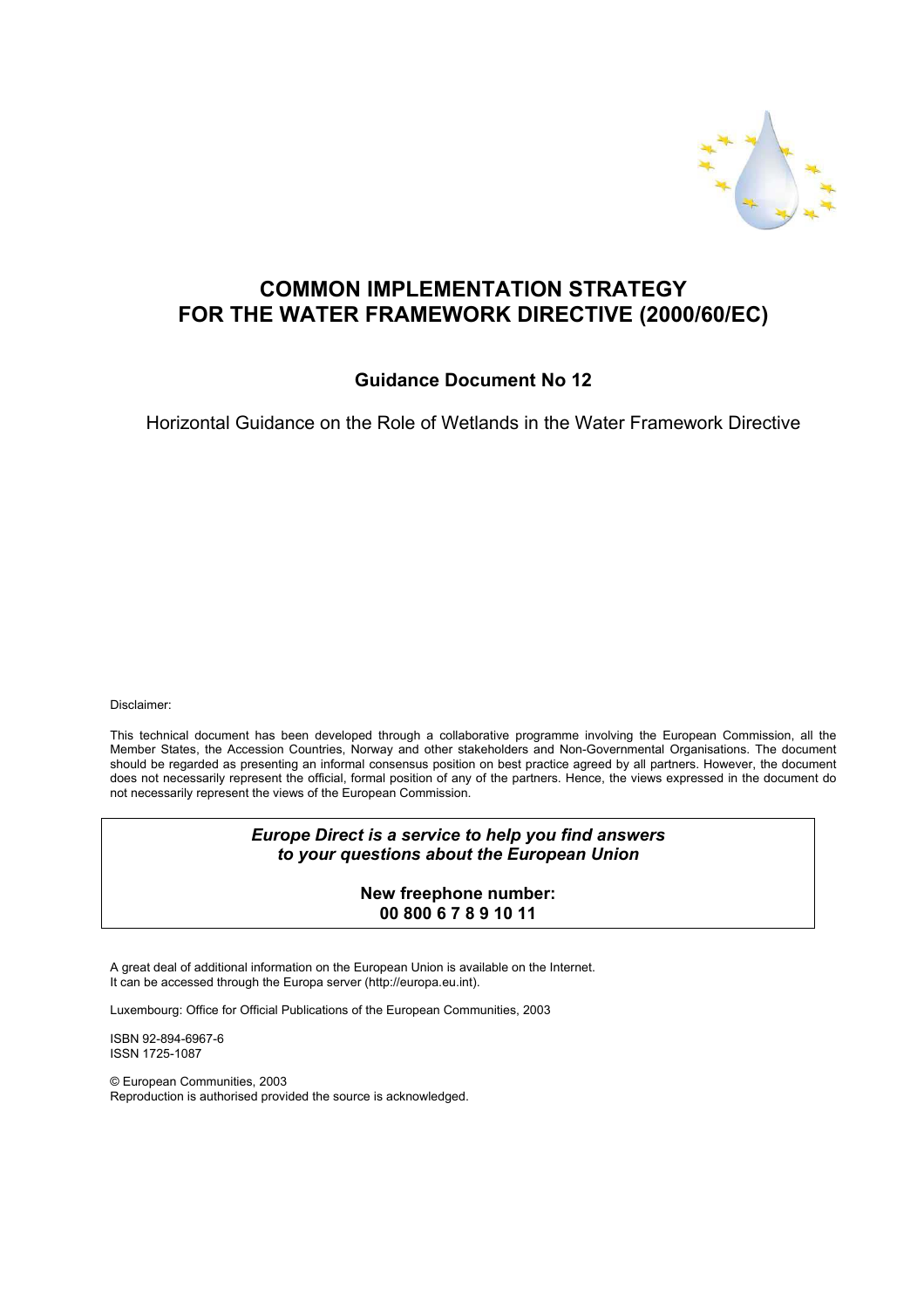# COMMON IMPLEMENTATION STRATEGY FOR THE WATER FRAMEWORK DIRECTIVE (2000/60/EC)

## Guidance Document No 12

Horizontal Guidance on the Role of Wetlands in the Water Framework Directive

Disclaimer:

This technical document has been developed through a collaborative programme involving the European Commission, all the Member States, the Accession Countries, Norway and other stakeholders and Non-Governmental Organisations. The document should be regarded as presenting an informal consensus position on best practice agreed by all partners. However, the document does not necessarily represent the official, formal position of any of the partners. Hence, the views expressed in the document do not necessarily represent the views of the European Commission.

***Europe Direct is a service to help you find answers to your questions about the European Union***

**New freephone number:**
**00 800 6 7 8 9 10 11**

A great deal of additional information on the European Union is available on the Internet. It can be accessed through the Europa server (http://europa.eu.int).

Luxembourg: Office for Official Publications of the European Communities, 2003

ISBN 92-894-6967-6
ISSN 1725-1087

© European Communities, 2003
Reproduction is authorised provided the source is acknowledged.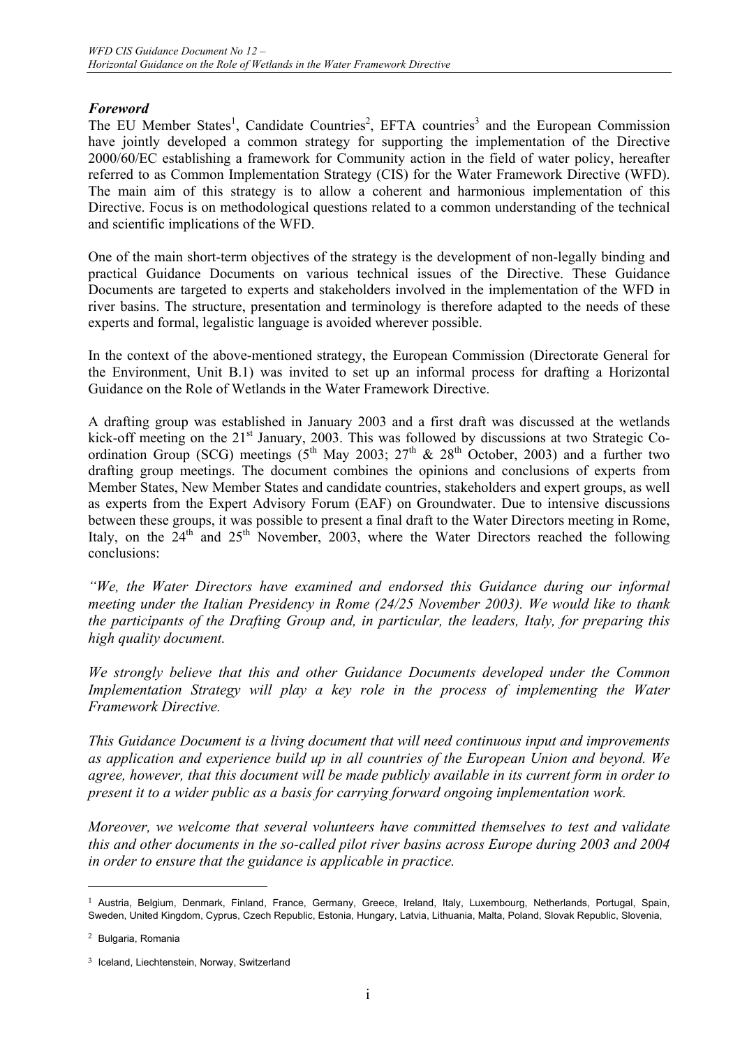## *Foreword*

The EU Member States[1], Candidate Countries[2], EFTA countries[3] and the European Commission have jointly developed a common strategy for supporting the implementation of the Directive 2000/60/EC establishing a framework for Community action in the field of water policy, hereafter referred to as Common Implementation Strategy (CIS) for the Water Framework Directive (WFD). The main aim of this strategy is to allow a coherent and harmonious implementation of this Directive. Focus is on methodological questions related to a common understanding of the technical and scientific implications of the WFD.

One of the main short-term objectives of the strategy is the development of non-legally binding and practical Guidance Documents on various technical issues of the Directive. These Guidance Documents are targeted to experts and stakeholders involved in the implementation of the WFD in river basins. The structure, presentation and terminology is therefore adapted to the needs of these experts and formal, legalistic language is avoided wherever possible.

In the context of the above-mentioned strategy, the European Commission (Directorate General for the Environment, Unit B.1) was invited to set up an informal process for drafting a Horizontal Guidance on the Role of Wetlands in the Water Framework Directive.

A drafting group was established in January 2003 and a first draft was discussed at the wetlands kick-off meeting on the 21st January, 2003. This was followed by discussions at two Strategic Co-ordination Group (SCG) meetings (5th May 2003; 27th & 28th October, 2003) and a further two drafting group meetings. The document combines the opinions and conclusions of experts from Member States, New Member States and candidate countries, stakeholders and expert groups, as well as experts from the Expert Advisory Forum (EAF) on Groundwater. Due to intensive discussions between these groups, it was possible to present a final draft to the Water Directors meeting in Rome, Italy, on the 24th and 25th November, 2003, where the Water Directors reached the following conclusions:

*"We, the Water Directors have examined and endorsed this Guidance during our informal meeting under the Italian Presidency in Rome (24/25 November 2003). We would like to thank the participants of the Drafting Group and, in particular, the leaders, Italy, for preparing this high quality document.*

*We strongly believe that this and other Guidance Documents developed under the Common Implementation Strategy will play a key role in the process of implementing the Water Framework Directive.*

*This Guidance Document is a living document that will need continuous input and improvements as application and experience build up in all countries of the European Union and beyond. We agree, however, that this document will be made publicly available in its current form in order to present it to a wider public as a basis for carrying forward ongoing implementation work.*

*Moreover, we welcome that several volunteers have committed themselves to test and validate this and other documents in the so-called pilot river basins across Europe during 2003 and 2004 in order to ensure that the guidance is applicable in practice.*

---

[1] Austria, Belgium, Denmark, Finland, France, Germany, Greece, Ireland, Italy, Luxembourg, Netherlands, Portugal, Spain, Sweden, United Kingdom, Cyprus, Czech Republic, Estonia, Hungary, Latvia, Lithuania, Malta, Poland, Slovak Republic, Slovenia,

[2] Bulgaria, Romania

[3] Iceland, Liechtenstein, Norway, Switzerland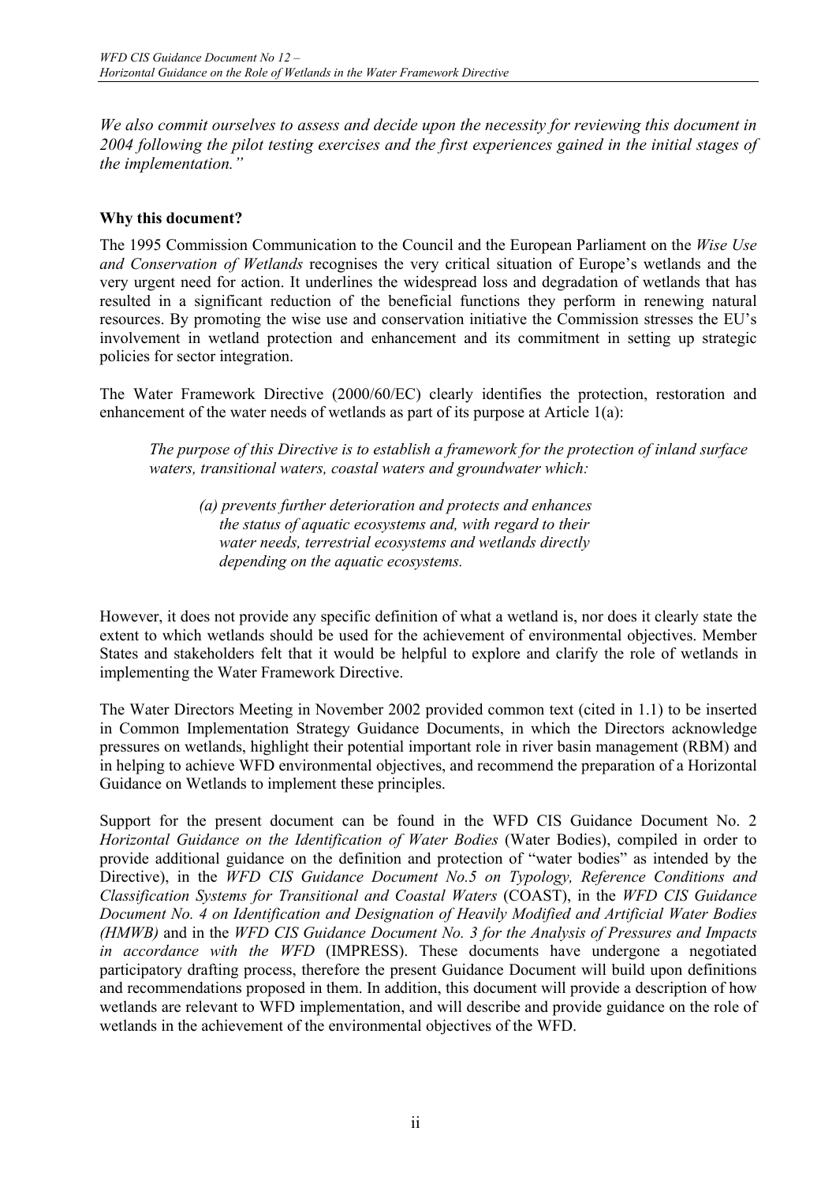*We also commit ourselves to assess and decide upon the necessity for reviewing this document in 2004 following the pilot testing exercises and the first experiences gained in the initial stages of the implementation."*

**Why this document?**

The 1995 Commission Communication to the Council and the European Parliament on the *Wise Use and Conservation of Wetlands* recognises the very critical situation of Europe's wetlands and the very urgent need for action. It underlines the widespread loss and degradation of wetlands that has resulted in a significant reduction of the beneficial functions they perform in renewing natural resources. By promoting the wise use and conservation initiative the Commission stresses the EU's involvement in wetland protection and enhancement and its commitment in setting up strategic policies for sector integration.

The Water Framework Directive (2000/60/EC) clearly identifies the protection, restoration and enhancement of the water needs of wetlands as part of its purpose at Article 1(a):

> *The purpose of this Directive is to establish a framework for the protection of inland surface waters, transitional waters, coastal waters and groundwater which:*
>
> > *(a) prevents further deterioration and protects and enhances the status of aquatic ecosystems and, with regard to their water needs, terrestrial ecosystems and wetlands directly depending on the aquatic ecosystems.*

However, it does not provide any specific definition of what a wetland is, nor does it clearly state the extent to which wetlands should be used for the achievement of environmental objectives. Member States and stakeholders felt that it would be helpful to explore and clarify the role of wetlands in implementing the Water Framework Directive.

The Water Directors Meeting in November 2002 provided common text (cited in 1.1) to be inserted in Common Implementation Strategy Guidance Documents, in which the Directors acknowledge pressures on wetlands, highlight their potential important role in river basin management (RBM) and in helping to achieve WFD environmental objectives, and recommend the preparation of a Horizontal Guidance on Wetlands to implement these principles.

Support for the present document can be found in the WFD CIS Guidance Document No. 2 *Horizontal Guidance on the Identification of Water Bodies* (Water Bodies), compiled in order to provide additional guidance on the definition and protection of "water bodies" as intended by the Directive), in the *WFD CIS Guidance Document No.5 on Typology, Reference Conditions and Classification Systems for Transitional and Coastal Waters* (COAST), in the *WFD CIS Guidance Document No. 4 on Identification and Designation of Heavily Modified and Artificial Water Bodies (HMWB)* and in the *WFD CIS Guidance Document No. 3 for the Analysis of Pressures and Impacts in accordance with the WFD* (IMPRESS). These documents have undergone a negotiated participatory drafting process, therefore the present Guidance Document will build upon definitions and recommendations proposed in them. In addition, this document will provide a description of how wetlands are relevant to WFD implementation, and will describe and provide guidance on the role of wetlands in the achievement of the environmental objectives of the WFD.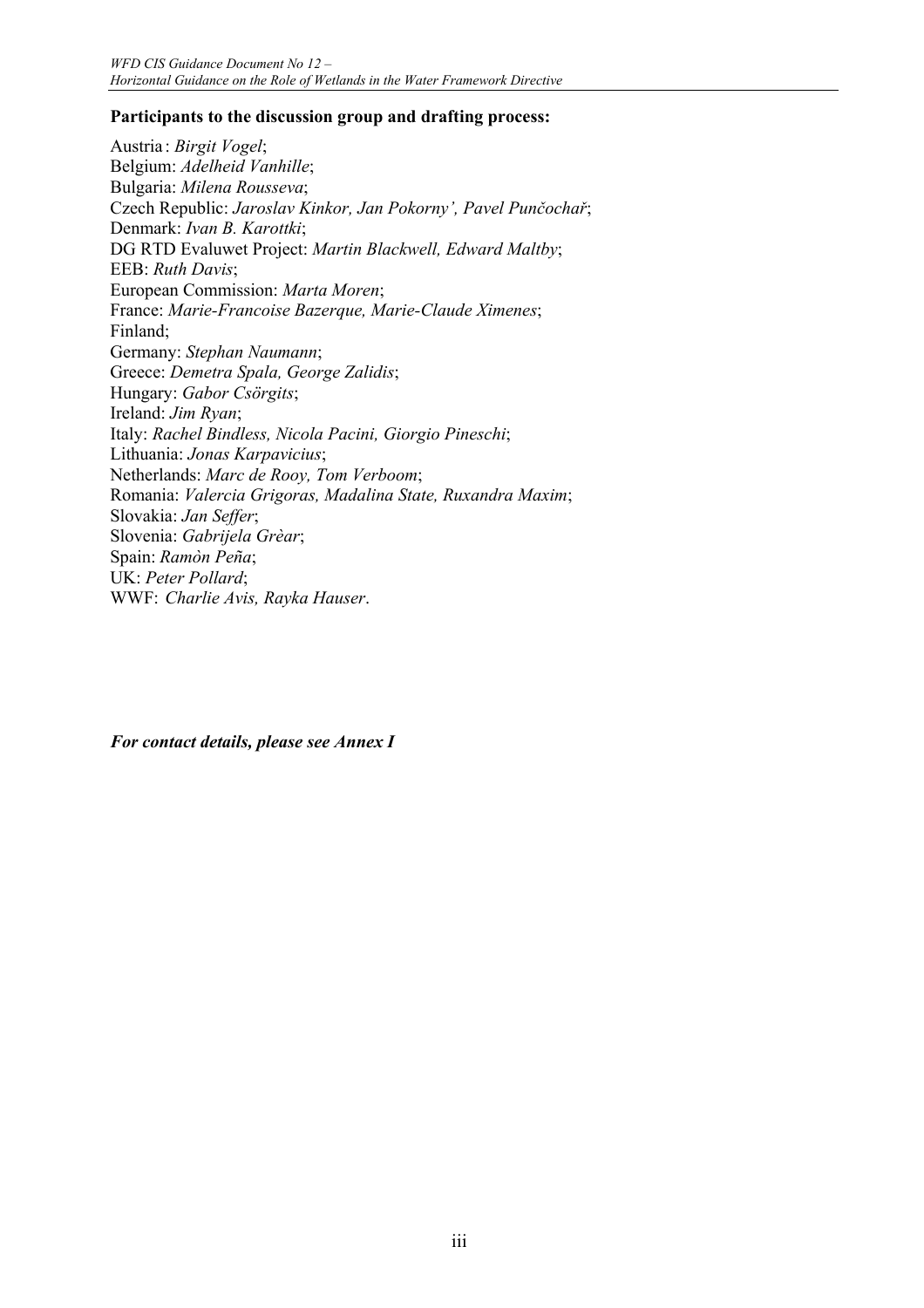**Participants to the discussion group and drafting process:**

Austria : *Birgit Vogel*;
Belgium: *Adelheid Vanhille*;
Bulgaria: *Milena Rousseva*;
Czech Republic: *Jaroslav Kinkor, Jan Pokorny', Pavel Punčochař*;
Denmark: *Ivan B. Karottki*;
DG RTD Evaluwet Project: *Martin Blackwell, Edward Maltby*;
EEB: *Ruth Davis*;
European Commission: *Marta Moren*;
France: *Marie-Francoise Bazerque, Marie-Claude Ximenes*;
Finland;
Germany: *Stephan Naumann*;
Greece: *Demetra Spala, George Zalidis*;
Hungary: *Gabor Csörgits*;
Ireland: *Jim Ryan*;
Italy: *Rachel Bindless, Nicola Pacini, Giorgio Pineschi*;
Lithuania: *Jonas Karpavicius*;
Netherlands: *Marc de Rooy, Tom Verboom*;
Romania: *Valercia Grigoras, Madalina State, Ruxandra Maxim*;
Slovakia: *Jan Seffer*;
Slovenia: *Gabrijela Grèar*;
Spain: *Ramòn Peña*;
UK: *Peter Pollard*;
WWF: *Charlie Avis, Rayka Hauser*.

***For contact details, please see Annex I***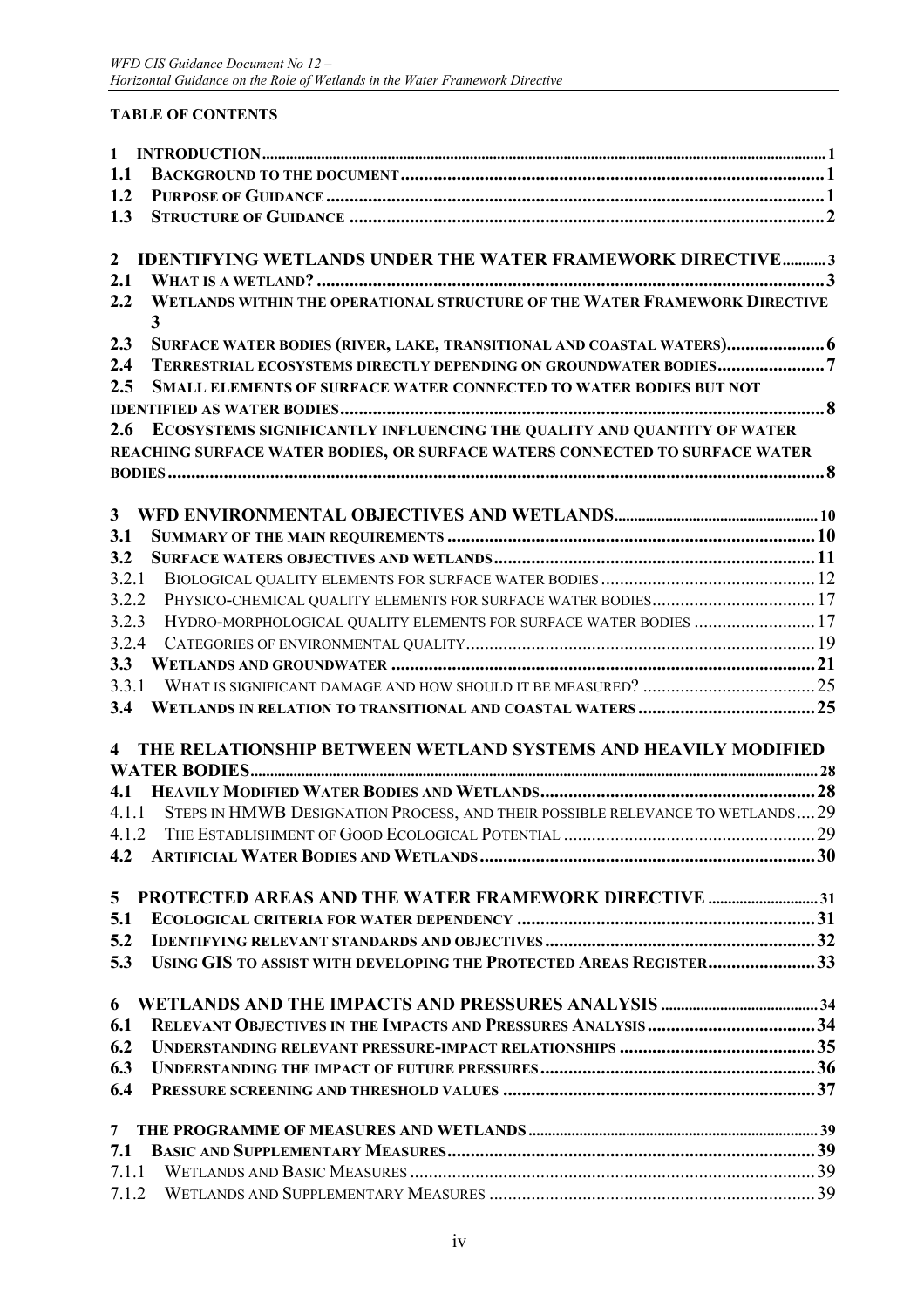**TABLE OF CONTENTS**

| | | |
|---|---|---|
| **1** | **INTRODUCTION** | **1** |
| **1.1** | **BACKGROUND TO THE DOCUMENT** | **1** |
| **1.2** | **PURPOSE OF GUIDANCE** | **1** |
| **1.3** | **STRUCTURE OF GUIDANCE** | **2** |
| **2** | **IDENTIFYING WETLANDS UNDER THE WATER FRAMEWORK DIRECTIVE** | **3** |
| **2.1** | **WHAT IS A WETLAND?** | **3** |
| **2.2** | **WETLANDS WITHIN THE OPERATIONAL STRUCTURE OF THE WATER FRAMEWORK DIRECTIVE** | **3** |
| **2.3** | **SURFACE WATER BODIES (RIVER, LAKE, TRANSITIONAL AND COASTAL WATERS)** | **6** |
| **2.4** | **TERRESTRIAL ECOSYSTEMS DIRECTLY DEPENDING ON GROUNDWATER BODIES** | **7** |
| **2.5** | **SMALL ELEMENTS OF SURFACE WATER CONNECTED TO WATER BODIES BUT NOT IDENTIFIED AS WATER BODIES** | **8** |
| **2.6** | **ECOSYSTEMS SIGNIFICANTLY INFLUENCING THE QUALITY AND QUANTITY OF WATER REACHING SURFACE WATER BODIES, OR SURFACE WATERS CONNECTED TO SURFACE WATER BODIES** | **8** |
| **3** | **WFD ENVIRONMENTAL OBJECTIVES AND WETLANDS** | **10** |
| **3.1** | **SUMMARY OF THE MAIN REQUIREMENTS** | **10** |
| **3.2** | **SURFACE WATERS OBJECTIVES AND WETLANDS** | **11** |
| 3.2.1 | BIOLOGICAL QUALITY ELEMENTS FOR SURFACE WATER BODIES | 12 |
| 3.2.2 | PHYSICO-CHEMICAL QUALITY ELEMENTS FOR SURFACE WATER BODIES | 17 |
| 3.2.3 | HYDRO-MORPHOLOGICAL QUALITY ELEMENTS FOR SURFACE WATER BODIES | 17 |
| 3.2.4 | CATEGORIES OF ENVIRONMENTAL QUALITY | 19 |
| **3.3** | **WETLANDS AND GROUNDWATER** | **21** |
| 3.3.1 | WHAT IS SIGNIFICANT DAMAGE AND HOW SHOULD IT BE MEASURED? | 25 |
| **3.4** | **WETLANDS IN RELATION TO TRANSITIONAL AND COASTAL WATERS** | **25** |
| **4** | **THE RELATIONSHIP BETWEEN WETLAND SYSTEMS AND HEAVILY MODIFIED WATER BODIES** | **28** |
| **4.1** | **HEAVILY MODIFIED WATER BODIES AND WETLANDS** | **28** |
| 4.1.1 | STEPS IN HMWB DESIGNATION PROCESS, AND THEIR POSSIBLE RELEVANCE TO WETLANDS | 29 |
| 4.1.2 | THE ESTABLISHMENT OF GOOD ECOLOGICAL POTENTIAL | 29 |
| **4.2** | **ARTIFICIAL WATER BODIES AND WETLANDS** | **30** |
| **5** | **PROTECTED AREAS AND THE WATER FRAMEWORK DIRECTIVE** | **31** |
| **5.1** | **ECOLOGICAL CRITERIA FOR WATER DEPENDENCY** | **31** |
| **5.2** | **IDENTIFYING RELEVANT STANDARDS AND OBJECTIVES** | **32** |
| **5.3** | **USING GIS TO ASSIST WITH DEVELOPING THE PROTECTED AREAS REGISTER** | **33** |
| **6** | **WETLANDS AND THE IMPACTS AND PRESSURES ANALYSIS** | **34** |
| **6.1** | **RELEVANT OBJECTIVES IN THE IMPACTS AND PRESSURES ANALYSIS** | **34** |
| **6.2** | **UNDERSTANDING RELEVANT PRESSURE-IMPACT RELATIONSHIPS** | **35** |
| **6.3** | **UNDERSTANDING THE IMPACT OF FUTURE PRESSURES** | **36** |
| **6.4** | **PRESSURE SCREENING AND THRESHOLD VALUES** | **37** |
| **7** | **THE PROGRAMME OF MEASURES AND WETLANDS** | **39** |
| **7.1** | **BASIC AND SUPPLEMENTARY MEASURES** | **39** |
| 7.1.1 | WETLANDS AND BASIC MEASURES | 39 |
| 7.1.2 | WETLANDS AND SUPPLEMENTARY MEASURES | 39 |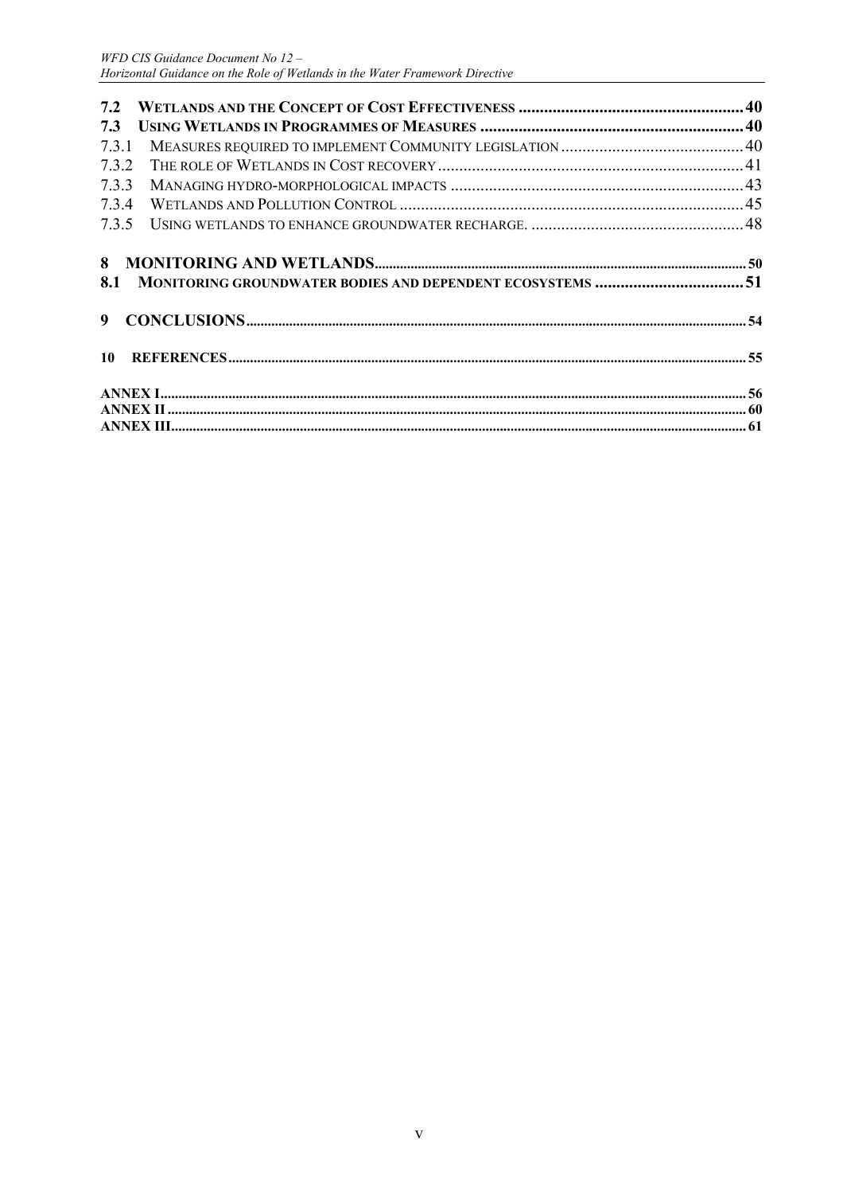**7.2 WETLANDS AND THE CONCEPT OF COST EFFECTIVENESS** .......... 40

**7.3 USING WETLANDS IN PROGRAMMES OF MEASURES** .......... 40

7.3.1 MEASURES REQUIRED TO IMPLEMENT COMMUNITY LEGISLATION .......... 40

7.3.2 THE ROLE OF WETLANDS IN COST RECOVERY .......... 41

7.3.3 MANAGING HYDRO-MORPHOLOGICAL IMPACTS .......... 43

7.3.4 WETLANDS AND POLLUTION CONTROL .......... 45

7.3.5 USING WETLANDS TO ENHANCE GROUNDWATER RECHARGE. .......... 48

**8 MONITORING AND WETLANDS** .......... 50

**8.1 MONITORING GROUNDWATER BODIES AND DEPENDENT ECOSYSTEMS** .......... 51

**9 CONCLUSIONS** .......... 54

**10 REFERENCES** .......... 55

**ANNEX I** .......... 56

**ANNEX II** .......... 60

**ANNEX III** .......... 61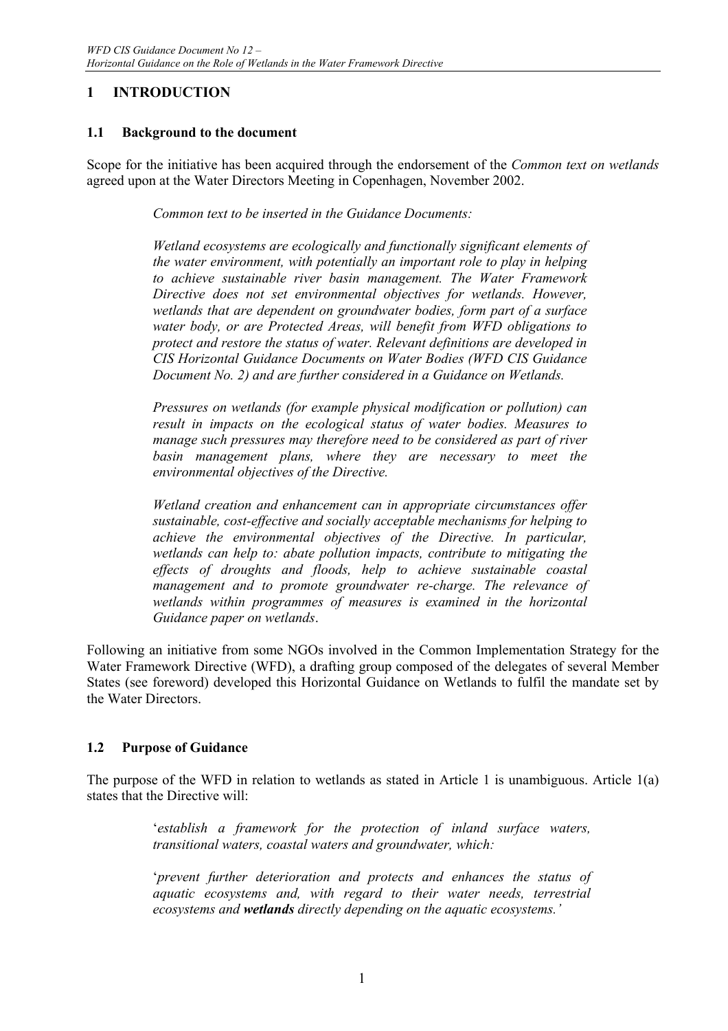# 1 INTRODUCTION

## 1.1 Background to the document

Scope for the initiative has been acquired through the endorsement of the *Common text on wetlands* agreed upon at the Water Directors Meeting in Copenhagen, November 2002.

> *Common text to be inserted in the Guidance Documents:*
>
> *Wetland ecosystems are ecologically and functionally significant elements of the water environment, with potentially an important role to play in helping to achieve sustainable river basin management. The Water Framework Directive does not set environmental objectives for wetlands. However, wetlands that are dependent on groundwater bodies, form part of a surface water body, or are Protected Areas, will benefit from WFD obligations to protect and restore the status of water. Relevant definitions are developed in CIS Horizontal Guidance Documents on Water Bodies (WFD CIS Guidance Document No. 2) and are further considered in a Guidance on Wetlands.*
>
> *Pressures on wetlands (for example physical modification or pollution) can result in impacts on the ecological status of water bodies. Measures to manage such pressures may therefore need to be considered as part of river basin management plans, where they are necessary to meet the environmental objectives of the Directive.*
>
> *Wetland creation and enhancement can in appropriate circumstances offer sustainable, cost-effective and socially acceptable mechanisms for helping to achieve the environmental objectives of the Directive. In particular, wetlands can help to: abate pollution impacts, contribute to mitigating the effects of droughts and floods, help to achieve sustainable coastal management and to promote groundwater re-charge. The relevance of wetlands within programmes of measures is examined in the horizontal Guidance paper on wetlands*.

Following an initiative from some NGOs involved in the Common Implementation Strategy for the Water Framework Directive (WFD), a drafting group composed of the delegates of several Member States (see foreword) developed this Horizontal Guidance on Wetlands to fulfil the mandate set by the Water Directors.

## 1.2 Purpose of Guidance

The purpose of the WFD in relation to wetlands as stated in Article 1 is unambiguous. Article 1(a) states that the Directive will:

> '*establish a framework for the protection of inland surface waters, transitional waters, coastal waters and groundwater, which:*
>
> '*prevent further deterioration and protects and enhances the status of aquatic ecosystems and, with regard to their water needs, terrestrial ecosystems and **wetlands** directly depending on the aquatic ecosystems.'*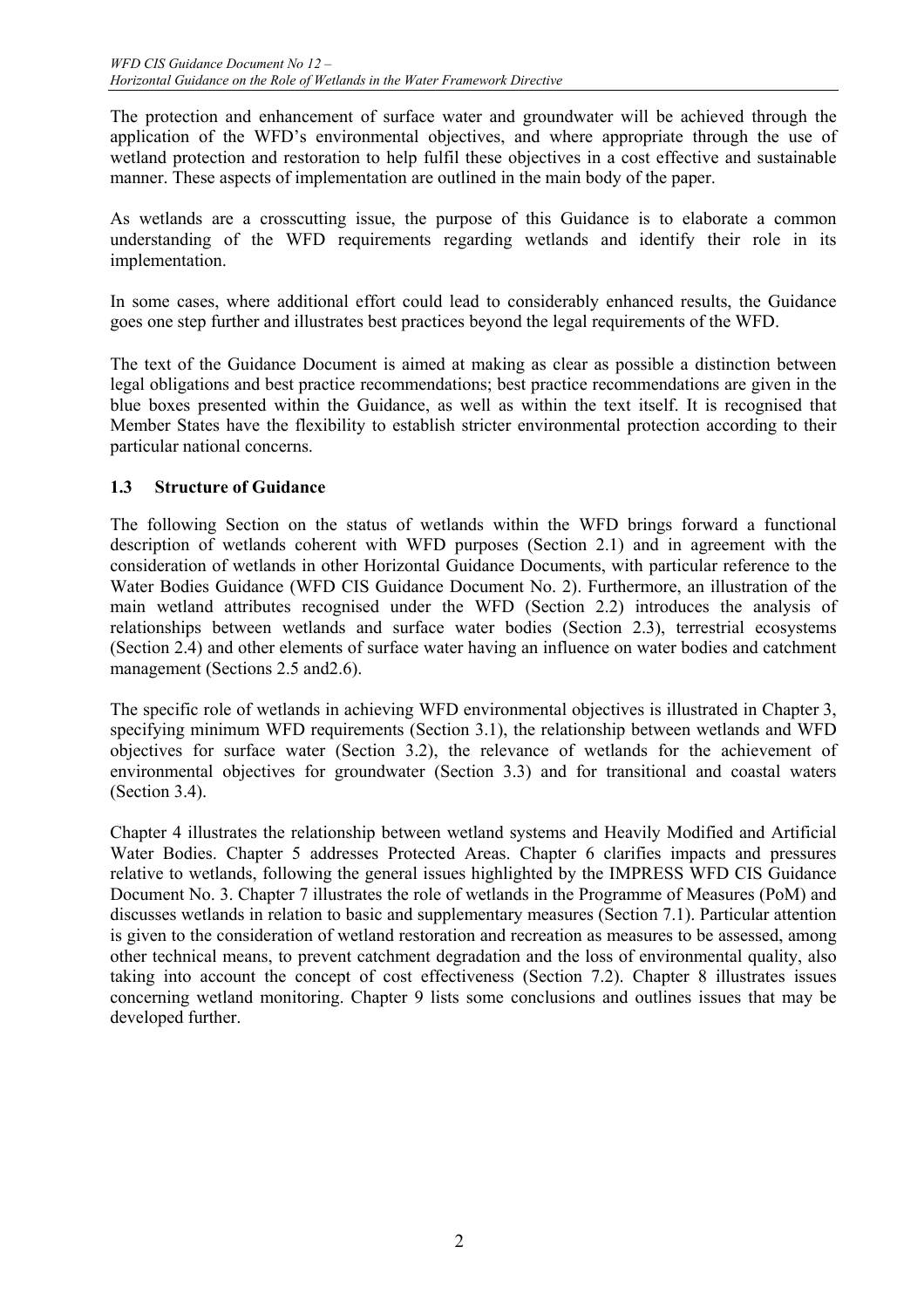The protection and enhancement of surface water and groundwater will be achieved through the application of the WFD's environmental objectives, and where appropriate through the use of wetland protection and restoration to help fulfil these objectives in a cost effective and sustainable manner. These aspects of implementation are outlined in the main body of the paper.

As wetlands are a crosscutting issue, the purpose of this Guidance is to elaborate a common understanding of the WFD requirements regarding wetlands and identify their role in its implementation.

In some cases, where additional effort could lead to considerably enhanced results, the Guidance goes one step further and illustrates best practices beyond the legal requirements of the WFD.

The text of the Guidance Document is aimed at making as clear as possible a distinction between legal obligations and best practice recommendations; best practice recommendations are given in the blue boxes presented within the Guidance, as well as within the text itself. It is recognised that Member States have the flexibility to establish stricter environmental protection according to their particular national concerns.

### 1.3 Structure of Guidance

The following Section on the status of wetlands within the WFD brings forward a functional description of wetlands coherent with WFD purposes (Section 2.1) and in agreement with the consideration of wetlands in other Horizontal Guidance Documents, with particular reference to the Water Bodies Guidance (WFD CIS Guidance Document No. 2). Furthermore, an illustration of the main wetland attributes recognised under the WFD (Section 2.2) introduces the analysis of relationships between wetlands and surface water bodies (Section 2.3), terrestrial ecosystems (Section 2.4) and other elements of surface water having an influence on water bodies and catchment management (Sections 2.5 and2.6).

The specific role of wetlands in achieving WFD environmental objectives is illustrated in Chapter 3, specifying minimum WFD requirements (Section 3.1), the relationship between wetlands and WFD objectives for surface water (Section 3.2), the relevance of wetlands for the achievement of environmental objectives for groundwater (Section 3.3) and for transitional and coastal waters (Section 3.4).

Chapter 4 illustrates the relationship between wetland systems and Heavily Modified and Artificial Water Bodies. Chapter 5 addresses Protected Areas. Chapter 6 clarifies impacts and pressures relative to wetlands, following the general issues highlighted by the IMPRESS WFD CIS Guidance Document No. 3. Chapter 7 illustrates the role of wetlands in the Programme of Measures (PoM) and discusses wetlands in relation to basic and supplementary measures (Section 7.1). Particular attention is given to the consideration of wetland restoration and recreation as measures to be assessed, among other technical means, to prevent catchment degradation and the loss of environmental quality, also taking into account the concept of cost effectiveness (Section 7.2). Chapter 8 illustrates issues concerning wetland monitoring. Chapter 9 lists some conclusions and outlines issues that may be developed further.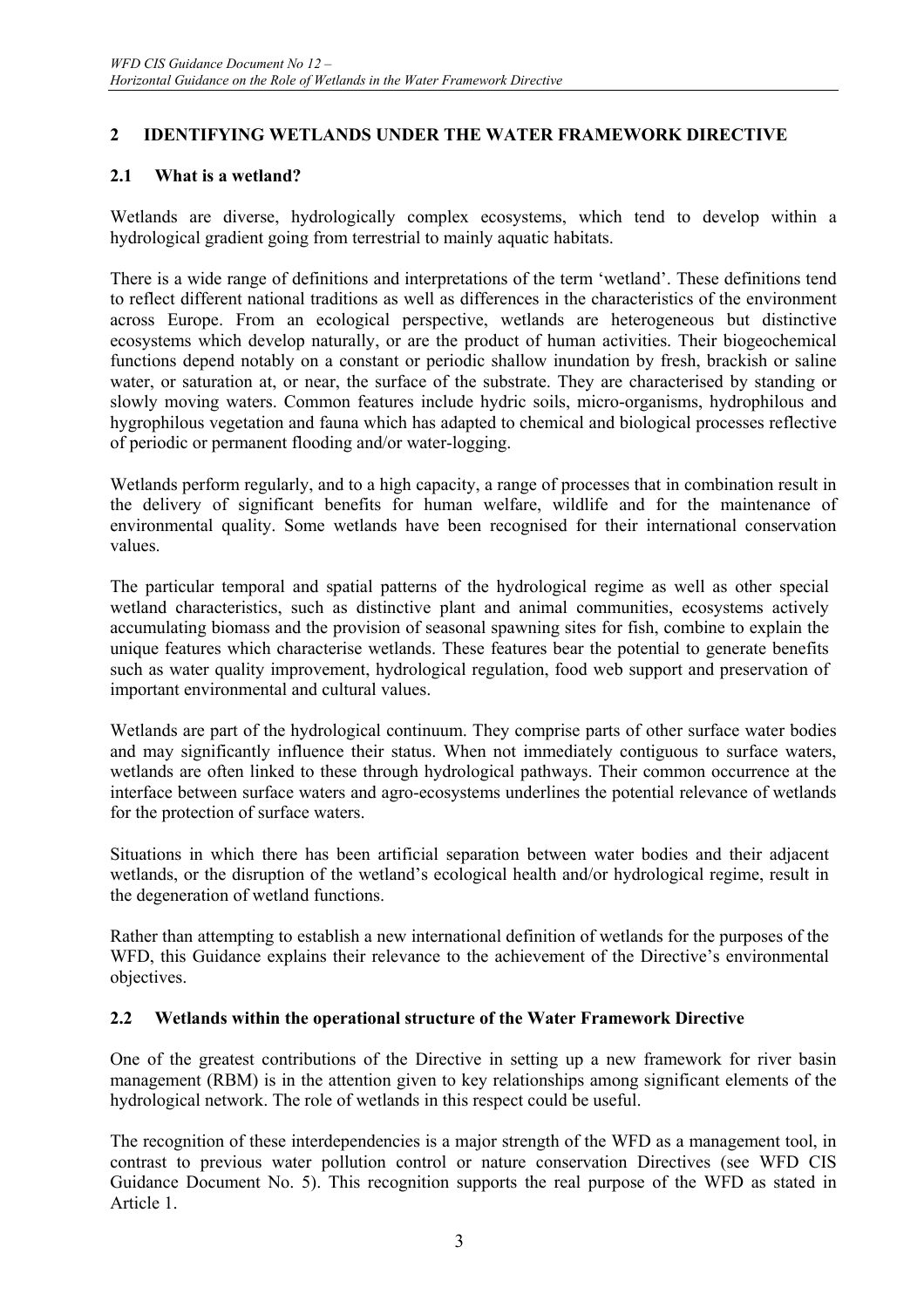## 2 IDENTIFYING WETLANDS UNDER THE WATER FRAMEWORK DIRECTIVE

### 2.1 What is a wetland?

Wetlands are diverse, hydrologically complex ecosystems, which tend to develop within a hydrological gradient going from terrestrial to mainly aquatic habitats.

There is a wide range of definitions and interpretations of the term 'wetland'. These definitions tend to reflect different national traditions as well as differences in the characteristics of the environment across Europe. From an ecological perspective, wetlands are heterogeneous but distinctive ecosystems which develop naturally, or are the product of human activities. Their biogeochemical functions depend notably on a constant or periodic shallow inundation by fresh, brackish or saline water, or saturation at, or near, the surface of the substrate. They are characterised by standing or slowly moving waters. Common features include hydric soils, micro-organisms, hydrophilous and hygrophilous vegetation and fauna which has adapted to chemical and biological processes reflective of periodic or permanent flooding and/or water-logging.

Wetlands perform regularly, and to a high capacity, a range of processes that in combination result in the delivery of significant benefits for human welfare, wildlife and for the maintenance of environmental quality. Some wetlands have been recognised for their international conservation values.

The particular temporal and spatial patterns of the hydrological regime as well as other special wetland characteristics, such as distinctive plant and animal communities, ecosystems actively accumulating biomass and the provision of seasonal spawning sites for fish, combine to explain the unique features which characterise wetlands. These features bear the potential to generate benefits such as water quality improvement, hydrological regulation, food web support and preservation of important environmental and cultural values.

Wetlands are part of the hydrological continuum. They comprise parts of other surface water bodies and may significantly influence their status. When not immediately contiguous to surface waters, wetlands are often linked to these through hydrological pathways. Their common occurrence at the interface between surface waters and agro-ecosystems underlines the potential relevance of wetlands for the protection of surface waters.

Situations in which there has been artificial separation between water bodies and their adjacent wetlands, or the disruption of the wetland's ecological health and/or hydrological regime, result in the degeneration of wetland functions.

Rather than attempting to establish a new international definition of wetlands for the purposes of the WFD, this Guidance explains their relevance to the achievement of the Directive's environmental objectives.

### 2.2 Wetlands within the operational structure of the Water Framework Directive

One of the greatest contributions of the Directive in setting up a new framework for river basin management (RBM) is in the attention given to key relationships among significant elements of the hydrological network. The role of wetlands in this respect could be useful.

The recognition of these interdependencies is a major strength of the WFD as a management tool, in contrast to previous water pollution control or nature conservation Directives (see WFD CIS Guidance Document No. 5). This recognition supports the real purpose of the WFD as stated in Article 1.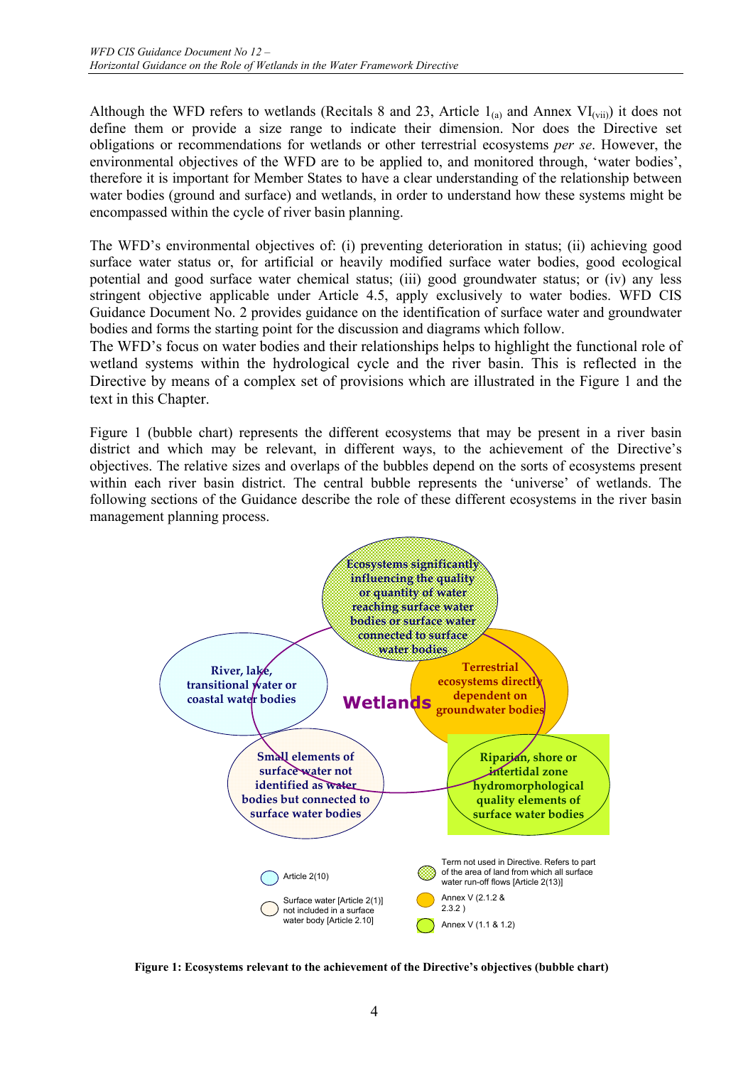Although the WFD refers to wetlands (Recitals 8 and 23, Article $1_{(a)}$ and Annex $VI_{(vii)}$) it does not define them or provide a size range to indicate their dimension. Nor does the Directive set obligations or recommendations for wetlands or other terrestrial ecosystems *per se*. However, the environmental objectives of the WFD are to be applied to, and monitored through, 'water bodies', therefore it is important for Member States to have a clear understanding of the relationship between water bodies (ground and surface) and wetlands, in order to understand how these systems might be encompassed within the cycle of river basin planning.

The WFD's environmental objectives of: (i) preventing deterioration in status; (ii) achieving good surface water status or, for artificial or heavily modified surface water bodies, good ecological potential and good surface water chemical status; (iii) good groundwater status; or (iv) any less stringent objective applicable under Article 4.5, apply exclusively to water bodies. WFD CIS Guidance Document No. 2 provides guidance on the identification of surface water and groundwater bodies and forms the starting point for the discussion and diagrams which follow.

The WFD's focus on water bodies and their relationships helps to highlight the functional role of wetland systems within the hydrological cycle and the river basin. This is reflected in the Directive by means of a complex set of provisions which are illustrated in the Figure 1 and the text in this Chapter.

Figure 1 (bubble chart) represents the different ecosystems that may be present in a river basin district and which may be relevant, in different ways, to the achievement of the Directive's objectives. The relative sizes and overlaps of the bubbles depend on the sorts of ecosystems present within each river basin district. The central bubble represents the 'universe' of wetlands. The following sections of the Guidance describe the role of these different ecosystems in the river basin management planning process.

Ecosystems significantly influencing the quality or quantity of water reaching surface water bodies or surface water connected to surface water bodies

River, lake, transitional water or coastal water bodies

Wetlands

Terrestrial ecosystems directly dependent on groundwater bodies

Small elements of surface water not identified as water bodies but connected to surface water bodies

Riparian, shore or intertidal zone hydromorphological quality elements of surface water bodies

- Article 2(10)
- Surface water [Article 2(1)] not included in a surface water body [Article 2.10]
- Term not used in Directive. Refers to part of the area of land from which all surface water run-off flows [Article 2(13)]
- Annex V (2.1.2 & 2.3.2 )
- Annex V (1.1 & 1.2)

**Figure 1: Ecosystems relevant to the achievement of the Directive's objectives (bubble chart)**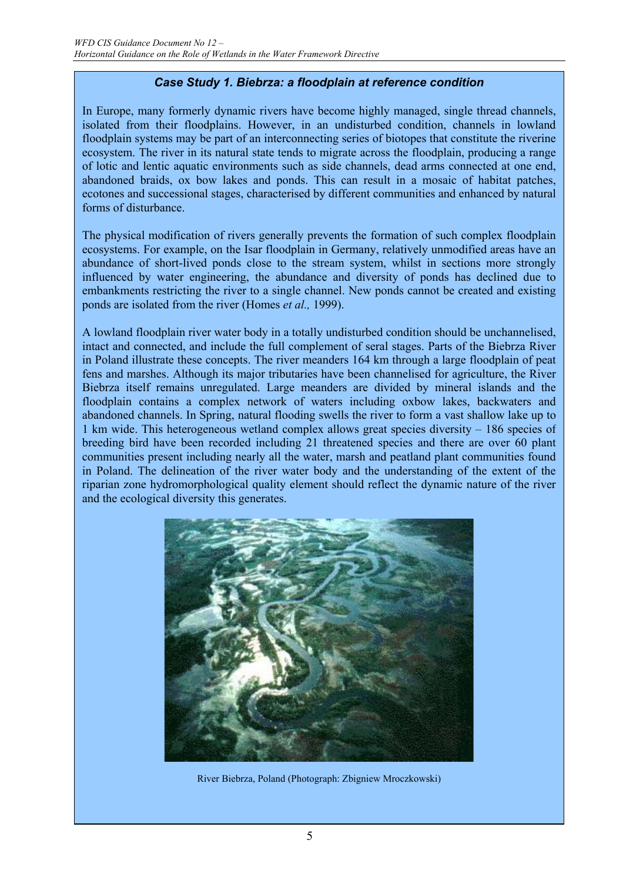### *Case Study 1. Biebrza: a floodplain at reference condition*

In Europe, many formerly dynamic rivers have become highly managed, single thread channels, isolated from their floodplains. However, in an undisturbed condition, channels in lowland floodplain systems may be part of an interconnecting series of biotopes that constitute the riverine ecosystem. The river in its natural state tends to migrate across the floodplain, producing a range of lotic and lentic aquatic environments such as side channels, dead arms connected at one end, abandoned braids, ox bow lakes and ponds. This can result in a mosaic of habitat patches, ecotones and successional stages, characterised by different communities and enhanced by natural forms of disturbance.

The physical modification of rivers generally prevents the formation of such complex floodplain ecosystems. For example, on the Isar floodplain in Germany, relatively unmodified areas have an abundance of short-lived ponds close to the stream system, whilst in sections more strongly influenced by water engineering, the abundance and diversity of ponds has declined due to embankments restricting the river to a single channel. New ponds cannot be created and existing ponds are isolated from the river (Homes *et al.,* 1999).

A lowland floodplain river water body in a totally undisturbed condition should be unchannelised, intact and connected, and include the full complement of seral stages. Parts of the Biebrza River in Poland illustrate these concepts. The river meanders 164 km through a large floodplain of peat fens and marshes. Although its major tributaries have been channelised for agriculture, the River Biebrza itself remains unregulated. Large meanders are divided by mineral islands and the floodplain contains a complex network of waters including oxbow lakes, backwaters and abandoned channels. In Spring, natural flooding swells the river to form a vast shallow lake up to 1 km wide. This heterogeneous wetland complex allows great species diversity – 186 species of breeding bird have been recorded including 21 threatened species and there are over 60 plant communities present including nearly all the water, marsh and peatland plant communities found in Poland. The delineation of the river water body and the understanding of the extent of the riparian zone hydromorphological quality element should reflect the dynamic nature of the river and the ecological diversity this generates.

River Biebrza, Poland (Photograph: Zbigniew Mroczkowski)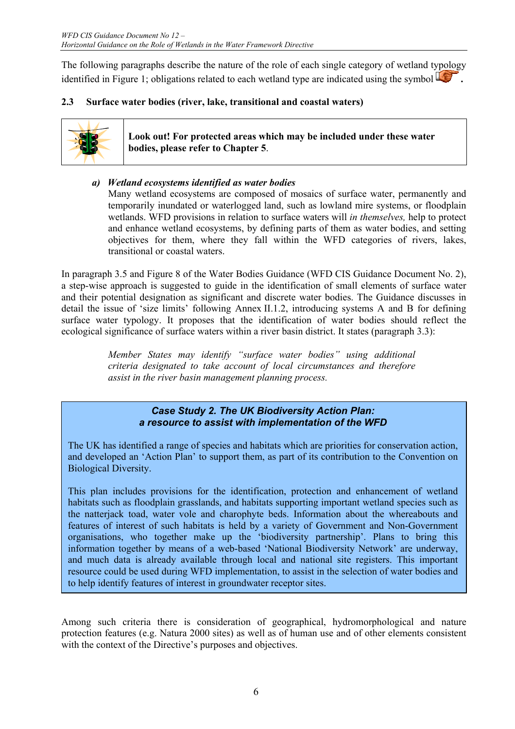The following paragraphs describe the nature of the role of each single category of wetland typology identified in Figure 1; obligations related to each wetland type are indicated using the symbol .

### 2.3 Surface water bodies (river, lake, transitional and coastal waters)

> **Look out! For protected areas which may be included under these water bodies, please refer to Chapter 5**.

***a) Wetland ecosystems identified as water bodies***

Many wetland ecosystems are composed of mosaics of surface water, permanently and temporarily inundated or waterlogged land, such as lowland mire systems, or floodplain wetlands. WFD provisions in relation to surface waters will *in themselves,* help to protect and enhance wetland ecosystems, by defining parts of them as water bodies, and setting objectives for them, where they fall within the WFD categories of rivers, lakes, transitional or coastal waters.

In paragraph 3.5 and Figure 8 of the Water Bodies Guidance (WFD CIS Guidance Document No. 2), a step-wise approach is suggested to guide in the identification of small elements of surface water and their potential designation as significant and discrete water bodies. The Guidance discusses in detail the issue of 'size limits' following Annex II.1.2, introducing systems A and B for defining surface water typology. It proposes that the identification of water bodies should reflect the ecological significance of surface waters within a river basin district. It states (paragraph 3.3):

> *Member States may identify "surface water bodies" using additional criteria designated to take account of local circumstances and therefore assist in the river basin management planning process.*

> ***Case Study 2. The UK Biodiversity Action Plan: a resource to assist with implementation of the WFD***
>
> The UK has identified a range of species and habitats which are priorities for conservation action, and developed an 'Action Plan' to support them, as part of its contribution to the Convention on Biological Diversity.
>
> This plan includes provisions for the identification, protection and enhancement of wetland habitats such as floodplain grasslands, and habitats supporting important wetland species such as the natterjack toad, water vole and charophyte beds. Information about the whereabouts and features of interest of such habitats is held by a variety of Government and Non-Government organisations, who together make up the 'biodiversity partnership'. Plans to bring this information together by means of a web-based 'National Biodiversity Network' are underway, and much data is already available through local and national site registers. This important resource could be used during WFD implementation, to assist in the selection of water bodies and to help identify features of interest in groundwater receptor sites.

Among such criteria there is consideration of geographical, hydromorphological and nature protection features (e.g. Natura 2000 sites) as well as of human use and of other elements consistent with the context of the Directive's purposes and objectives.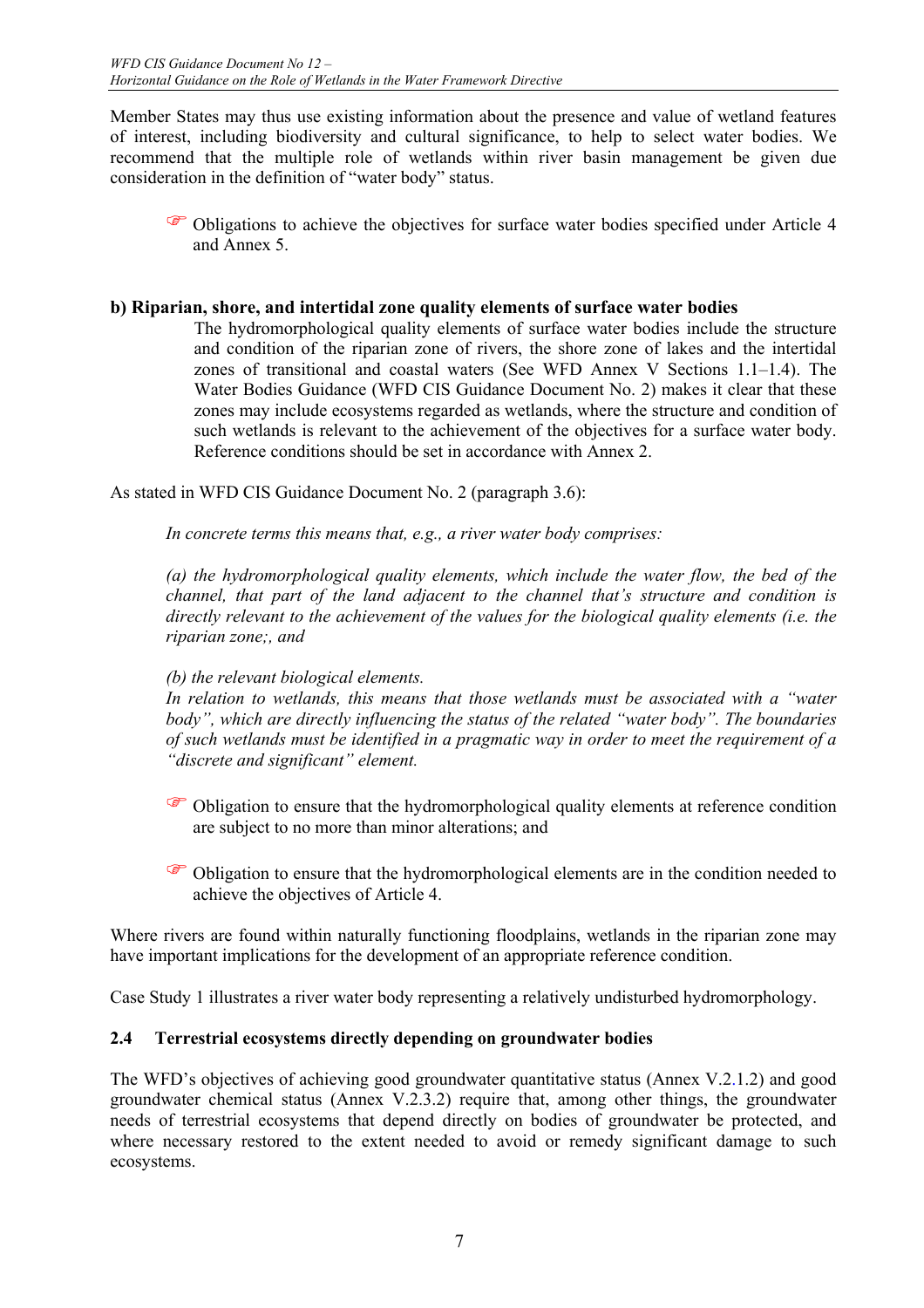Member States may thus use existing information about the presence and value of wetland features of interest, including biodiversity and cultural significance, to help to select water bodies. We recommend that the multiple role of wetlands within river basin management be given due consideration in the definition of "water body" status.

- ☞ Obligations to achieve the objectives for surface water bodies specified under Article 4 and Annex 5.

**b) Riparian, shore, and intertidal zone quality elements of surface water bodies**

The hydromorphological quality elements of surface water bodies include the structure and condition of the riparian zone of rivers, the shore zone of lakes and the intertidal zones of transitional and coastal waters (See WFD Annex V Sections 1.1–1.4). The Water Bodies Guidance (WFD CIS Guidance Document No. 2) makes it clear that these zones may include ecosystems regarded as wetlands, where the structure and condition of such wetlands is relevant to the achievement of the objectives for a surface water body. Reference conditions should be set in accordance with Annex 2.

As stated in WFD CIS Guidance Document No. 2 (paragraph 3.6):

> *In concrete terms this means that, e.g., a river water body comprises:*
>
> *(a) the hydromorphological quality elements, which include the water flow, the bed of the channel, that part of the land adjacent to the channel that's structure and condition is directly relevant to the achievement of the values for the biological quality elements (i.e. the riparian zone;, and*
>
> *(b) the relevant biological elements.*
> *In relation to wetlands, this means that those wetlands must be associated with a "water body", which are directly influencing the status of the related "water body". The boundaries of such wetlands must be identified in a pragmatic way in order to meet the requirement of a "discrete and significant" element.*

- ☞ Obligation to ensure that the hydromorphological quality elements at reference condition are subject to no more than minor alterations; and

- ☞ Obligation to ensure that the hydromorphological elements are in the condition needed to achieve the objectives of Article 4.

Where rivers are found within naturally functioning floodplains, wetlands in the riparian zone may have important implications for the development of an appropriate reference condition.

Case Study 1 illustrates a river water body representing a relatively undisturbed hydromorphology.

## 2.4 Terrestrial ecosystems directly depending on groundwater bodies

The WFD's objectives of achieving good groundwater quantitative status (Annex V.2.1.2) and good groundwater chemical status (Annex V.2.3.2) require that, among other things, the groundwater needs of terrestrial ecosystems that depend directly on bodies of groundwater be protected, and where necessary restored to the extent needed to avoid or remedy significant damage to such ecosystems.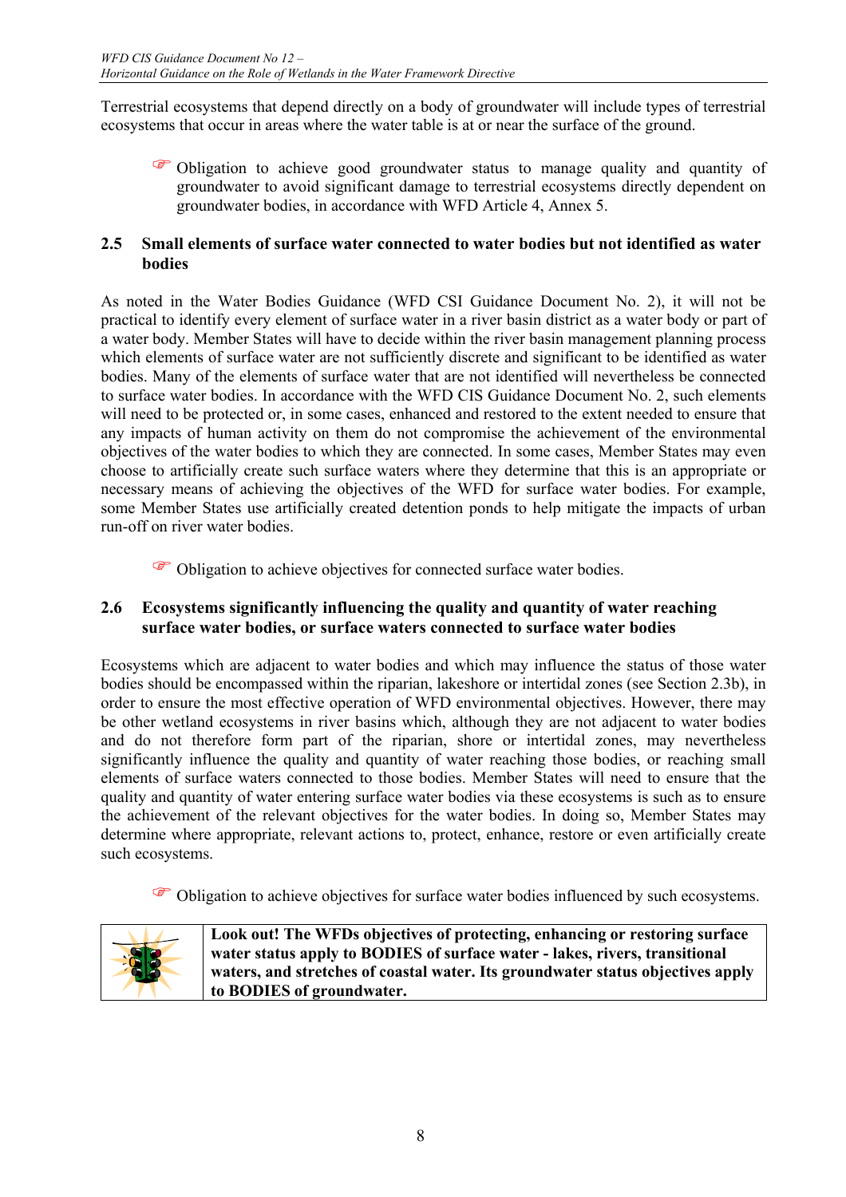Terrestrial ecosystems that depend directly on a body of groundwater will include types of terrestrial ecosystems that occur in areas where the water table is at or near the surface of the ground.

> ☞ Obligation to achieve good groundwater status to manage quality and quantity of groundwater to avoid significant damage to terrestrial ecosystems directly dependent on groundwater bodies, in accordance with WFD Article 4, Annex 5.

## 2.5 Small elements of surface water connected to water bodies but not identified as water bodies

As noted in the Water Bodies Guidance (WFD CSI Guidance Document No. 2), it will not be practical to identify every element of surface water in a river basin district as a water body or part of a water body. Member States will have to decide within the river basin management planning process which elements of surface water are not sufficiently discrete and significant to be identified as water bodies. Many of the elements of surface water that are not identified will nevertheless be connected to surface water bodies. In accordance with the WFD CIS Guidance Document No. 2, such elements will need to be protected or, in some cases, enhanced and restored to the extent needed to ensure that any impacts of human activity on them do not compromise the achievement of the environmental objectives of the water bodies to which they are connected. In some cases, Member States may even choose to artificially create such surface waters where they determine that this is an appropriate or necessary means of achieving the objectives of the WFD for surface water bodies. For example, some Member States use artificially created detention ponds to help mitigate the impacts of urban run-off on river water bodies.

> ☞ Obligation to achieve objectives for connected surface water bodies.

## 2.6 Ecosystems significantly influencing the quality and quantity of water reaching surface water bodies, or surface waters connected to surface water bodies

Ecosystems which are adjacent to water bodies and which may influence the status of those water bodies should be encompassed within the riparian, lakeshore or intertidal zones (see Section 2.3b), in order to ensure the most effective operation of WFD environmental objectives. However, there may be other wetland ecosystems in river basins which, although they are not adjacent to water bodies and do not therefore form part of the riparian, shore or intertidal zones, may nevertheless significantly influence the quality and quantity of water reaching those bodies, or reaching small elements of surface waters connected to those bodies. Member States will need to ensure that the quality and quantity of water entering surface water bodies via these ecosystems is such as to ensure the achievement of the relevant objectives for the water bodies. In doing so, Member States may determine where appropriate, relevant actions to, protect, enhance, restore or even artificially create such ecosystems.

> ☞ Obligation to achieve objectives for surface water bodies influenced by such ecosystems.

**Look out! The WFDs objectives of protecting, enhancing or restoring surface water status apply to BODIES of surface water - lakes, rivers, transitional waters, and stretches of coastal water. Its groundwater status objectives apply to BODIES of groundwater.**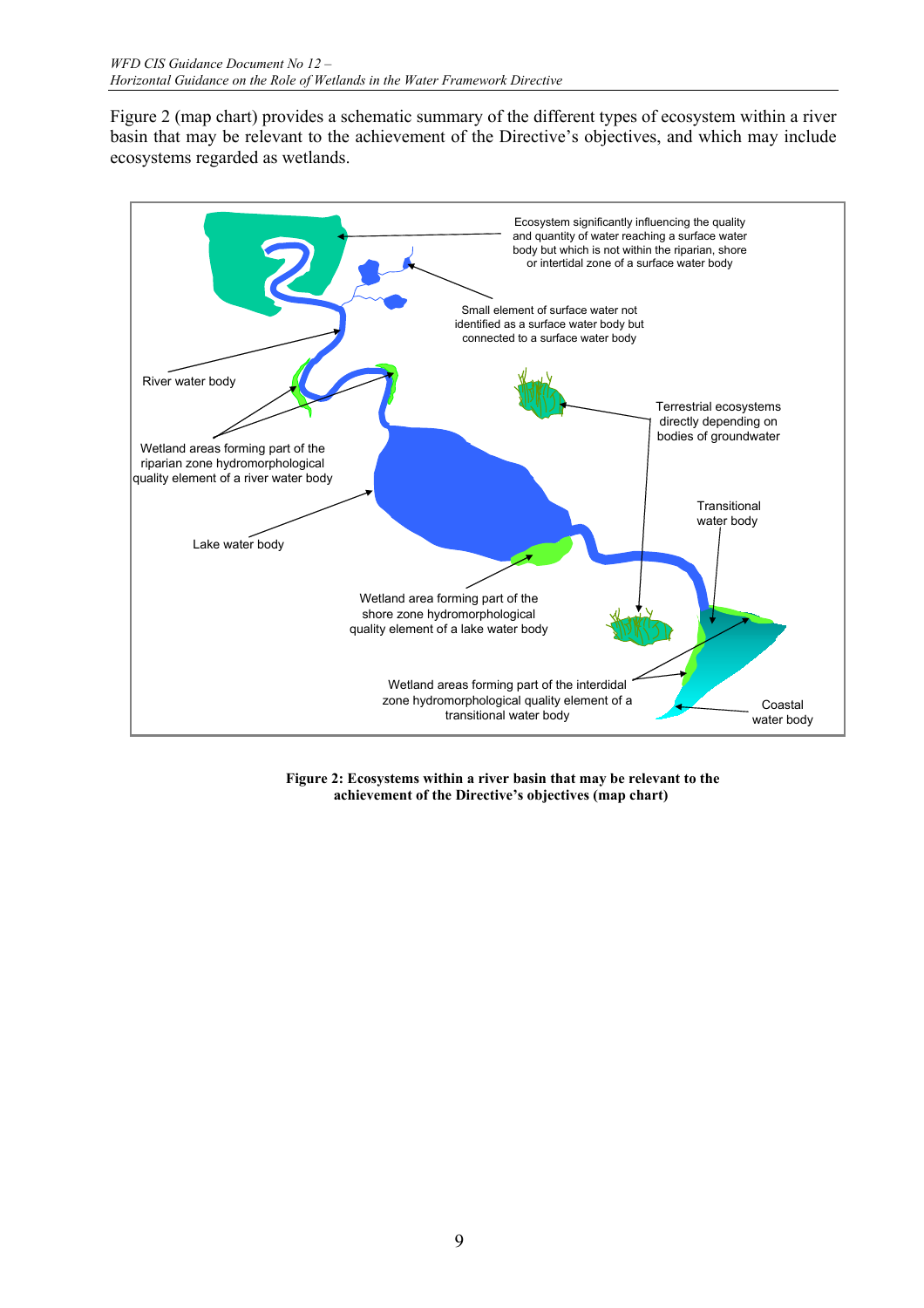Figure 2 (map chart) provides a schematic summary of the different types of ecosystem within a river basin that may be relevant to the achievement of the Directive's objectives, and which may include ecosystems regarded as wetlands.

Ecosystem significantly influencing the quality and quantity of water reaching a surface water body but which is not within the riparian, shore or intertidal zone of a surface water body

Small element of surface water not identified as a surface water body but connected to a surface water body

River water body

Terrestrial ecosystems directly depending on bodies of groundwater

Wetland areas forming part of the riparian zone hydromorphological quality element of a river water body

Transitional water body

Lake water body

Wetland area forming part of the shore zone hydromorphological quality element of a lake water body

Wetland areas forming part of the interdidal zone hydromorphological quality element of a transitional water body

Coastal water body

**Figure 2: Ecosystems within a river basin that may be relevant to the achievement of the Directive's objectives (map chart)**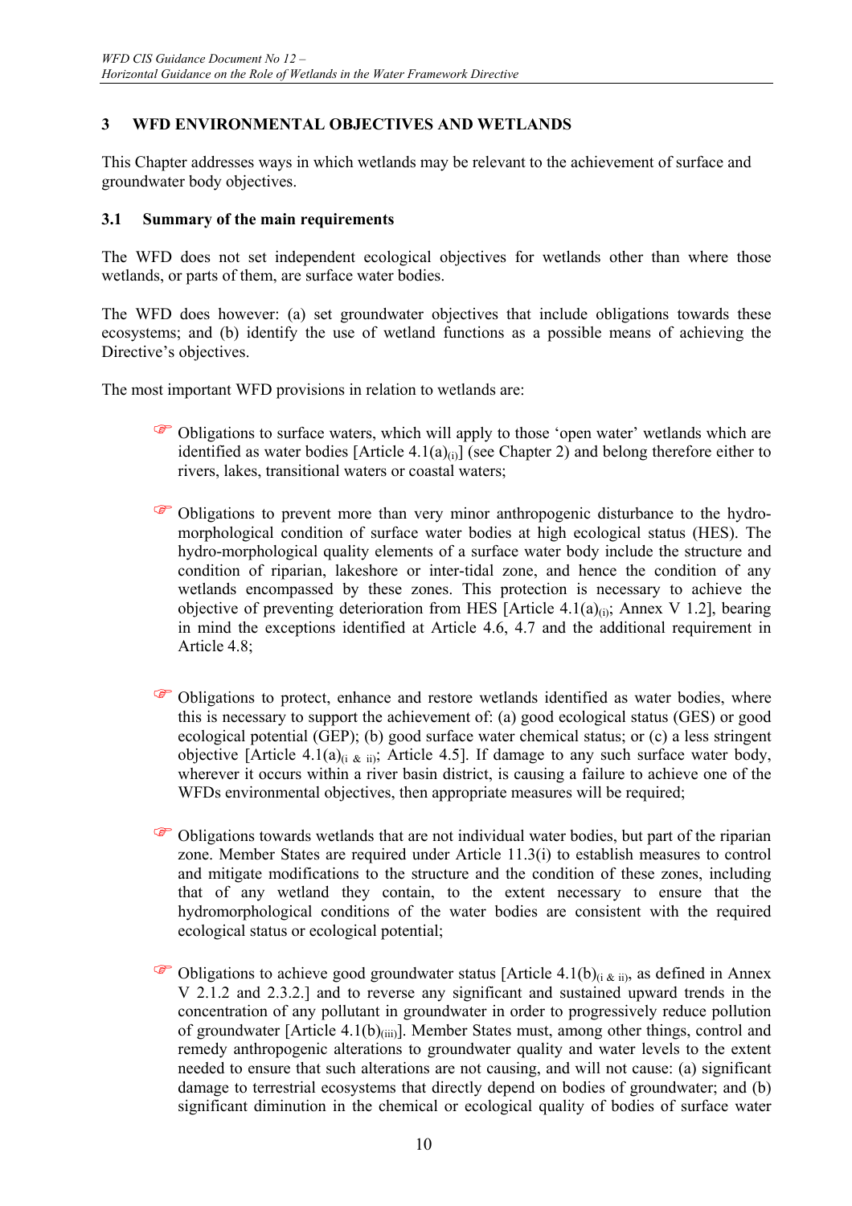## 3 WFD ENVIRONMENTAL OBJECTIVES AND WETLANDS

This Chapter addresses ways in which wetlands may be relevant to the achievement of surface and groundwater body objectives.

### 3.1 Summary of the main requirements

The WFD does not set independent ecological objectives for wetlands other than where those wetlands, or parts of them, are surface water bodies.

The WFD does however: (a) set groundwater objectives that include obligations towards these ecosystems; and (b) identify the use of wetland functions as a possible means of achieving the Directive's objectives.

The most important WFD provisions in relation to wetlands are:

- Obligations to surface waters, which will apply to those 'open water' wetlands which are identified as water bodies [Article 4.1(a)$_{(i)}$] (see Chapter 2) and belong therefore either to rivers, lakes, transitional waters or coastal waters;

- Obligations to prevent more than very minor anthropogenic disturbance to the hydro-morphological condition of surface water bodies at high ecological status (HES). The hydro-morphological quality elements of a surface water body include the structure and condition of riparian, lakeshore or inter-tidal zone, and hence the condition of any wetlands encompassed by these zones. This protection is necessary to achieve the objective of preventing deterioration from HES [Article 4.1(a)$_{(i)}$; Annex V 1.2], bearing in mind the exceptions identified at Article 4.6, 4.7 and the additional requirement in Article 4.8;

- Obligations to protect, enhance and restore wetlands identified as water bodies, where this is necessary to support the achievement of: (a) good ecological status (GES) or good ecological potential (GEP); (b) good surface water chemical status; or (c) a less stringent objective [Article 4.1(a)$_{(i \,\&\, ii)}$; Article 4.5]. If damage to any such surface water body, wherever it occurs within a river basin district, is causing a failure to achieve one of the WFDs environmental objectives, then appropriate measures will be required;

- Obligations towards wetlands that are not individual water bodies, but part of the riparian zone. Member States are required under Article 11.3(i) to establish measures to control and mitigate modifications to the structure and the condition of these zones, including that of any wetland they contain, to the extent necessary to ensure that the hydromorphological conditions of the water bodies are consistent with the required ecological status or ecological potential;

- Obligations to achieve good groundwater status [Article 4.1(b)$_{(i \,\&\, ii)}$, as defined in Annex V 2.1.2 and 2.3.2.] and to reverse any significant and sustained upward trends in the concentration of any pollutant in groundwater in order to progressively reduce pollution of groundwater [Article 4.1(b)$_{(iii)}$]. Member States must, among other things, control and remedy anthropogenic alterations to groundwater quality and water levels to the extent needed to ensure that such alterations are not causing, and will not cause: (a) significant damage to terrestrial ecosystems that directly depend on bodies of groundwater; and (b) significant diminution in the chemical or ecological quality of bodies of surface water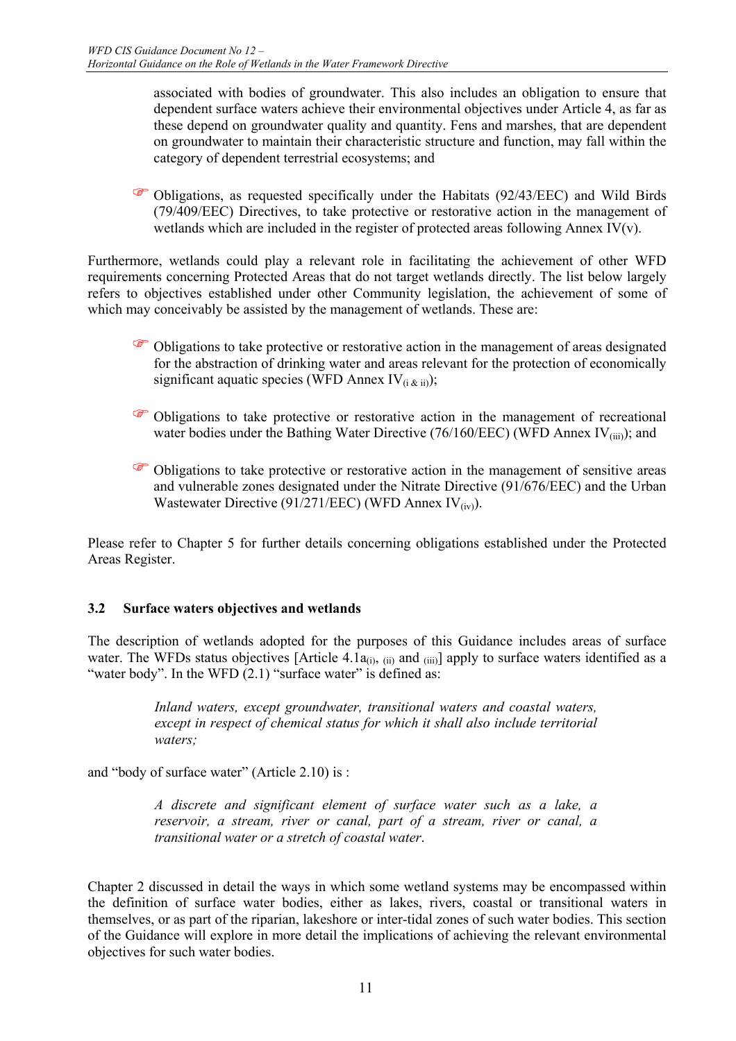associated with bodies of groundwater. This also includes an obligation to ensure that dependent surface waters achieve their environmental objectives under Article 4, as far as these depend on groundwater quality and quantity. Fens and marshes, that are dependent on groundwater to maintain their characteristic structure and function, may fall within the category of dependent terrestrial ecosystems; and

- Obligations, as requested specifically under the Habitats (92/43/EEC) and Wild Birds (79/409/EEC) Directives, to take protective or restorative action in the management of wetlands which are included in the register of protected areas following Annex IV(v).

Furthermore, wetlands could play a relevant role in facilitating the achievement of other WFD requirements concerning Protected Areas that do not target wetlands directly. The list below largely refers to objectives established under other Community legislation, the achievement of some of which may conceivably be assisted by the management of wetlands. These are:

- Obligations to take protective or restorative action in the management of areas designated for the abstraction of drinking water and areas relevant for the protection of economically significant aquatic species (WFD Annex $IV_{(i\ \&\ ii)}$);
- Obligations to take protective or restorative action in the management of recreational water bodies under the Bathing Water Directive (76/160/EEC) (WFD Annex $IV_{(iii)}$); and
- Obligations to take protective or restorative action in the management of sensitive areas and vulnerable zones designated under the Nitrate Directive (91/676/EEC) and the Urban Wastewater Directive (91/271/EEC) (WFD Annex $IV_{(iv)}$).

Please refer to Chapter 5 for further details concerning obligations established under the Protected Areas Register.

### 3.2 Surface waters objectives and wetlands

The description of wetlands adopted for the purposes of this Guidance includes areas of surface water. The WFDs status objectives [Article $4.1a_{(i)}$, $_{(ii)}$ and $_{(iii)}$] apply to surface waters identified as a "water body". In the WFD (2.1) "surface water" is defined as:

> *Inland waters, except groundwater, transitional waters and coastal waters, except in respect of chemical status for which it shall also include territorial waters;*

and "body of surface water" (Article 2.10) is :

> *A discrete and significant element of surface water such as a lake, a reservoir, a stream, river or canal, part of a stream, river or canal, a transitional water or a stretch of coastal water.*

Chapter 2 discussed in detail the ways in which some wetland systems may be encompassed within the definition of surface water bodies, either as lakes, rivers, coastal or transitional waters in themselves, or as part of the riparian, lakeshore or inter-tidal zones of such water bodies. This section of the Guidance will explore in more detail the implications of achieving the relevant environmental objectives for such water bodies.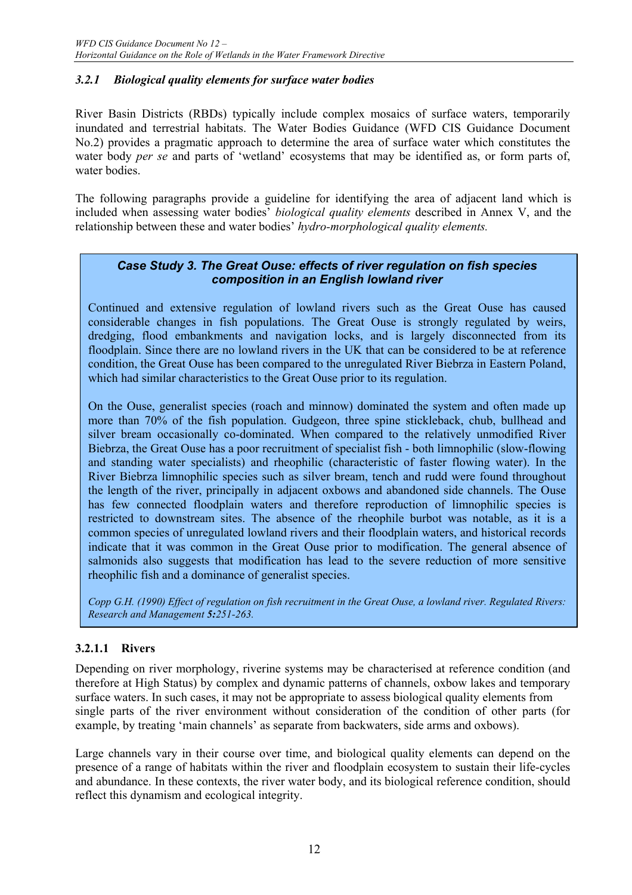### *3.2.1 Biological quality elements for surface water bodies*

River Basin Districts (RBDs) typically include complex mosaics of surface waters, temporarily inundated and terrestrial habitats. The Water Bodies Guidance (WFD CIS Guidance Document No.2) provides a pragmatic approach to determine the area of surface water which constitutes the water body *per se* and parts of 'wetland' ecosystems that may be identified as, or form parts of, water bodies.

The following paragraphs provide a guideline for identifying the area of adjacent land which is included when assessing water bodies' *biological quality elements* described in Annex V, and the relationship between these and water bodies' *hydro-morphological quality elements.*

> ***Case Study 3. The Great Ouse: effects of river regulation on fish species composition in an English lowland river***
>
> Continued and extensive regulation of lowland rivers such as the Great Ouse has caused considerable changes in fish populations. The Great Ouse is strongly regulated by weirs, dredging, flood embankments and navigation locks, and is largely disconnected from its floodplain. Since there are no lowland rivers in the UK that can be considered to be at reference condition, the Great Ouse has been compared to the unregulated River Biebrza in Eastern Poland, which had similar characteristics to the Great Ouse prior to its regulation.
>
> On the Ouse, generalist species (roach and minnow) dominated the system and often made up more than 70% of the fish population. Gudgeon, three spine stickleback, chub, bullhead and silver bream occasionally co-dominated. When compared to the relatively unmodified River Biebrza, the Great Ouse has a poor recruitment of specialist fish - both limnophilic (slow-flowing and standing water specialists) and rheophilic (characteristic of faster flowing water). In the River Biebrza limnophilic species such as silver bream, tench and rudd were found throughout the length of the river, principally in adjacent oxbows and abandoned side channels. The Ouse has few connected floodplain waters and therefore reproduction of limnophilic species is restricted to downstream sites. The absence of the rheophile burbot was notable, as it is a common species of unregulated lowland rivers and their floodplain waters, and historical records indicate that it was common in the Great Ouse prior to modification. The general absence of salmonids also suggests that modification has lead to the severe reduction of more sensitive rheophilic fish and a dominance of generalist species.
>
> *Copp G.H. (1990) Effect of regulation on fish recruitment in the Great Ouse, a lowland river. Regulated Rivers: Research and Management* ***5:****251-263.*

#### 3.2.1.1 Rivers

Depending on river morphology, riverine systems may be characterised at reference condition (and therefore at High Status) by complex and dynamic patterns of channels, oxbow lakes and temporary surface waters. In such cases, it may not be appropriate to assess biological quality elements from single parts of the river environment without consideration of the condition of other parts (for example, by treating 'main channels' as separate from backwaters, side arms and oxbows).

Large channels vary in their course over time, and biological quality elements can depend on the presence of a range of habitats within the river and floodplain ecosystem to sustain their life-cycles and abundance. In these contexts, the river water body, and its biological reference condition, should reflect this dynamism and ecological integrity.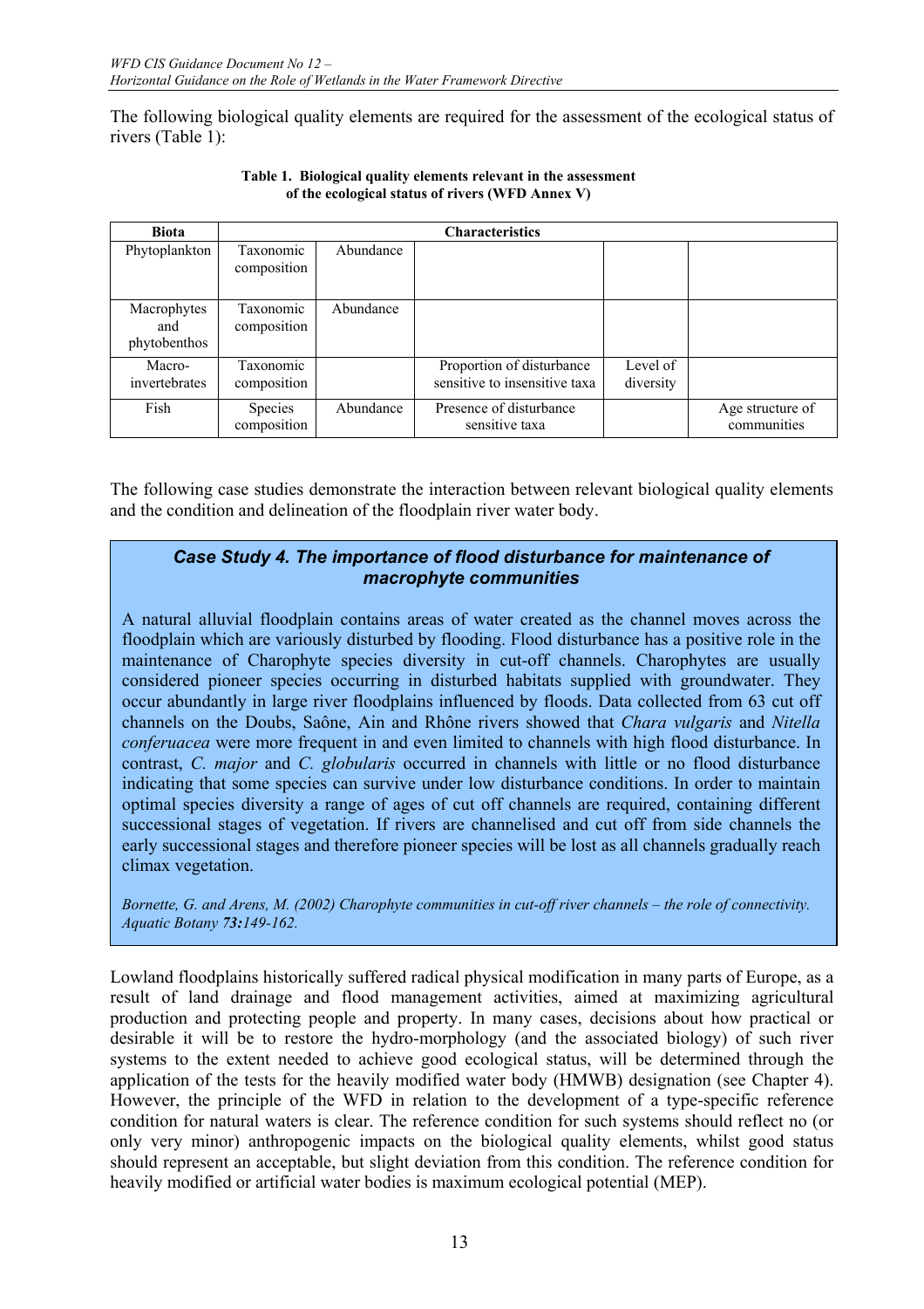The following biological quality elements are required for the assessment of the ecological status of rivers (Table 1):

**Table 1. Biological quality elements relevant in the assessment of the ecological status of rivers (WFD Annex V)**

| Biota | Characteristics | | | | |
|---|---|---|---|---|---|
| Phytoplankton | Taxonomic composition | Abundance | | | |
| Macrophytes and phytobenthos | Taxonomic composition | Abundance | | | |
| Macro-invertebrates | Taxonomic composition | | Proportion of disturbance sensitive to insensitive taxa | Level of diversity | |
| Fish | Species composition | Abundance | Presence of disturbance sensitive taxa | | Age structure of communities |

The following case studies demonstrate the interaction between relevant biological quality elements and the condition and delineation of the floodplain river water body.

### *Case Study 4. The importance of flood disturbance for maintenance of macrophyte communities*

A natural alluvial floodplain contains areas of water created as the channel moves across the floodplain which are variously disturbed by flooding. Flood disturbance has a positive role in the maintenance of Charophyte species diversity in cut-off channels. Charophytes are usually considered pioneer species occurring in disturbed habitats supplied with groundwater. They occur abundantly in large river floodplains influenced by floods. Data collected from 63 cut off channels on the Doubs, Saône, Ain and Rhône rivers showed that *Chara vulgaris* and *Nitella conferuacea* were more frequent in and even limited to channels with high flood disturbance. In contrast, *C. major* and *C. globularis* occurred in channels with little or no flood disturbance indicating that some species can survive under low disturbance conditions. In order to maintain optimal species diversity a range of ages of cut off channels are required, containing different successional stages of vegetation. If rivers are channelised and cut off from side channels the early successional stages and therefore pioneer species will be lost as all channels gradually reach climax vegetation.

*Bornette, G. and Arens, M. (2002) Charophyte communities in cut-off river channels – the role of connectivity. Aquatic Botany **73:**149-162.*

Lowland floodplains historically suffered radical physical modification in many parts of Europe, as a result of land drainage and flood management activities, aimed at maximizing agricultural production and protecting people and property. In many cases, decisions about how practical or desirable it will be to restore the hydro-morphology (and the associated biology) of such river systems to the extent needed to achieve good ecological status, will be determined through the application of the tests for the heavily modified water body (HMWB) designation (see Chapter 4). However, the principle of the WFD in relation to the development of a type-specific reference condition for natural waters is clear. The reference condition for such systems should reflect no (or only very minor) anthropogenic impacts on the biological quality elements, whilst good status should represent an acceptable, but slight deviation from this condition. The reference condition for heavily modified or artificial water bodies is maximum ecological potential (MEP).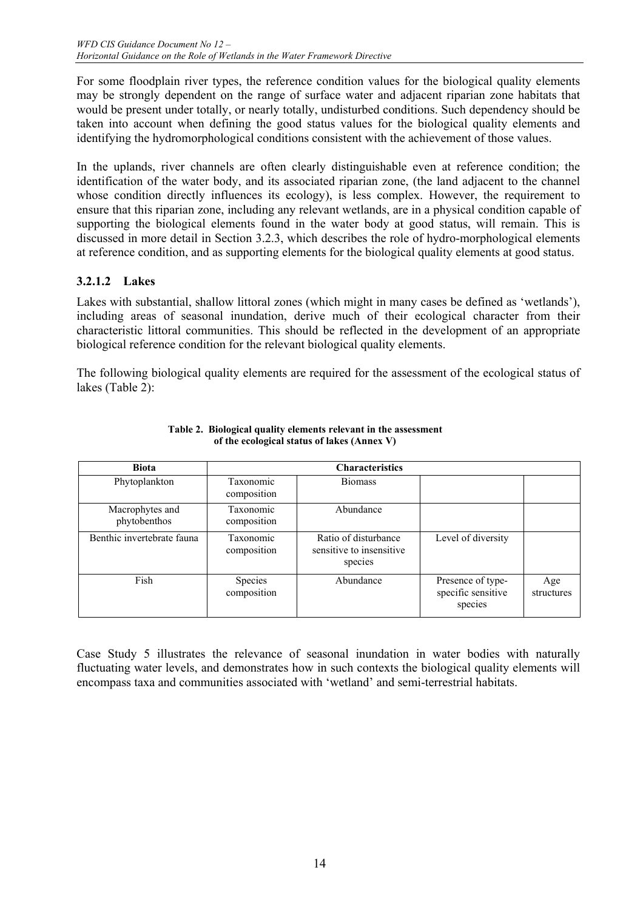For some floodplain river types, the reference condition values for the biological quality elements may be strongly dependent on the range of surface water and adjacent riparian zone habitats that would be present under totally, or nearly totally, undisturbed conditions. Such dependency should be taken into account when defining the good status values for the biological quality elements and identifying the hydromorphological conditions consistent with the achievement of those values.

In the uplands, river channels are often clearly distinguishable even at reference condition; the identification of the water body, and its associated riparian zone, (the land adjacent to the channel whose condition directly influences its ecology), is less complex. However, the requirement to ensure that this riparian zone, including any relevant wetlands, are in a physical condition capable of supporting the biological elements found in the water body at good status, will remain. This is discussed in more detail in Section 3.2.3, which describes the role of hydro-morphological elements at reference condition, and as supporting elements for the biological quality elements at good status.

#### 3.2.1.2 Lakes

Lakes with substantial, shallow littoral zones (which might in many cases be defined as 'wetlands'), including areas of seasonal inundation, derive much of their ecological character from their characteristic littoral communities. This should be reflected in the development of an appropriate biological reference condition for the relevant biological quality elements.

The following biological quality elements are required for the assessment of the ecological status of lakes (Table 2):

**Table 2. Biological quality elements relevant in the assessment of the ecological status of lakes (Annex V)**

| Biota | Characteristics | | | |
|---|---|---|---|---|
| Phytoplankton | Taxonomic composition | Biomass | | |
| Macrophytes and phytobenthos | Taxonomic composition | Abundance | | |
| Benthic invertebrate fauna | Taxonomic composition | Ratio of disturbance sensitive to insensitive species | Level of diversity | |
| Fish | Species composition | Abundance | Presence of type-specific sensitive species | Age structures |

Case Study 5 illustrates the relevance of seasonal inundation in water bodies with naturally fluctuating water levels, and demonstrates how in such contexts the biological quality elements will encompass taxa and communities associated with 'wetland' and semi-terrestrial habitats.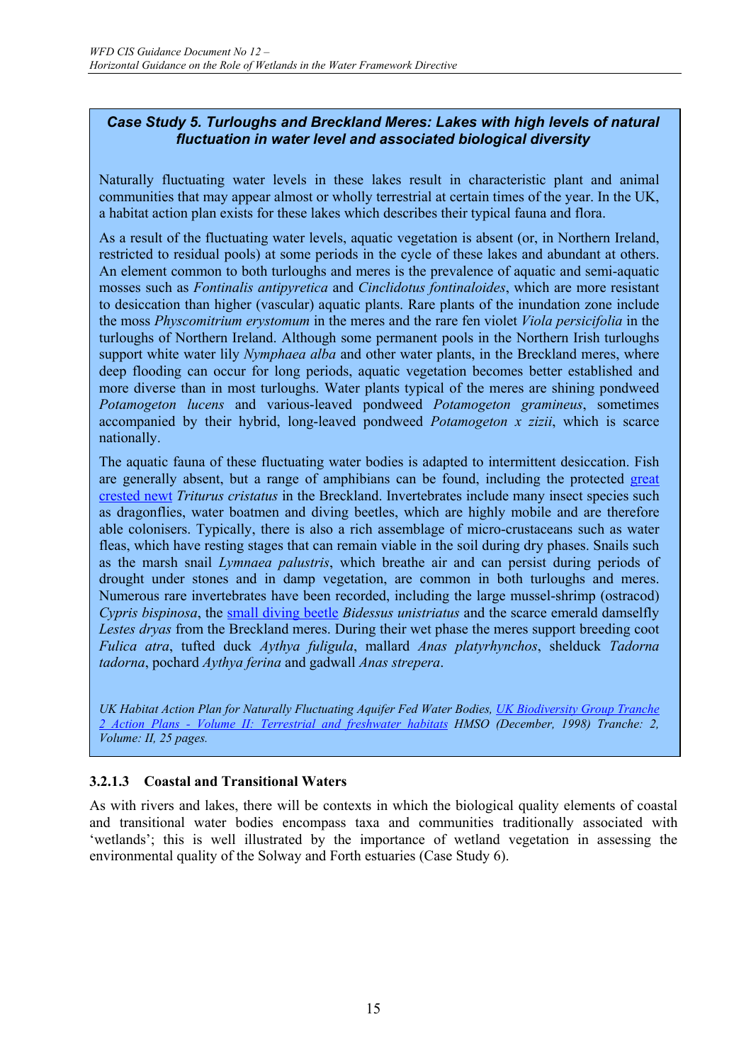**_Case Study 5. Turloughs and Breckland Meres: Lakes with high levels of natural fluctuation in water level and associated biological diversity_**

Naturally fluctuating water levels in these lakes result in characteristic plant and animal communities that may appear almost or wholly terrestrial at certain times of the year. In the UK, a habitat action plan exists for these lakes which describes their typical fauna and flora.

As a result of the fluctuating water levels, aquatic vegetation is absent (or, in Northern Ireland, restricted to residual pools) at some periods in the cycle of these lakes and abundant at others. An element common to both turloughs and meres is the prevalence of aquatic and semi-aquatic mosses such as *Fontinalis antipyretica* and *Cinclidotus fontinaloides*, which are more resistant to desiccation than higher (vascular) aquatic plants. Rare plants of the inundation zone include the moss *Physcomitrium erystomum* in the meres and the rare fen violet *Viola persicifolia* in the turloughs of Northern Ireland. Although some permanent pools in the Northern Irish turloughs support white water lily *Nymphaea alba* and other water plants, in the Breckland meres, where deep flooding can occur for long periods, aquatic vegetation becomes better established and more diverse than in most turloughs. Water plants typical of the meres are shining pondweed *Potamogeton lucens* and various-leaved pondweed *Potamogeton gramineus*, sometimes accompanied by their hybrid, long-leaved pondweed *Potamogeton x zizii*, which is scarce nationally.

The aquatic fauna of these fluctuating water bodies is adapted to intermittent desiccation. Fish are generally absent, but a range of amphibians can be found, including the protected great crested newt *Triturus cristatus* in the Breckland. Invertebrates include many insect species such as dragonflies, water boatmen and diving beetles, which are highly mobile and are therefore able colonisers. Typically, there is also a rich assemblage of micro-crustaceans such as water fleas, which have resting stages that can remain viable in the soil during dry phases. Snails such as the marsh snail *Lymnaea palustris*, which breathe air and can persist during periods of drought under stones and in damp vegetation, are common in both turloughs and meres. Numerous rare invertebrates have been recorded, including the large mussel-shrimp (ostracod) *Cypris bispinosa*, the small diving beetle *Bidessus unistriatus* and the scarce emerald damselfly *Lestes dryas* from the Breckland meres. During their wet phase the meres support breeding coot *Fulica atra*, tufted duck *Aythya fuligula*, mallard *Anas platyrhynchos*, shelduck *Tadorna tadorna*, pochard *Aythya ferina* and gadwall *Anas strepera*.

*UK Habitat Action Plan for Naturally Fluctuating Aquifer Fed Water Bodies, UK Biodiversity Group Tranche 2 Action Plans - Volume II: Terrestrial and freshwater habitats HMSO (December, 1998) Tranche: 2, Volume: II, 25 pages.*

#### 3.2.1.3 Coastal and Transitional Waters

As with rivers and lakes, there will be contexts in which the biological quality elements of coastal and transitional water bodies encompass taxa and communities traditionally associated with 'wetlands'; this is well illustrated by the importance of wetland vegetation in assessing the environmental quality of the Solway and Forth estuaries (Case Study 6).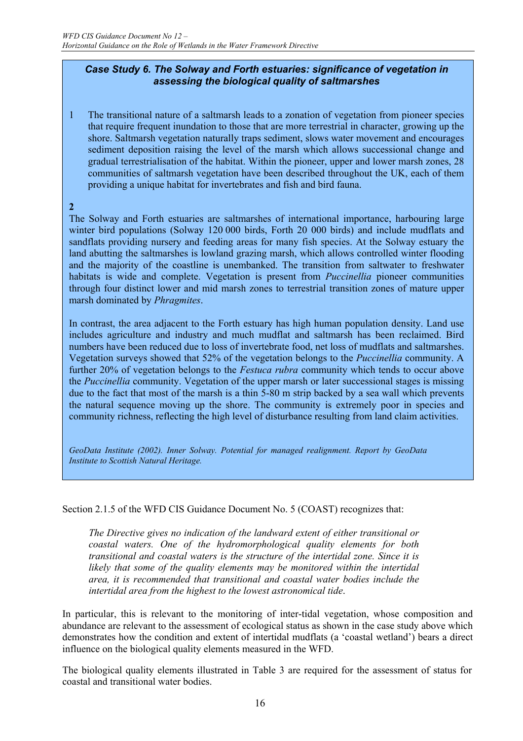### *Case Study 6. The Solway and Forth estuaries: significance of vegetation in assessing the biological quality of saltmarshes*

1 The transitional nature of a saltmarsh leads to a zonation of vegetation from pioneer species that require frequent inundation to those that are more terrestrial in character, growing up the shore. Saltmarsh vegetation naturally traps sediment, slows water movement and encourages sediment deposition raising the level of the marsh which allows successional change and gradual terrestrialisation of the habitat. Within the pioneer, upper and lower marsh zones, 28 communities of saltmarsh vegetation have been described throughout the UK, each of them providing a unique habitat for invertebrates and fish and bird fauna.

**2**

The Solway and Forth estuaries are saltmarshes of international importance, harbouring large winter bird populations (Solway 120 000 birds, Forth 20 000 birds) and include mudflats and sandflats providing nursery and feeding areas for many fish species. At the Solway estuary the land abutting the saltmarshes is lowland grazing marsh, which allows controlled winter flooding and the majority of the coastline is unembanked. The transition from saltwater to freshwater habitats is wide and complete. Vegetation is present from *Puccinellia* pioneer communities through four distinct lower and mid marsh zones to terrestrial transition zones of mature upper marsh dominated by *Phragmites*.

In contrast, the area adjacent to the Forth estuary has high human population density. Land use includes agriculture and industry and much mudflat and saltmarsh has been reclaimed. Bird numbers have been reduced due to loss of invertebrate food, net loss of mudflats and saltmarshes. Vegetation surveys showed that 52% of the vegetation belongs to the *Puccinellia* community. A further 20% of vegetation belongs to the *Festuca rubra* community which tends to occur above the *Puccinellia* community. Vegetation of the upper marsh or later successional stages is missing due to the fact that most of the marsh is a thin 5-80 m strip backed by a sea wall which prevents the natural sequence moving up the shore. The community is extremely poor in species and community richness, reflecting the high level of disturbance resulting from land claim activities.

*GeoData Institute (2002). Inner Solway. Potential for managed realignment. Report by GeoData Institute to Scottish Natural Heritage.*

Section 2.1.5 of the WFD CIS Guidance Document No. 5 (COAST) recognizes that:

> *The Directive gives no indication of the landward extent of either transitional or coastal waters. One of the hydromorphological quality elements for both transitional and coastal waters is the structure of the intertidal zone. Since it is likely that some of the quality elements may be monitored within the intertidal area, it is recommended that transitional and coastal water bodies include the intertidal area from the highest to the lowest astronomical tide*.

In particular, this is relevant to the monitoring of inter-tidal vegetation, whose composition and abundance are relevant to the assessment of ecological status as shown in the case study above which demonstrates how the condition and extent of intertidal mudflats (a 'coastal wetland') bears a direct influence on the biological quality elements measured in the WFD.

The biological quality elements illustrated in Table 3 are required for the assessment of status for coastal and transitional water bodies.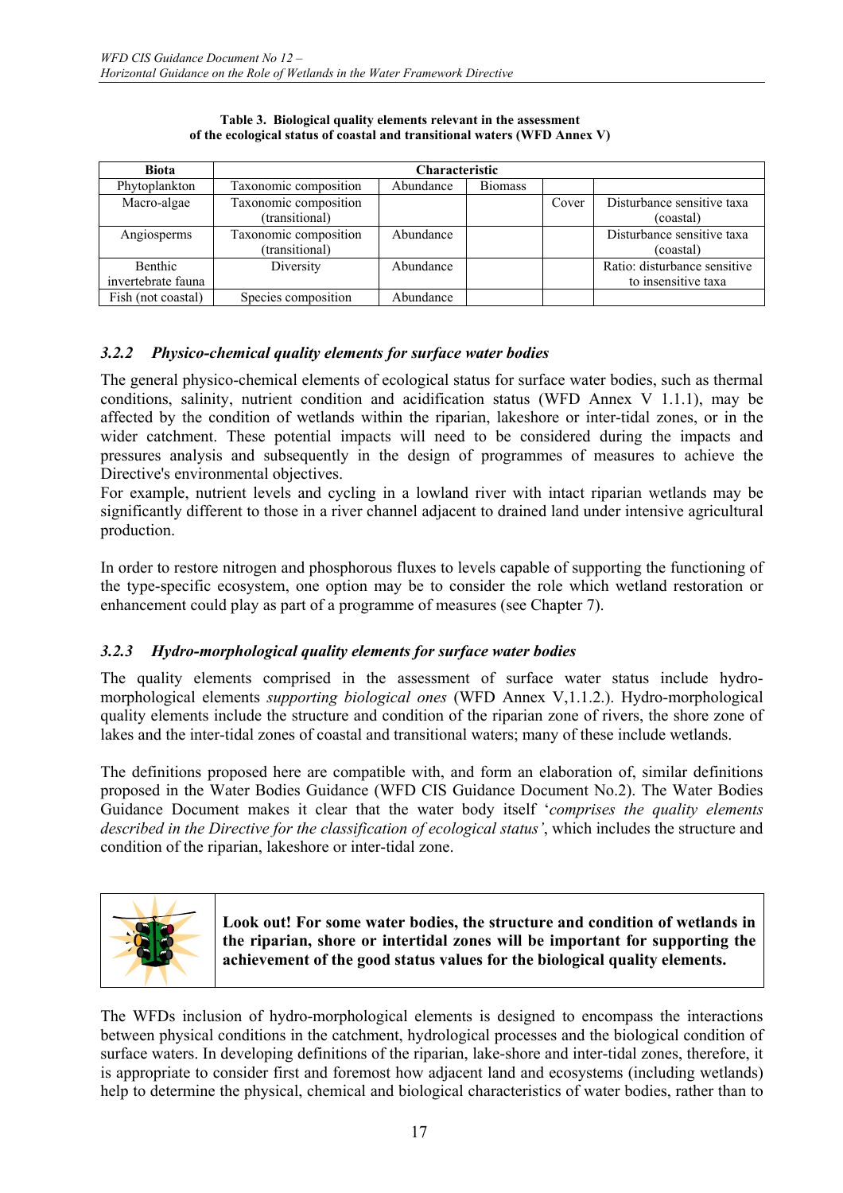**Table 3. Biological quality elements relevant in the assessment of the ecological status of coastal and transitional waters (WFD Annex V)**

| Biota | Characteristic | | | | |
|---|---|---|---|---|---|
| Phytoplankton | Taxonomic composition | Abundance | Biomass | | |
| Macro-algae | Taxonomic composition (transitional) | | | Cover | Disturbance sensitive taxa (coastal) |
| Angiosperms | Taxonomic composition (transitional) | Abundance | | | Disturbance sensitive taxa (coastal) |
| Benthic invertebrate fauna | Diversity | Abundance | | | Ratio: disturbance sensitive to insensitive taxa |
| Fish (not coastal) | Species composition | Abundance | | | |

### *3.2.2 Physico-chemical quality elements for surface water bodies*

The general physico-chemical elements of ecological status for surface water bodies, such as thermal conditions, salinity, nutrient condition and acidification status (WFD Annex V 1.1.1), may be affected by the condition of wetlands within the riparian, lakeshore or inter-tidal zones, or in the wider catchment. These potential impacts will need to be considered during the impacts and pressures analysis and subsequently in the design of programmes of measures to achieve the Directive's environmental objectives.
For example, nutrient levels and cycling in a lowland river with intact riparian wetlands may be significantly different to those in a river channel adjacent to drained land under intensive agricultural production.

In order to restore nitrogen and phosphorous fluxes to levels capable of supporting the functioning of the type-specific ecosystem, one option may be to consider the role which wetland restoration or enhancement could play as part of a programme of measures (see Chapter 7).

### *3.2.3 Hydro-morphological quality elements for surface water bodies*

The quality elements comprised in the assessment of surface water status include hydro-morphological elements *supporting biological ones* (WFD Annex V,1.1.2.). Hydro-morphological quality elements include the structure and condition of the riparian zone of rivers, the shore zone of lakes and the inter-tidal zones of coastal and transitional waters; many of these include wetlands.

The definitions proposed here are compatible with, and form an elaboration of, similar definitions proposed in the Water Bodies Guidance (WFD CIS Guidance Document No.2). The Water Bodies Guidance Document makes it clear that the water body itself '*comprises the quality elements described in the Directive for the classification of ecological status'*, which includes the structure and condition of the riparian, lakeshore or inter-tidal zone.

**Look out! For some water bodies, the structure and condition of wetlands in the riparian, shore or intertidal zones will be important for supporting the achievement of the good status values for the biological quality elements.**

The WFDs inclusion of hydro-morphological elements is designed to encompass the interactions between physical conditions in the catchment, hydrological processes and the biological condition of surface waters. In developing definitions of the riparian, lake-shore and inter-tidal zones, therefore, it is appropriate to consider first and foremost how adjacent land and ecosystems (including wetlands) help to determine the physical, chemical and biological characteristics of water bodies, rather than to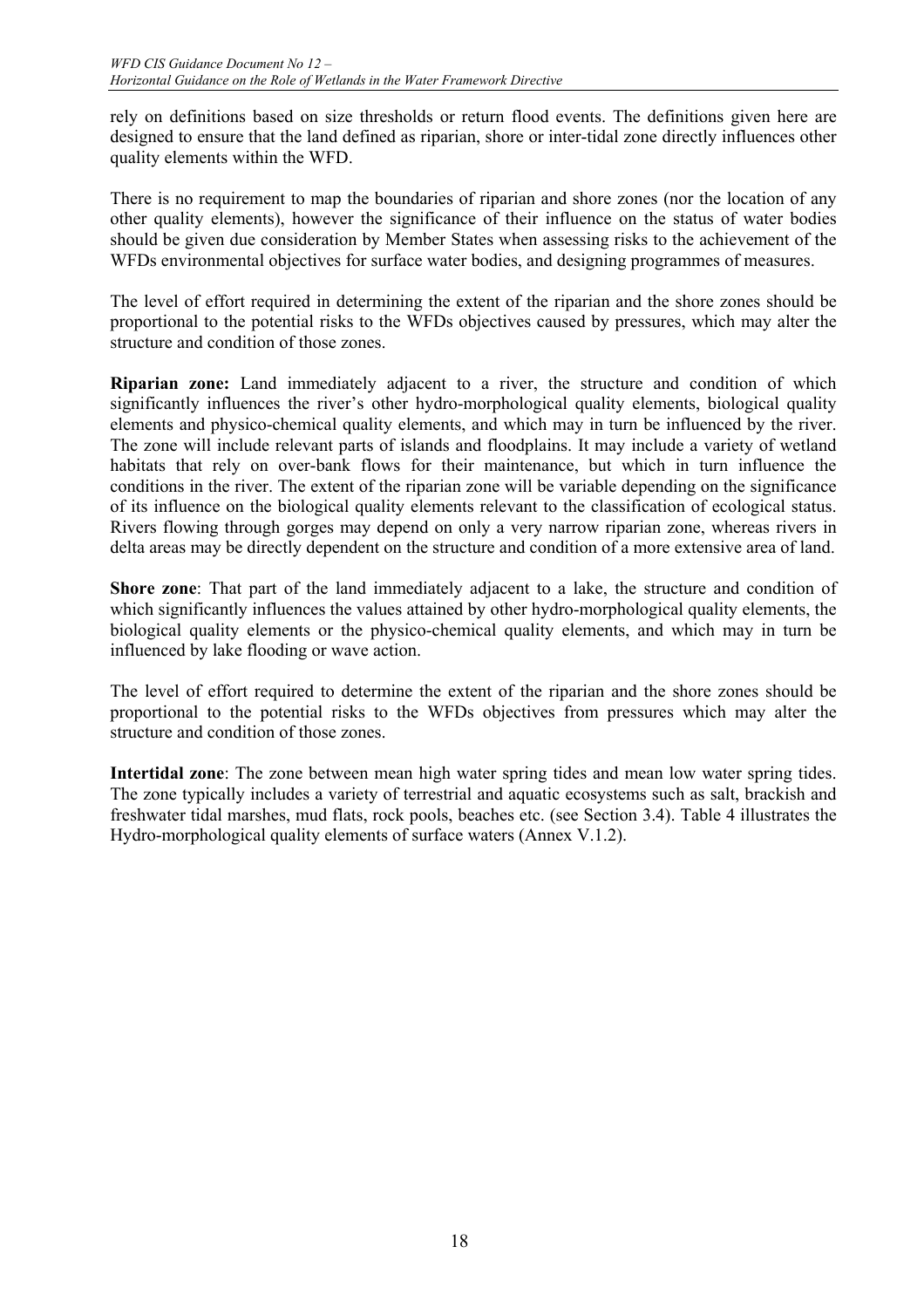rely on definitions based on size thresholds or return flood events. The definitions given here are designed to ensure that the land defined as riparian, shore or inter-tidal zone directly influences other quality elements within the WFD.

There is no requirement to map the boundaries of riparian and shore zones (nor the location of any other quality elements), however the significance of their influence on the status of water bodies should be given due consideration by Member States when assessing risks to the achievement of the WFDs environmental objectives for surface water bodies, and designing programmes of measures.

The level of effort required in determining the extent of the riparian and the shore zones should be proportional to the potential risks to the WFDs objectives caused by pressures, which may alter the structure and condition of those zones.

**Riparian zone:** Land immediately adjacent to a river, the structure and condition of which significantly influences the river's other hydro-morphological quality elements, biological quality elements and physico-chemical quality elements, and which may in turn be influenced by the river. The zone will include relevant parts of islands and floodplains. It may include a variety of wetland habitats that rely on over-bank flows for their maintenance, but which in turn influence the conditions in the river. The extent of the riparian zone will be variable depending on the significance of its influence on the biological quality elements relevant to the classification of ecological status. Rivers flowing through gorges may depend on only a very narrow riparian zone, whereas rivers in delta areas may be directly dependent on the structure and condition of a more extensive area of land.

**Shore zone**: That part of the land immediately adjacent to a lake, the structure and condition of which significantly influences the values attained by other hydro-morphological quality elements, the biological quality elements or the physico-chemical quality elements, and which may in turn be influenced by lake flooding or wave action.

The level of effort required to determine the extent of the riparian and the shore zones should be proportional to the potential risks to the WFDs objectives from pressures which may alter the structure and condition of those zones.

**Intertidal zone**: The zone between mean high water spring tides and mean low water spring tides. The zone typically includes a variety of terrestrial and aquatic ecosystems such as salt, brackish and freshwater tidal marshes, mud flats, rock pools, beaches etc. (see Section 3.4). Table 4 illustrates the Hydro-morphological quality elements of surface waters (Annex V.1.2).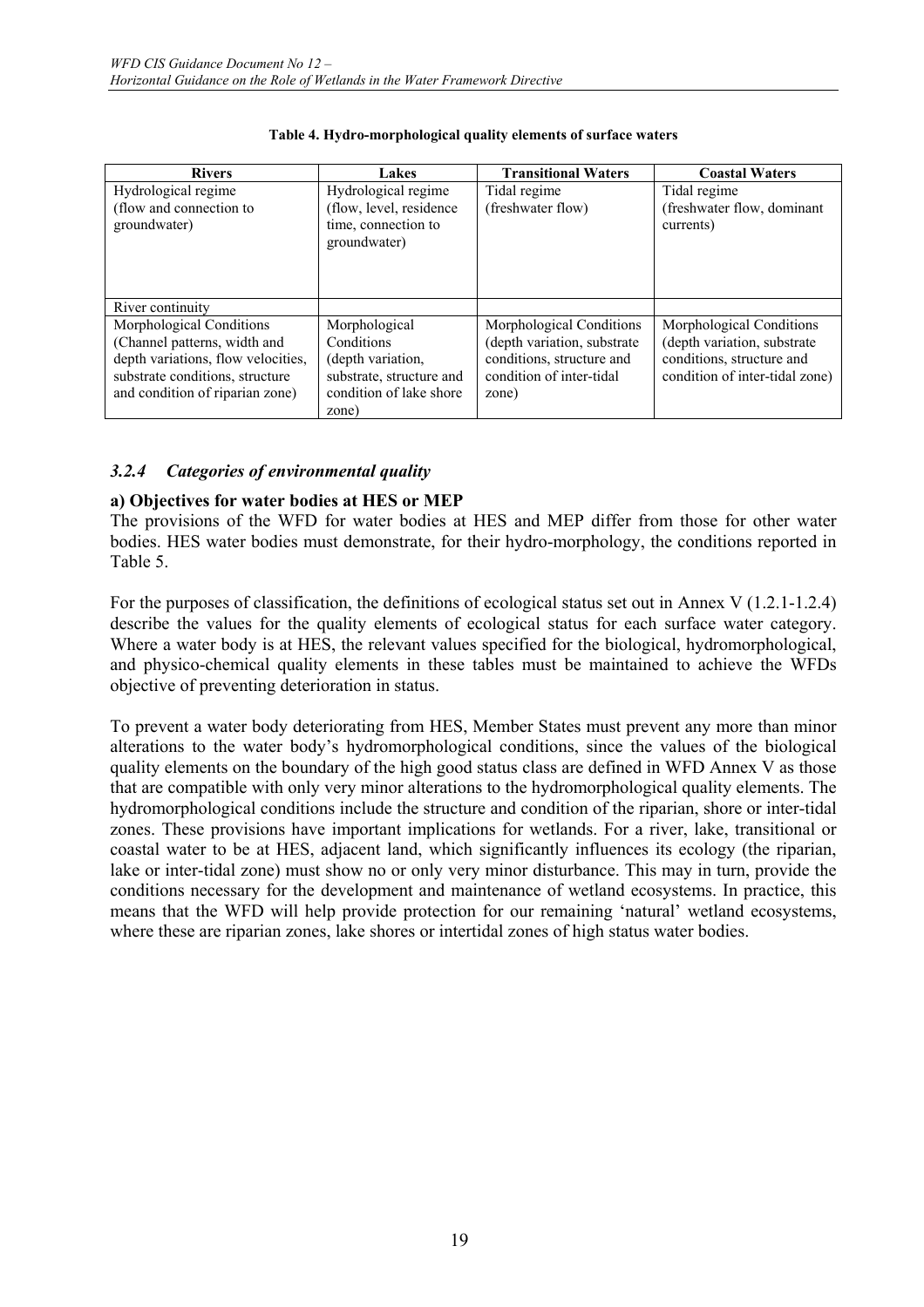**Table 4. Hydro-morphological quality elements of surface waters**

| Rivers | Lakes | Transitional Waters | Coastal Waters |
|---|---|---|---|
| Hydrological regime (flow and connection to groundwater) | Hydrological regime (flow, level, residence time, connection to groundwater) | Tidal regime (freshwater flow) | Tidal regime (freshwater flow, dominant currents) |
| River continuity | | | |
| Morphological Conditions (Channel patterns, width and depth variations, flow velocities, substrate conditions, structure and condition of riparian zone) | Morphological Conditions (depth variation, substrate, structure and condition of lake shore zone) | Morphological Conditions (depth variation, substrate conditions, structure and condition of inter-tidal zone) | Morphological Conditions (depth variation, substrate conditions, structure and condition of inter-tidal zone) |

### *3.2.4 Categories of environmental quality*

**a) Objectives for water bodies at HES or MEP**

The provisions of the WFD for water bodies at HES and MEP differ from those for other water bodies. HES water bodies must demonstrate, for their hydro-morphology, the conditions reported in Table 5.

For the purposes of classification, the definitions of ecological status set out in Annex V (1.2.1-1.2.4) describe the values for the quality elements of ecological status for each surface water category. Where a water body is at HES, the relevant values specified for the biological, hydromorphological, and physico-chemical quality elements in these tables must be maintained to achieve the WFDs objective of preventing deterioration in status.

To prevent a water body deteriorating from HES, Member States must prevent any more than minor alterations to the water body's hydromorphological conditions, since the values of the biological quality elements on the boundary of the high good status class are defined in WFD Annex V as those that are compatible with only very minor alterations to the hydromorphological quality elements. The hydromorphological conditions include the structure and condition of the riparian, shore or inter-tidal zones. These provisions have important implications for wetlands. For a river, lake, transitional or coastal water to be at HES, adjacent land, which significantly influences its ecology (the riparian, lake or inter-tidal zone) must show no or only very minor disturbance. This may in turn, provide the conditions necessary for the development and maintenance of wetland ecosystems. In practice, this means that the WFD will help provide protection for our remaining 'natural' wetland ecosystems, where these are riparian zones, lake shores or intertidal zones of high status water bodies.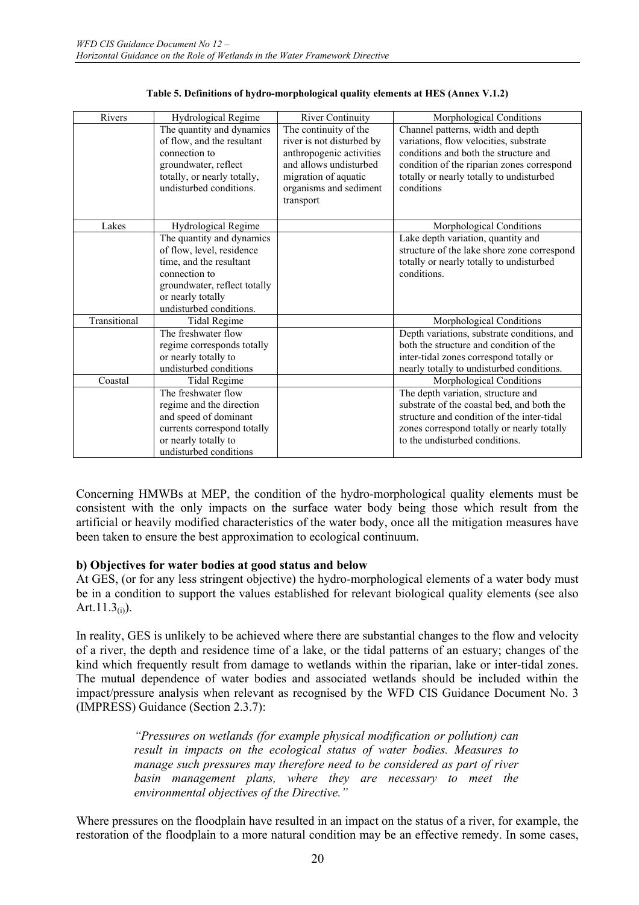**Table 5. Definitions of hydro-morphological quality elements at HES (Annex V.1.2)**

| Rivers | Hydrological Regime | River Continuity | Morphological Conditions |
|---|---|---|---|
| | The quantity and dynamics of flow, and the resultant connection to groundwater, reflect totally, or nearly totally, undisturbed conditions. | The continuity of the river is not disturbed by anthropogenic activities and allows undisturbed migration of aquatic organisms and sediment transport | Channel patterns, width and depth variations, flow velocities, substrate conditions and both the structure and condition of the riparian zones correspond totally or nearly totally to undisturbed conditions |
| Lakes | Hydrological Regime | | Morphological Conditions |
| | The quantity and dynamics of flow, level, residence time, and the resultant connection to groundwater, reflect totally or nearly totally undisturbed conditions. | | Lake depth variation, quantity and structure of the lake shore zone correspond totally or nearly totally to undisturbed conditions. |
| Transitional | Tidal Regime | | Morphological Conditions |
| | The freshwater flow regime corresponds totally or nearly totally to undisturbed conditions | | Depth variations, substrate conditions, and both the structure and condition of the inter-tidal zones correspond totally or nearly totally to undisturbed conditions. |
| Coastal | Tidal Regime | | Morphological Conditions |
| | The freshwater flow regime and the direction and speed of dominant currents correspond totally or nearly totally to undisturbed conditions | | The depth variation, structure and substrate of the coastal bed, and both the structure and condition of the inter-tidal zones correspond totally or nearly totally to the undisturbed conditions. |

Concerning HMWBs at MEP, the condition of the hydro-morphological quality elements must be consistent with the only impacts on the surface water body being those which result from the artificial or heavily modified characteristics of the water body, once all the mitigation measures have been taken to ensure the best approximation to ecological continuum.

**b) Objectives for water bodies at good status and below**

At GES, (or for any less stringent objective) the hydro-morphological elements of a water body must be in a condition to support the values established for relevant biological quality elements (see also Art.11.3$_{(i)}$).

In reality, GES is unlikely to be achieved where there are substantial changes to the flow and velocity of a river, the depth and residence time of a lake, or the tidal patterns of an estuary; changes of the kind which frequently result from damage to wetlands within the riparian, lake or inter-tidal zones. The mutual dependence of water bodies and associated wetlands should be included within the impact/pressure analysis when relevant as recognised by the WFD CIS Guidance Document No. 3 (IMPRESS) Guidance (Section 2.3.7):

> *"Pressures on wetlands (for example physical modification or pollution) can result in impacts on the ecological status of water bodies. Measures to manage such pressures may therefore need to be considered as part of river basin management plans, where they are necessary to meet the environmental objectives of the Directive."*

Where pressures on the floodplain have resulted in an impact on the status of a river, for example, the restoration of the floodplain to a more natural condition may be an effective remedy. In some cases,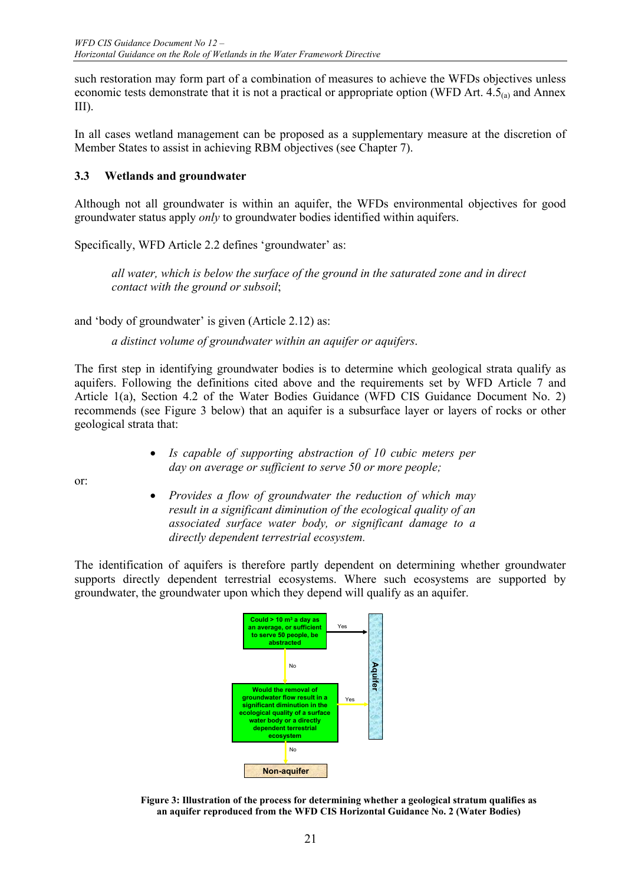such restoration may form part of a combination of measures to achieve the WFDs objectives unless economic tests demonstrate that it is not a practical or appropriate option (WFD Art. $4.5_{(a)}$ and Annex III).

In all cases wetland management can be proposed as a supplementary measure at the discretion of Member States to assist in achieving RBM objectives (see Chapter 7).

### 3.3 Wetlands and groundwater

Although not all groundwater is within an aquifer, the WFDs environmental objectives for good groundwater status apply *only* to groundwater bodies identified within aquifers.

Specifically, WFD Article 2.2 defines 'groundwater' as:

> *all water, which is below the surface of the ground in the saturated zone and in direct contact with the ground or subsoil*;

and 'body of groundwater' is given (Article 2.12) as:

> *a distinct volume of groundwater within an aquifer or aquifers*.

The first step in identifying groundwater bodies is to determine which geological strata qualify as aquifers. Following the definitions cited above and the requirements set by WFD Article 7 and Article 1(a), Section 4.2 of the Water Bodies Guidance (WFD CIS Guidance Document No. 2) recommends (see Figure 3 below) that an aquifer is a subsurface layer or layers of rocks or other geological strata that:

- *Is capable of supporting abstraction of 10 cubic meters per day on average or sufficient to serve 50 or more people;*

or:

- *Provides a flow of groundwater the reduction of which may result in a significant diminution of the ecological quality of an associated surface water body, or significant damage to a directly dependent terrestrial ecosystem.*

The identification of aquifers is therefore partly dependent on determining whether groundwater supports directly dependent terrestrial ecosystems. Where such ecosystems are supported by groundwater, the groundwater upon which they depend will qualify as an aquifer.

```
Could > 10 m³ a day as an average, or sufficient to serve 50 people, be abstracted
    -- Yes --> Aquifer
    -- No  --> Would the removal of groundwater flow result in a significant diminution
               in the ecological quality of a surface water body or a directly dependent
               terrestrial ecosystem
                   -- Yes --> Aquifer
                   -- No  --> Non-aquifer
```

**Figure 3: Illustration of the process for determining whether a geological stratum qualifies as an aquifer reproduced from the WFD CIS Horizontal Guidance No. 2 (Water Bodies)**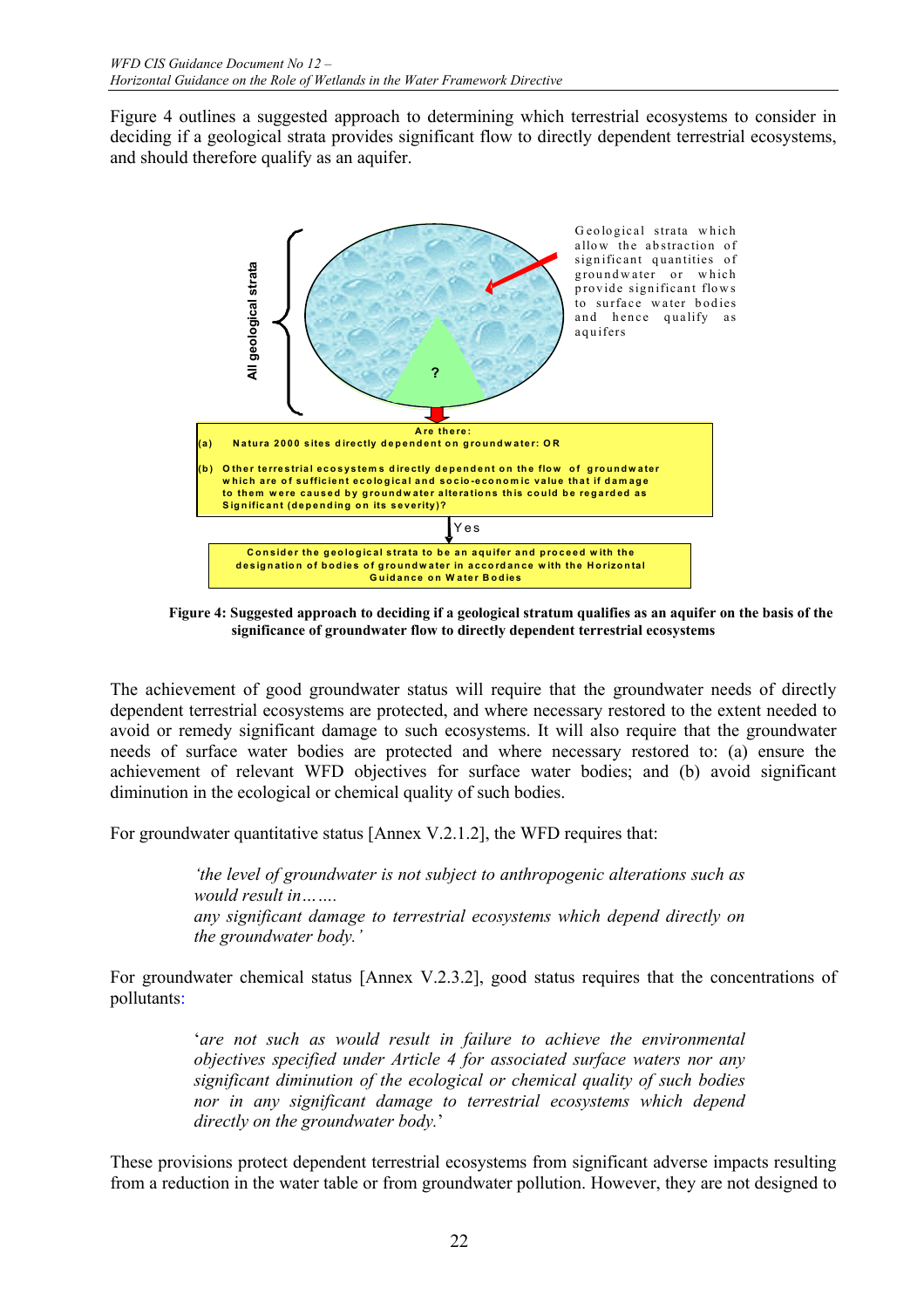Figure 4 outlines a suggested approach to determining which terrestrial ecosystems to consider in deciding if a geological strata provides significant flow to directly dependent terrestrial ecosystems, and should therefore qualify as an aquifer.

All geological strata

Geological strata which allow the abstraction of significant quantities of groundwater or which provide significant flows to surface water bodies and hence qualify as aquifers

?

Are there:

(a) Natura 2000 sites directly dependent on groundwater: OR

(b) Other terrestrial ecosystems directly dependent on the flow of groundwater which are of sufficient ecological and socio-economic value that if damage to them were caused by groundwater alterations this could be regarded as Significant (depending on its severity)?

Yes

Consider the geological strata to be an aquifer and proceed with the designation of bodies of groundwater in accordance with the Horizontal Guidance on Water Bodies

**Figure 4: Suggested approach to deciding if a geological stratum qualifies as an aquifer on the basis of the significance of groundwater flow to directly dependent terrestrial ecosystems**

The achievement of good groundwater status will require that the groundwater needs of directly dependent terrestrial ecosystems are protected, and where necessary restored to the extent needed to avoid or remedy significant damage to such ecosystems. It will also require that the groundwater needs of surface water bodies are protected and where necessary restored to: (a) ensure the achievement of relevant WFD objectives for surface water bodies; and (b) avoid significant diminution in the ecological or chemical quality of such bodies.

For groundwater quantitative status [Annex V.2.1.2], the WFD requires that:

> *'the level of groundwater is not subject to anthropogenic alterations such as would result in…….*
> *any significant damage to terrestrial ecosystems which depend directly on the groundwater body.'*

For groundwater chemical status [Annex V.2.3.2], good status requires that the concentrations of pollutants:

> '*are not such as would result in failure to achieve the environmental objectives specified under Article 4 for associated surface waters nor any significant diminution of the ecological or chemical quality of such bodies nor in any significant damage to terrestrial ecosystems which depend directly on the groundwater body.*'

These provisions protect dependent terrestrial ecosystems from significant adverse impacts resulting from a reduction in the water table or from groundwater pollution. However, they are not designed to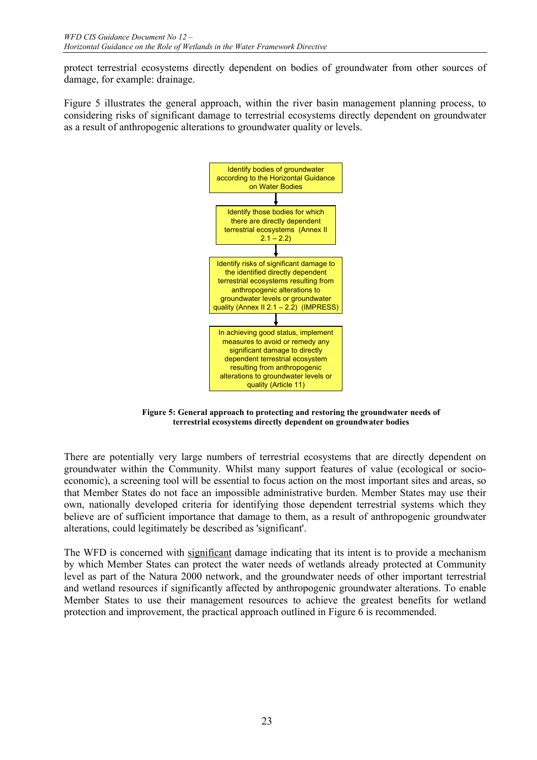protect terrestrial ecosystems directly dependent on bodies of groundwater from other sources of damage, for example: drainage.

Figure 5 illustrates the general approach, within the river basin management planning process, to considering risks of significant damage to terrestrial ecosystems directly dependent on groundwater as a result of anthropogenic alterations to groundwater quality or levels.

Identify bodies of groundwater according to the Horizontal Guidance on Water Bodies

↓

Identify those bodies for which there are directly dependent terrestrial ecosystems (Annex II 2.1 – 2.2)

↓

Identify risks of significant damage to the identified directly dependent terrestrial ecosystems resulting from anthropogenic alterations to groundwater levels or groundwater quality (Annex II 2.1 – 2.2) (IMPRESS)

↓

In achieving good status, implement measures to avoid or remedy any significant damage to directly dependent terrestrial ecosystem resulting from anthropogenic alterations to groundwater levels or quality (Article 11)

**Figure 5: General approach to protecting and restoring the groundwater needs of terrestrial ecosystems directly dependent on groundwater bodies**

There are potentially very large numbers of terrestrial ecosystems that are directly dependent on groundwater within the Community. Whilst many support features of value (ecological or socio-economic), a screening tool will be essential to focus action on the most important sites and areas, so that Member States do not face an impossible administrative burden. Member States may use their own, nationally developed criteria for identifying those dependent terrestrial systems which they believe are of sufficient importance that damage to them, as a result of anthropogenic groundwater alterations, could legitimately be described as 'significant'.

The WFD is concerned with significant damage indicating that its intent is to provide a mechanism by which Member States can protect the water needs of wetlands already protected at Community level as part of the Natura 2000 network, and the groundwater needs of other important terrestrial and wetland resources if significantly affected by anthropogenic groundwater alterations. To enable Member States to use their management resources to achieve the greatest benefits for wetland protection and improvement, the practical approach outlined in Figure 6 is recommended.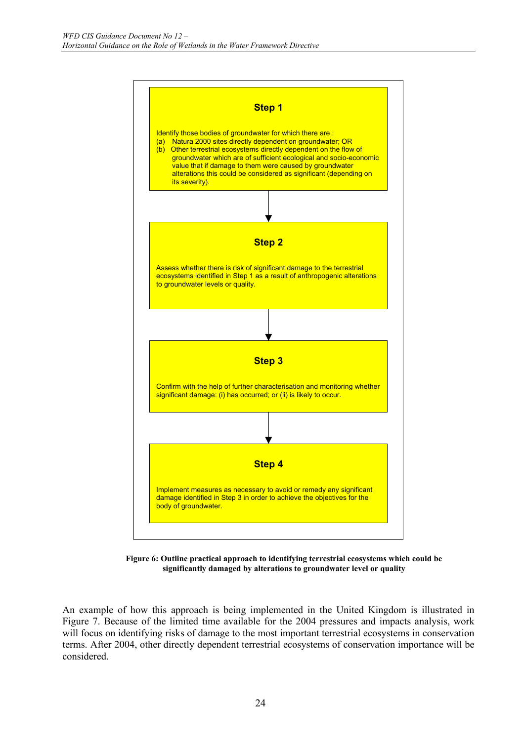**Step 1**

Identify those bodies of groundwater for which there are :

(a) Natura 2000 sites directly dependent on groundwater; OR
(b) Other terrestrial ecosystems directly dependent on the flow of groundwater which are of sufficient ecological and socio-economic value that if damage to them were caused by groundwater alterations this could be considered as significant (depending on its severity).

↓

**Step 2**

Assess whether there is risk of significant damage to the terrestrial ecosystems identified in Step 1 as a result of anthropogenic alterations to groundwater levels or quality.

↓

**Step 3**

Confirm with the help of further characterisation and monitoring whether significant damage: (i) has occurred; or (ii) is likely to occur.

↓

**Step 4**

Implement measures as necessary to avoid or remedy any significant damage identified in Step 3 in order to achieve the objectives for the body of groundwater.

**Figure 6: Outline practical approach to identifying terrestrial ecosystems which could be significantly damaged by alterations to groundwater level or quality**

An example of how this approach is being implemented in the United Kingdom is illustrated in Figure 7. Because of the limited time available for the 2004 pressures and impacts analysis, work will focus on identifying risks of damage to the most important terrestrial ecosystems in conservation terms. After 2004, other directly dependent terrestrial ecosystems of conservation importance will be considered.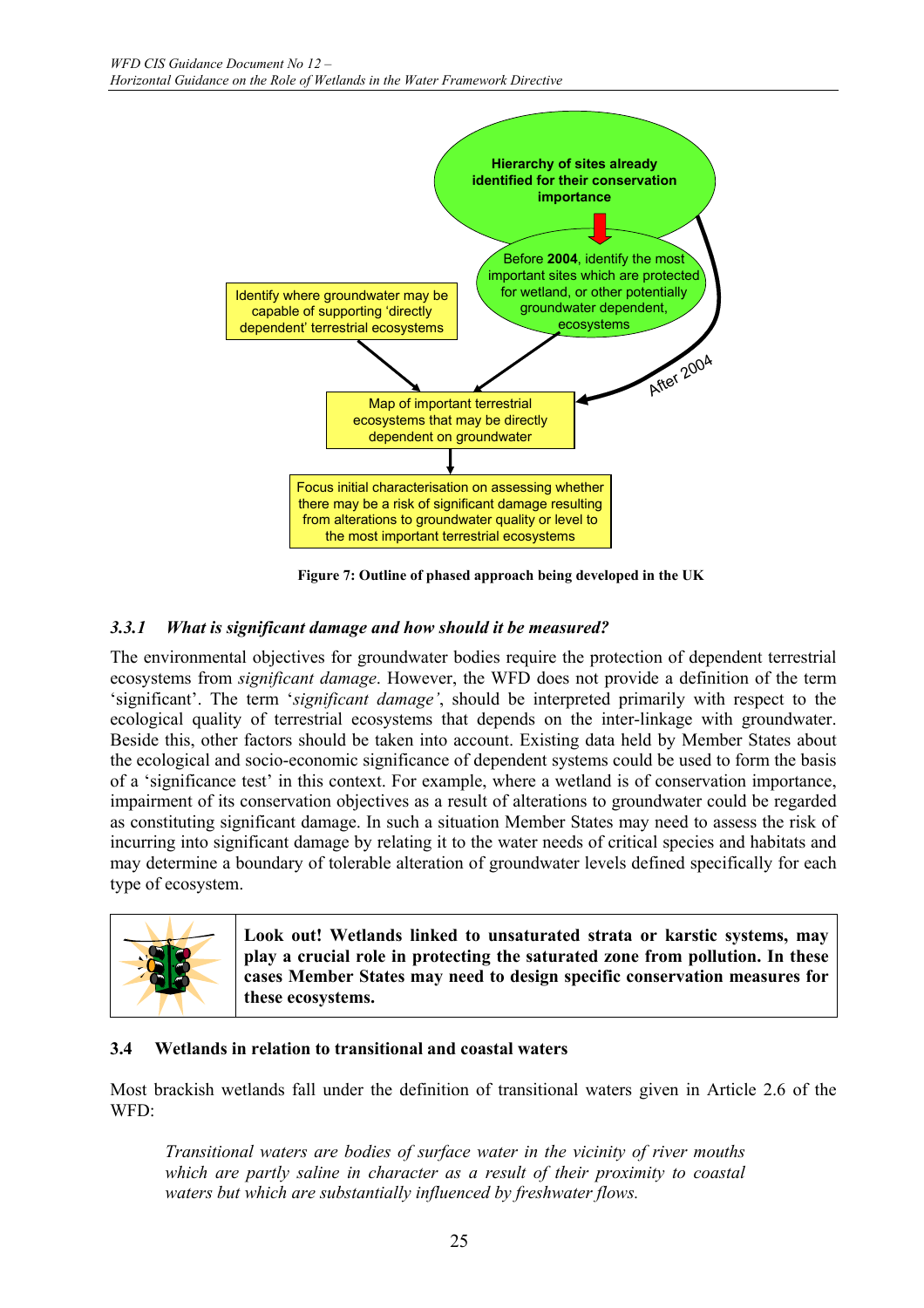Hierarchy of sites already identified for their conservation importance

Before **2004**, identify the most important sites which are protected for wetland, or other potentially groundwater dependent, ecosystems

Identify where groundwater may be capable of supporting 'directly dependent' terrestrial ecosystems

After 2004

Map of important terrestrial ecosystems that may be directly dependent on groundwater

Focus initial characterisation on assessing whether there may be a risk of significant damage resulting from alterations to groundwater quality or level to the most important terrestrial ecosystems

**Figure 7: Outline of phased approach being developed in the UK**

### *3.3.1 What is significant damage and how should it be measured?*

The environmental objectives for groundwater bodies require the protection of dependent terrestrial ecosystems from *significant damage*. However, the WFD does not provide a definition of the term 'significant'. The term '*significant damage'*, should be interpreted primarily with respect to the ecological quality of terrestrial ecosystems that depends on the inter-linkage with groundwater. Beside this, other factors should be taken into account. Existing data held by Member States about the ecological and socio-economic significance of dependent systems could be used to form the basis of a 'significance test' in this context. For example, where a wetland is of conservation importance, impairment of its conservation objectives as a result of alterations to groundwater could be regarded as constituting significant damage. In such a situation Member States may need to assess the risk of incurring into significant damage by relating it to the water needs of critical species and habitats and may determine a boundary of tolerable alteration of groundwater levels defined specifically for each type of ecosystem.

**Look out! Wetlands linked to unsaturated strata or karstic systems, may play a crucial role in protecting the saturated zone from pollution. In these cases Member States may need to design specific conservation measures for these ecosystems.**

## 3.4 Wetlands in relation to transitional and coastal waters

Most brackish wetlands fall under the definition of transitional waters given in Article 2.6 of the WFD:

> *Transitional waters are bodies of surface water in the vicinity of river mouths which are partly saline in character as a result of their proximity to coastal waters but which are substantially influenced by freshwater flows.*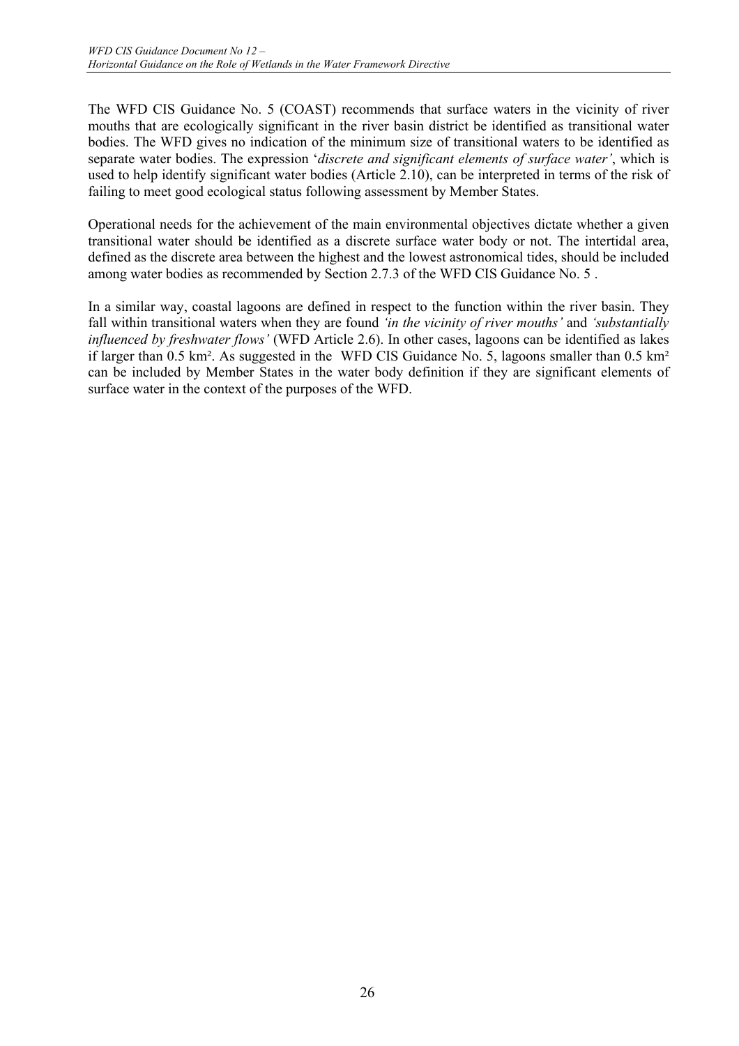The WFD CIS Guidance No. 5 (COAST) recommends that surface waters in the vicinity of river mouths that are ecologically significant in the river basin district be identified as transitional water bodies. The WFD gives no indication of the minimum size of transitional waters to be identified as separate water bodies. The expression '*discrete and significant elements of surface water'*, which is used to help identify significant water bodies (Article 2.10), can be interpreted in terms of the risk of failing to meet good ecological status following assessment by Member States.

Operational needs for the achievement of the main environmental objectives dictate whether a given transitional water should be identified as a discrete surface water body or not. The intertidal area, defined as the discrete area between the highest and the lowest astronomical tides, should be included among water bodies as recommended by Section 2.7.3 of the WFD CIS Guidance No. 5 .

In a similar way, coastal lagoons are defined in respect to the function within the river basin. They fall within transitional waters when they are found *'in the vicinity of river mouths'* and *'substantially influenced by freshwater flows'* (WFD Article 2.6). In other cases, lagoons can be identified as lakes if larger than 0.5 km². As suggested in the WFD CIS Guidance No. 5, lagoons smaller than 0.5 km² can be included by Member States in the water body definition if they are significant elements of surface water in the context of the purposes of the WFD.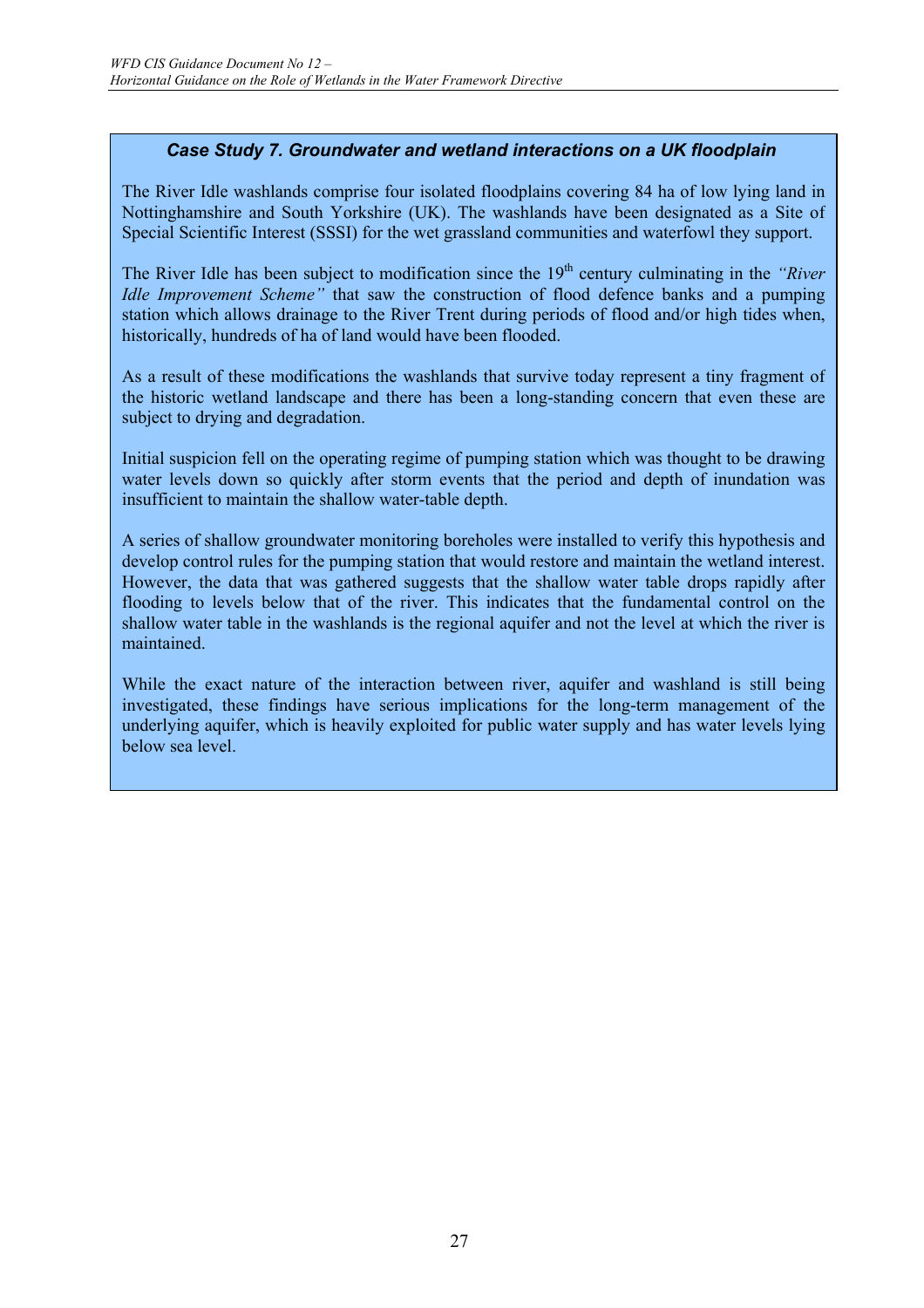### *Case Study 7. Groundwater and wetland interactions on a UK floodplain*

The River Idle washlands comprise four isolated floodplains covering 84 ha of low lying land in Nottinghamshire and South Yorkshire (UK). The washlands have been designated as a Site of Special Scientific Interest (SSSI) for the wet grassland communities and waterfowl they support.

The River Idle has been subject to modification since the 19th century culminating in the *"River Idle Improvement Scheme"* that saw the construction of flood defence banks and a pumping station which allows drainage to the River Trent during periods of flood and/or high tides when, historically, hundreds of ha of land would have been flooded.

As a result of these modifications the washlands that survive today represent a tiny fragment of the historic wetland landscape and there has been a long-standing concern that even these are subject to drying and degradation.

Initial suspicion fell on the operating regime of pumping station which was thought to be drawing water levels down so quickly after storm events that the period and depth of inundation was insufficient to maintain the shallow water-table depth.

A series of shallow groundwater monitoring boreholes were installed to verify this hypothesis and develop control rules for the pumping station that would restore and maintain the wetland interest. However, the data that was gathered suggests that the shallow water table drops rapidly after flooding to levels below that of the river. This indicates that the fundamental control on the shallow water table in the washlands is the regional aquifer and not the level at which the river is maintained.

While the exact nature of the interaction between river, aquifer and washland is still being investigated, these findings have serious implications for the long-term management of the underlying aquifer, which is heavily exploited for public water supply and has water levels lying below sea level.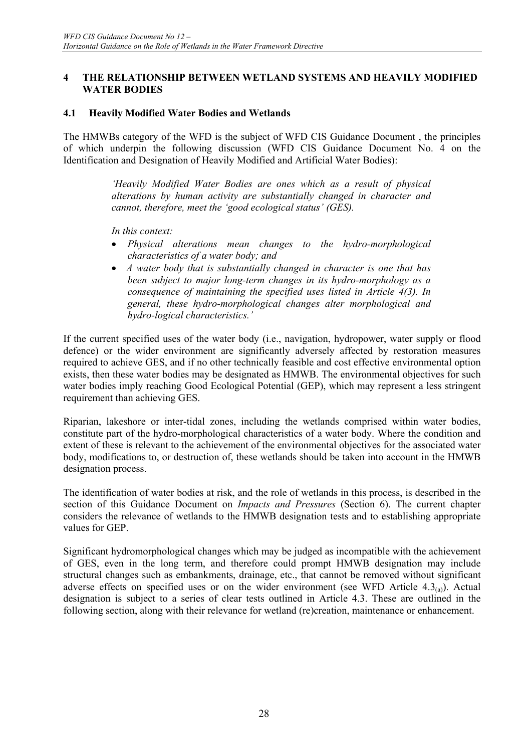## 4 THE RELATIONSHIP BETWEEN WETLAND SYSTEMS AND HEAVILY MODIFIED WATER BODIES

### 4.1 Heavily Modified Water Bodies and Wetlands

The HMWBs category of the WFD is the subject of WFD CIS Guidance Document , the principles of which underpin the following discussion (WFD CIS Guidance Document No. 4 on the Identification and Designation of Heavily Modified and Artificial Water Bodies):

> *'Heavily Modified Water Bodies are ones which as a result of physical alterations by human activity are substantially changed in character and cannot, therefore, meet the 'good ecological status' (GES).*
>
> *In this context:*
>
> - *Physical alterations mean changes to the hydro-morphological characteristics of a water body; and*
> - *A water body that is substantially changed in character is one that has been subject to major long-term changes in its hydro-morphology as a consequence of maintaining the specified uses listed in Article 4(3). In general, these hydro-morphological changes alter morphological and hydro-logical characteristics.'*

If the current specified uses of the water body (i.e., navigation, hydropower, water supply or flood defence) or the wider environment are significantly adversely affected by restoration measures required to achieve GES, and if no other technically feasible and cost effective environmental option exists, then these water bodies may be designated as HMWB. The environmental objectives for such water bodies imply reaching Good Ecological Potential (GEP), which may represent a less stringent requirement than achieving GES.

Riparian, lakeshore or inter-tidal zones, including the wetlands comprised within water bodies, constitute part of the hydro-morphological characteristics of a water body. Where the condition and extent of these is relevant to the achievement of the environmental objectives for the associated water body, modifications to, or destruction of, these wetlands should be taken into account in the HMWB designation process.

The identification of water bodies at risk, and the role of wetlands in this process, is described in the section of this Guidance Document on *Impacts and Pressures* (Section 6). The current chapter considers the relevance of wetlands to the HMWB designation tests and to establishing appropriate values for GEP.

Significant hydromorphological changes which may be judged as incompatible with the achievement of GES, even in the long term, and therefore could prompt HMWB designation may include structural changes such as embankments, drainage, etc., that cannot be removed without significant adverse effects on specified uses or on the wider environment (see WFD Article $4.3_{(a)}$). Actual designation is subject to a series of clear tests outlined in Article 4.3. These are outlined in the following section, along with their relevance for wetland (re)creation, maintenance or enhancement.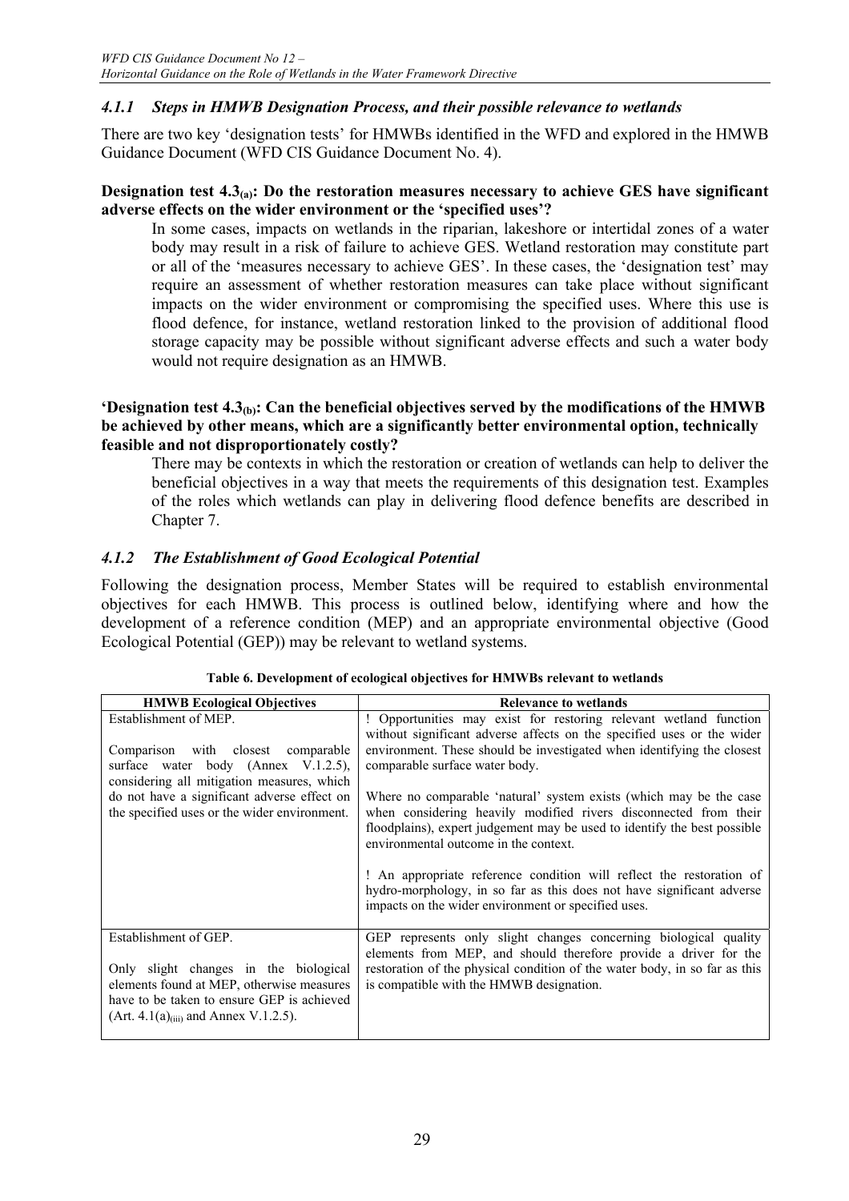#### *4.1.1 Steps in HMWB Designation Process, and their possible relevance to wetlands*

There are two key 'designation tests' for HMWBs identified in the WFD and explored in the HMWB Guidance Document (WFD CIS Guidance Document No. 4).

**Designation test $4.3_{(a)}$: Do the restoration measures necessary to achieve GES have significant adverse effects on the wider environment or the 'specified uses'?**

In some cases, impacts on wetlands in the riparian, lakeshore or intertidal zones of a water body may result in a risk of failure to achieve GES. Wetland restoration may constitute part or all of the 'measures necessary to achieve GES'. In these cases, the 'designation test' may require an assessment of whether restoration measures can take place without significant impacts on the wider environment or compromising the specified uses. Where this use is flood defence, for instance, wetland restoration linked to the provision of additional flood storage capacity may be possible without significant adverse effects and such a water body would not require designation as an HMWB.

**'Designation test $4.3_{(b)}$: Can the beneficial objectives served by the modifications of the HMWB be achieved by other means, which are a significantly better environmental option, technically feasible and not disproportionately costly?**

There may be contexts in which the restoration or creation of wetlands can help to deliver the beneficial objectives in a way that meets the requirements of this designation test. Examples of the roles which wetlands can play in delivering flood defence benefits are described in Chapter 7.

#### *4.1.2 The Establishment of Good Ecological Potential*

Following the designation process, Member States will be required to establish environmental objectives for each HMWB. This process is outlined below, identifying where and how the development of a reference condition (MEP) and an appropriate environmental objective (Good Ecological Potential (GEP)) may be relevant to wetland systems.

**Table 6. Development of ecological objectives for HMWBs relevant to wetlands**

| HMWB Ecological Objectives | Relevance to wetlands |
|---|---|
| Establishment of MEP.<br><br>Comparison with closest comparable surface water body (Annex V.1.2.5), considering all mitigation measures, which do not have a significant adverse effect on the specified uses or the wider environment. | ! Opportunities may exist for restoring relevant wetland function without significant adverse affects on the specified uses or the wider environment. These should be investigated when identifying the closest comparable surface water body.<br><br>Where no comparable 'natural' system exists (which may be the case when considering heavily modified rivers disconnected from their floodplains), expert judgement may be used to identify the best possible environmental outcome in the context.<br><br>! An appropriate reference condition will reflect the restoration of hydro-morphology, in so far as this does not have significant adverse impacts on the wider environment or specified uses. |
| Establishment of GEP.<br><br>Only slight changes in the biological elements found at MEP, otherwise measures have to be taken to ensure GEP is achieved (Art. $4.1(a)_{(iii)}$ and Annex V.1.2.5). | GEP represents only slight changes concerning biological quality elements from MEP, and should therefore provide a driver for the restoration of the physical condition of the water body, in so far as this is compatible with the HMWB designation. |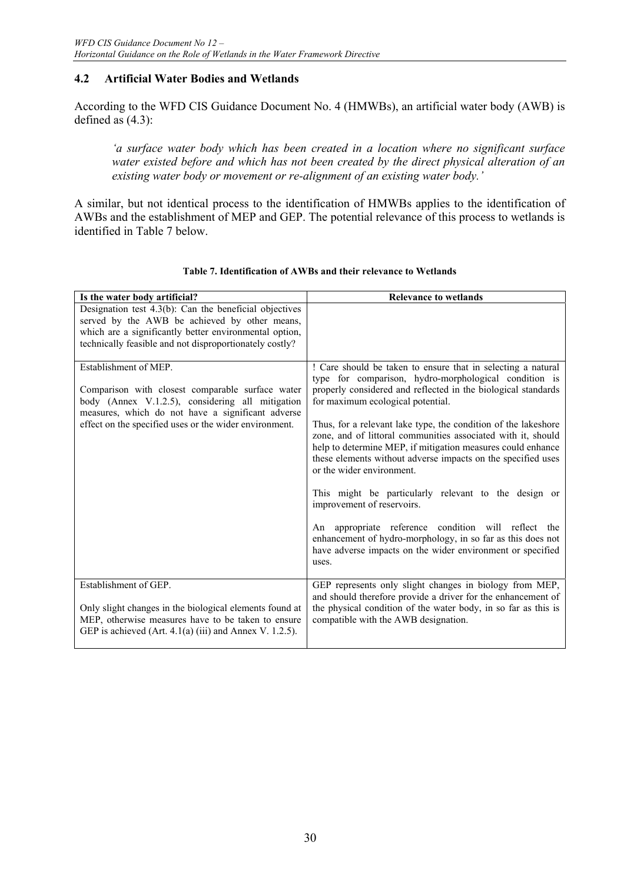## 4.2 Artificial Water Bodies and Wetlands

According to the WFD CIS Guidance Document No. 4 (HMWBs), an artificial water body (AWB) is defined as (4.3):

> *'a surface water body which has been created in a location where no significant surface water existed before and which has not been created by the direct physical alteration of an existing water body or movement or re-alignment of an existing water body.'*

A similar, but not identical process to the identification of HMWBs applies to the identification of AWBs and the establishment of MEP and GEP. The potential relevance of this process to wetlands is identified in Table 7 below.

**Table 7. Identification of AWBs and their relevance to Wetlands**

| Is the water body artificial? | Relevance to wetlands |
|---|---|
| Designation test 4.3(b): Can the beneficial objectives served by the AWB be achieved by other means, which are a significantly better environmental option, technically feasible and not disproportionately costly? | |
| Establishment of MEP.<br><br>Comparison with closest comparable surface water body (Annex V.1.2.5), considering all mitigation measures, which do not have a significant adverse effect on the specified uses or the wider environment. | ! Care should be taken to ensure that in selecting a natural type for comparison, hydro-morphological condition is properly considered and reflected in the biological standards for maximum ecological potential.<br><br>Thus, for a relevant lake type, the condition of the lakeshore zone, and of littoral communities associated with it, should help to determine MEP, if mitigation measures could enhance these elements without adverse impacts on the specified uses or the wider environment.<br><br>This might be particularly relevant to the design or improvement of reservoirs.<br><br>An appropriate reference condition will reflect the enhancement of hydro-morphology, in so far as this does not have adverse impacts on the wider environment or specified uses. |
| Establishment of GEP.<br><br>Only slight changes in the biological elements found at MEP, otherwise measures have to be taken to ensure GEP is achieved (Art. 4.1(a) (iii) and Annex V. 1.2.5). | GEP represents only slight changes in biology from MEP, and should therefore provide a driver for the enhancement of the physical condition of the water body, in so far as this is compatible with the AWB designation. |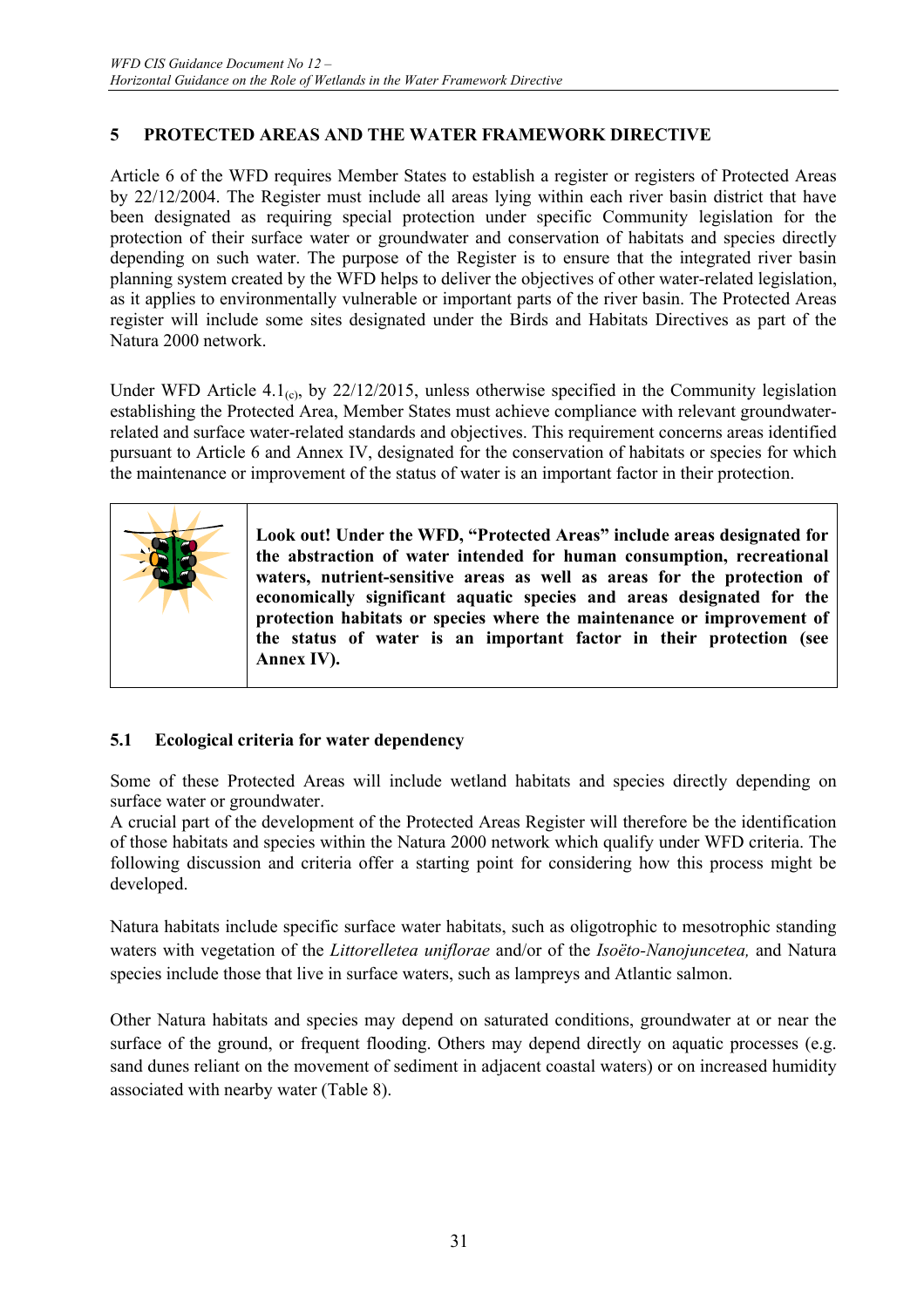## 5 PROTECTED AREAS AND THE WATER FRAMEWORK DIRECTIVE

Article 6 of the WFD requires Member States to establish a register or registers of Protected Areas by 22/12/2004. The Register must include all areas lying within each river basin district that have been designated as requiring special protection under specific Community legislation for the protection of their surface water or groundwater and conservation of habitats and species directly depending on such water. The purpose of the Register is to ensure that the integrated river basin planning system created by the WFD helps to deliver the objectives of other water-related legislation, as it applies to environmentally vulnerable or important parts of the river basin. The Protected Areas register will include some sites designated under the Birds and Habitats Directives as part of the Natura 2000 network.

Under WFD Article $4.1_{(c)}$, by 22/12/2015, unless otherwise specified in the Community legislation establishing the Protected Area, Member States must achieve compliance with relevant groundwater-related and surface water-related standards and objectives. This requirement concerns areas identified pursuant to Article 6 and Annex IV, designated for the conservation of habitats or species for which the maintenance or improvement of the status of water is an important factor in their protection.

**Look out! Under the WFD, "Protected Areas" include areas designated for the abstraction of water intended for human consumption, recreational waters, nutrient-sensitive areas as well as areas for the protection of economically significant aquatic species and areas designated for the protection habitats or species where the maintenance or improvement of the status of water is an important factor in their protection (see Annex IV).**

### 5.1 Ecological criteria for water dependency

Some of these Protected Areas will include wetland habitats and species directly depending on surface water or groundwater.

A crucial part of the development of the Protected Areas Register will therefore be the identification of those habitats and species within the Natura 2000 network which qualify under WFD criteria. The following discussion and criteria offer a starting point for considering how this process might be developed.

Natura habitats include specific surface water habitats, such as oligotrophic to mesotrophic standing waters with vegetation of the *Littorelletea uniflorae* and/or of the *Isoëto-Nanojuncetea,* and Natura species include those that live in surface waters, such as lampreys and Atlantic salmon.

Other Natura habitats and species may depend on saturated conditions, groundwater at or near the surface of the ground, or frequent flooding. Others may depend directly on aquatic processes (e.g. sand dunes reliant on the movement of sediment in adjacent coastal waters) or on increased humidity associated with nearby water (Table 8).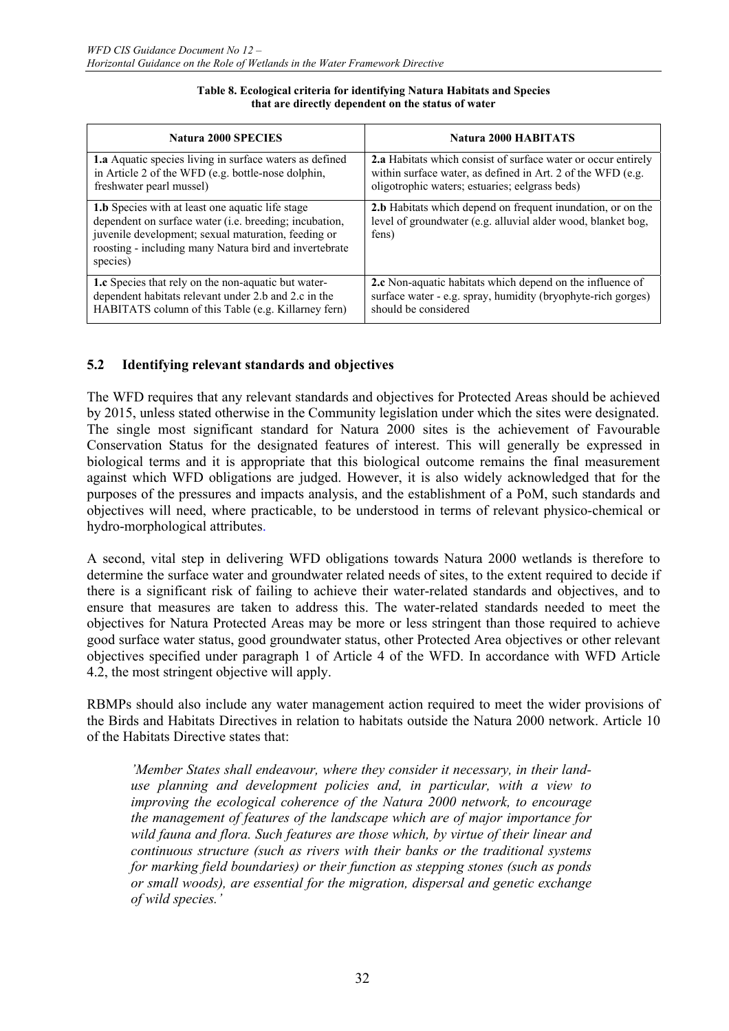**Table 8. Ecological criteria for identifying Natura Habitats and Species that are directly dependent on the status of water**

| Natura 2000 SPECIES | Natura 2000 HABITATS |
|---|---|
| **1.a** Aquatic species living in surface waters as defined in Article 2 of the WFD (e.g. bottle-nose dolphin, freshwater pearl mussel) | **2.a** Habitats which consist of surface water or occur entirely within surface water, as defined in Art. 2 of the WFD (e.g. oligotrophic waters; estuaries; eelgrass beds) |
| **1.b** Species with at least one aquatic life stage dependent on surface water (i.e. breeding; incubation, juvenile development; sexual maturation, feeding or roosting - including many Natura bird and invertebrate species) | **2.b** Habitats which depend on frequent inundation, or on the level of groundwater (e.g. alluvial alder wood, blanket bog, fens) |
| **1.c** Species that rely on the non-aquatic but water-dependent habitats relevant under 2.b and 2.c in the HABITATS column of this Table (e.g. Killarney fern) | **2.c** Non-aquatic habitats which depend on the influence of surface water - e.g. spray, humidity (bryophyte-rich gorges) should be considered |

## 5.2 Identifying relevant standards and objectives

The WFD requires that any relevant standards and objectives for Protected Areas should be achieved by 2015, unless stated otherwise in the Community legislation under which the sites were designated. The single most significant standard for Natura 2000 sites is the achievement of Favourable Conservation Status for the designated features of interest. This will generally be expressed in biological terms and it is appropriate that this biological outcome remains the final measurement against which WFD obligations are judged. However, it is also widely acknowledged that for the purposes of the pressures and impacts analysis, and the establishment of a PoM, such standards and objectives will need, where practicable, to be understood in terms of relevant physico-chemical or hydro-morphological attributes.

A second, vital step in delivering WFD obligations towards Natura 2000 wetlands is therefore to determine the surface water and groundwater related needs of sites, to the extent required to decide if there is a significant risk of failing to achieve their water-related standards and objectives, and to ensure that measures are taken to address this. The water-related standards needed to meet the objectives for Natura Protected Areas may be more or less stringent than those required to achieve good surface water status, good groundwater status, other Protected Area objectives or other relevant objectives specified under paragraph 1 of Article 4 of the WFD. In accordance with WFD Article 4.2, the most stringent objective will apply.

RBMPs should also include any water management action required to meet the wider provisions of the Birds and Habitats Directives in relation to habitats outside the Natura 2000 network. Article 10 of the Habitats Directive states that:

> *'Member States shall endeavour, where they consider it necessary, in their land-use planning and development policies and, in particular, with a view to improving the ecological coherence of the Natura 2000 network, to encourage the management of features of the landscape which are of major importance for wild fauna and flora. Such features are those which, by virtue of their linear and continuous structure (such as rivers with their banks or the traditional systems for marking field boundaries) or their function as stepping stones (such as ponds or small woods), are essential for the migration, dispersal and genetic exchange of wild species.'*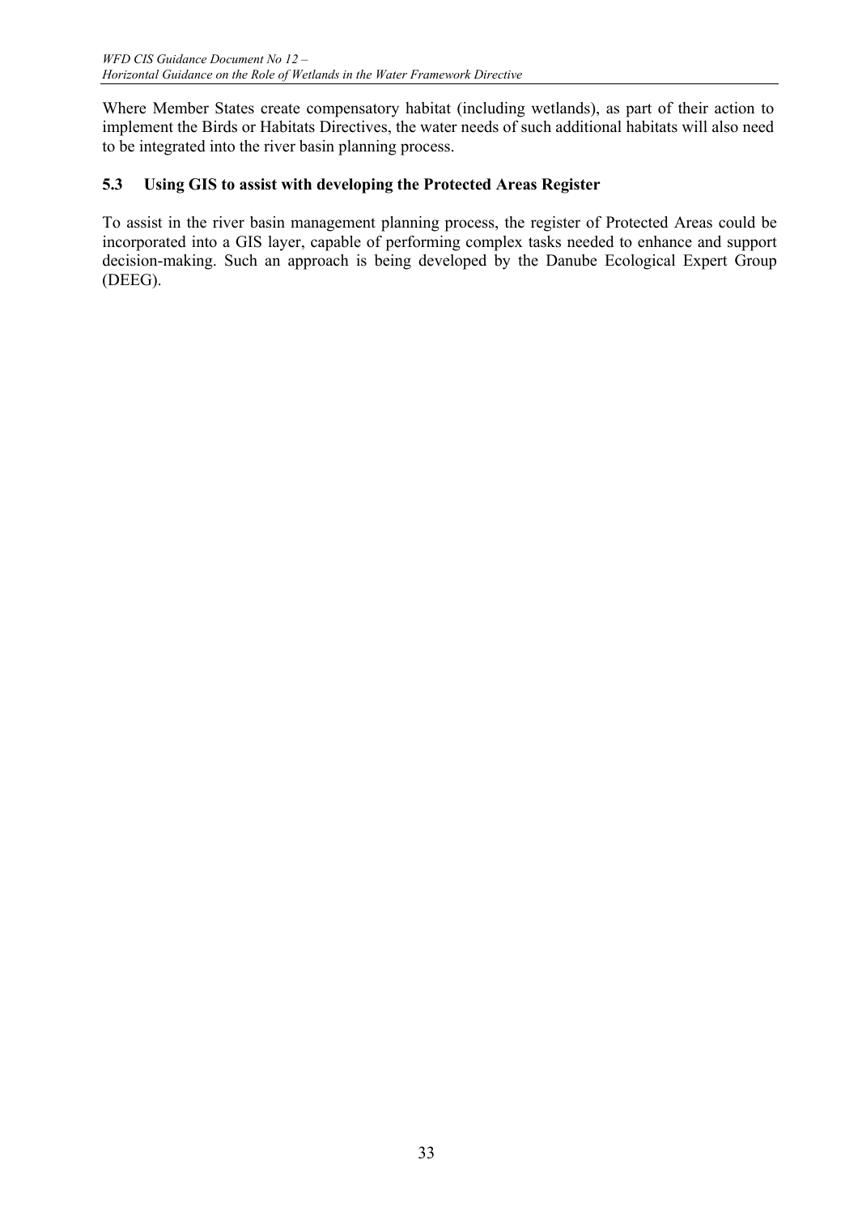Where Member States create compensatory habitat (including wetlands), as part of their action to implement the Birds or Habitats Directives, the water needs of such additional habitats will also need to be integrated into the river basin planning process.

### 5.3 Using GIS to assist with developing the Protected Areas Register

To assist in the river basin management planning process, the register of Protected Areas could be incorporated into a GIS layer, capable of performing complex tasks needed to enhance and support decision-making. Such an approach is being developed by the Danube Ecological Expert Group (DEEG).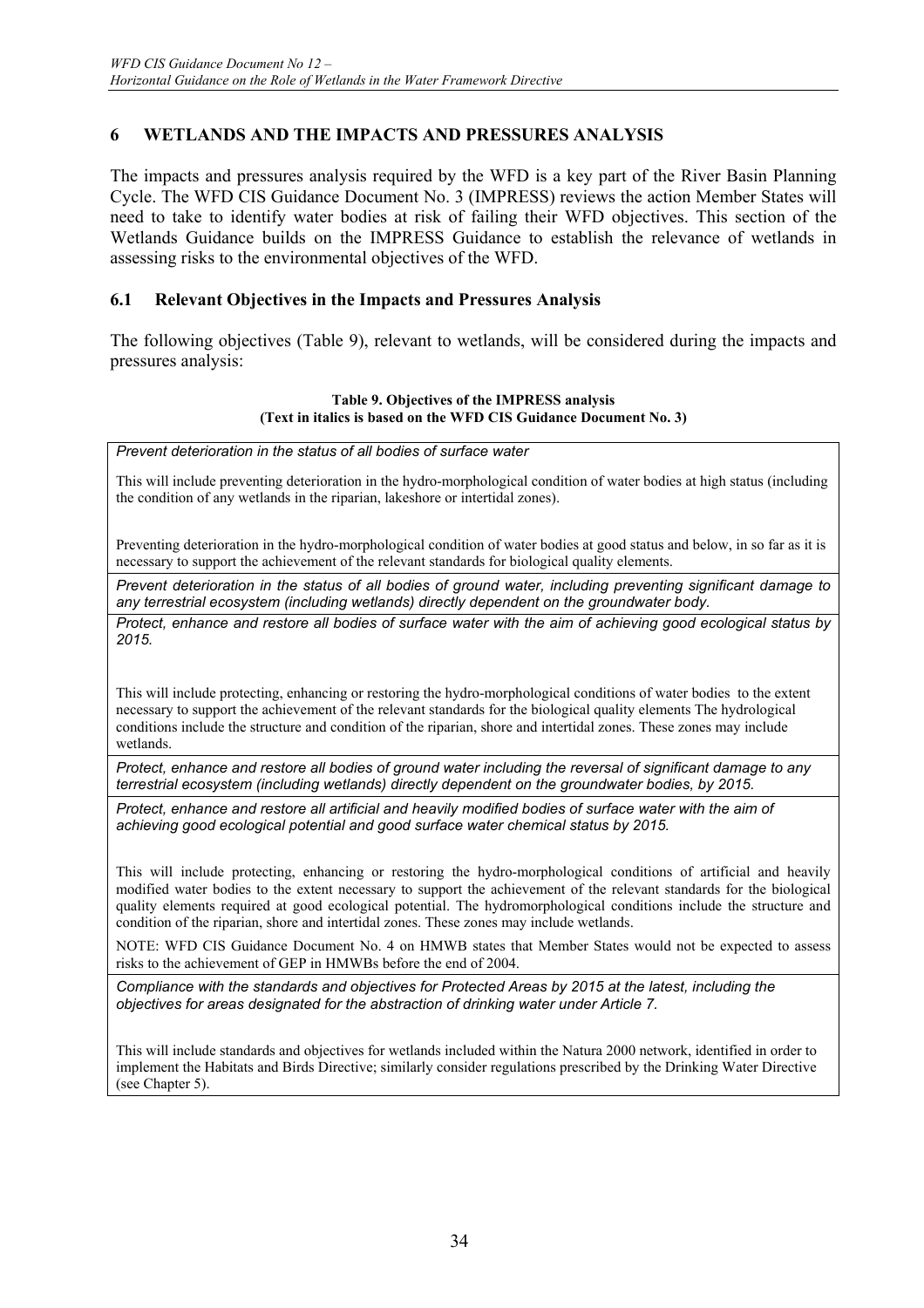## 6 WETLANDS AND THE IMPACTS AND PRESSURES ANALYSIS

The impacts and pressures analysis required by the WFD is a key part of the River Basin Planning Cycle. The WFD CIS Guidance Document No. 3 (IMPRESS) reviews the action Member States will need to take to identify water bodies at risk of failing their WFD objectives. This section of the Wetlands Guidance builds on the IMPRESS Guidance to establish the relevance of wetlands in assessing risks to the environmental objectives of the WFD.

### 6.1 Relevant Objectives in the Impacts and Pressures Analysis

The following objectives (Table 9), relevant to wetlands, will be considered during the impacts and pressures analysis:

**Table 9. Objectives of the IMPRESS analysis**
**(Text in italics is based on the WFD CIS Guidance Document No. 3)**

| |
|---|
| *Prevent deterioration in the status of all bodies of surface water*<br><br>This will include preventing deterioration in the hydro-morphological condition of water bodies at high status (including the condition of any wetlands in the riparian, lakeshore or intertidal zones).<br><br>Preventing deterioration in the hydro-morphological condition of water bodies at good status and below, in so far as it is necessary to support the achievement of the relevant standards for biological quality elements. |
| *Prevent deterioration in the status of all bodies of ground water, including preventing significant damage to any terrestrial ecosystem (including wetlands) directly dependent on the groundwater body.* |
| *Protect, enhance and restore all bodies of surface water with the aim of achieving good ecological status by 2015.*<br><br>This will include protecting, enhancing or restoring the hydro-morphological conditions of water bodies to the extent necessary to support the achievement of the relevant standards for the biological quality elements The hydrological conditions include the structure and condition of the riparian, shore and intertidal zones. These zones may include wetlands. |
| *Protect, enhance and restore all bodies of ground water including the reversal of significant damage to any terrestrial ecosystem (including wetlands) directly dependent on the groundwater bodies, by 2015.* |
| *Protect, enhance and restore all artificial and heavily modified bodies of surface water with the aim of achieving good ecological potential and good surface water chemical status by 2015.*<br><br>This will include protecting, enhancing or restoring the hydro-morphological conditions of artificial and heavily modified water bodies to the extent necessary to support the achievement of the relevant standards for the biological quality elements required at good ecological potential. The hydromorphological conditions include the structure and condition of the riparian, shore and intertidal zones. These zones may include wetlands.<br><br>NOTE: WFD CIS Guidance Document No. 4 on HMWB states that Member States would not be expected to assess risks to the achievement of GEP in HMWBs before the end of 2004. |
| *Compliance with the standards and objectives for Protected Areas by 2015 at the latest, including the objectives for areas designated for the abstraction of drinking water under Article 7.*<br><br>This will include standards and objectives for wetlands included within the Natura 2000 network, identified in order to implement the Habitats and Birds Directive; similarly consider regulations prescribed by the Drinking Water Directive (see Chapter 5). |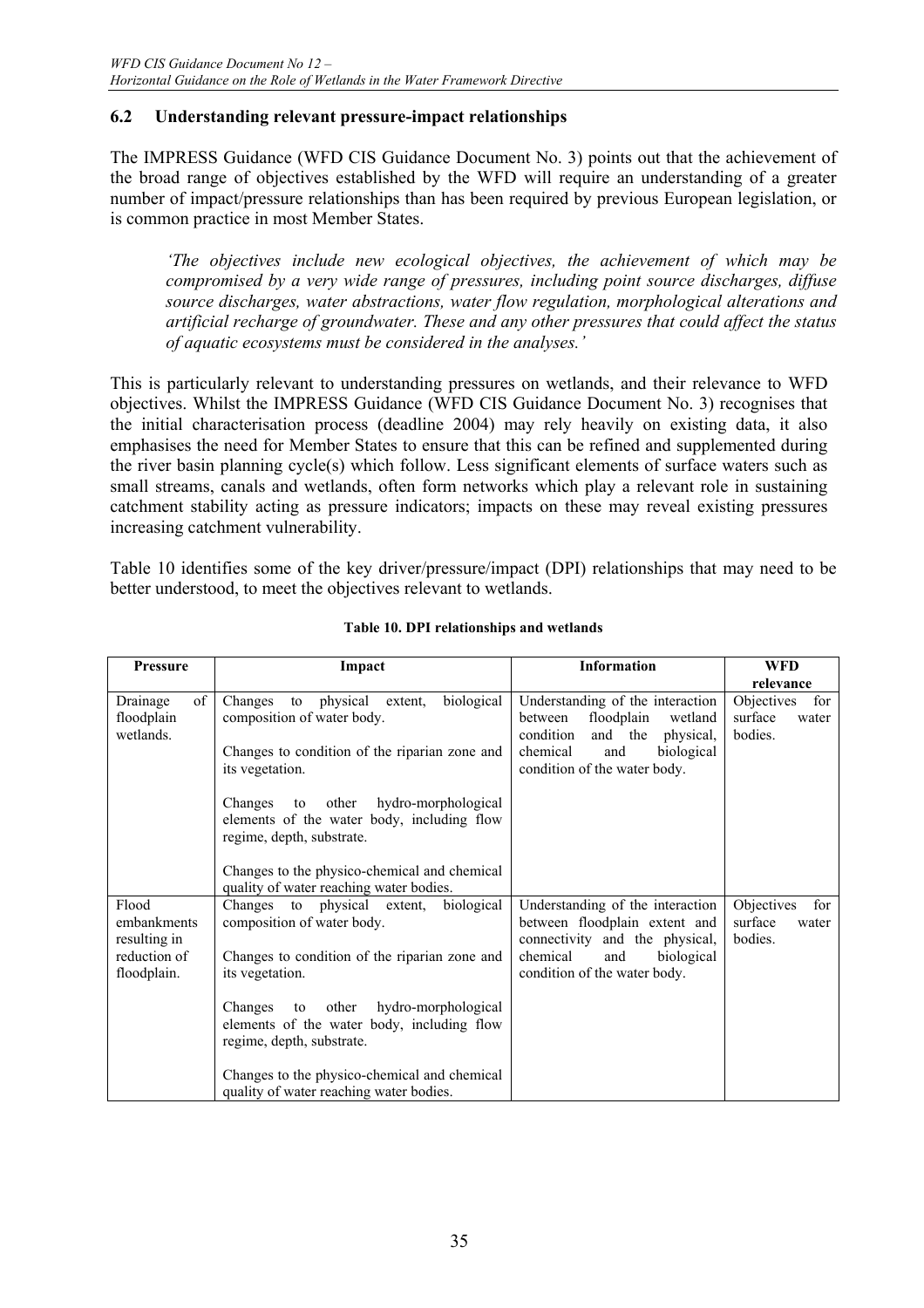## 6.2 Understanding relevant pressure-impact relationships

The IMPRESS Guidance (WFD CIS Guidance Document No. 3) points out that the achievement of the broad range of objectives established by the WFD will require an understanding of a greater number of impact/pressure relationships than has been required by previous European legislation, or is common practice in most Member States.

> *'The objectives include new ecological objectives, the achievement of which may be compromised by a very wide range of pressures, including point source discharges, diffuse source discharges, water abstractions, water flow regulation, morphological alterations and artificial recharge of groundwater. These and any other pressures that could affect the status of aquatic ecosystems must be considered in the analyses.'*

This is particularly relevant to understanding pressures on wetlands, and their relevance to WFD objectives. Whilst the IMPRESS Guidance (WFD CIS Guidance Document No. 3) recognises that the initial characterisation process (deadline 2004) may rely heavily on existing data, it also emphasises the need for Member States to ensure that this can be refined and supplemented during the river basin planning cycle(s) which follow. Less significant elements of surface waters such as small streams, canals and wetlands, often form networks which play a relevant role in sustaining catchment stability acting as pressure indicators; impacts on these may reveal existing pressures increasing catchment vulnerability.

Table 10 identifies some of the key driver/pressure/impact (DPI) relationships that may need to be better understood, to meet the objectives relevant to wetlands.

**Table 10. DPI relationships and wetlands**

| Pressure | Impact | Information | WFD relevance |
|---|---|---|---|
| Drainage of floodplain wetlands. | Changes to physical extent, biological composition of water body.<br><br>Changes to condition of the riparian zone and its vegetation.<br><br>Changes to other hydro-morphological elements of the water body, including flow regime, depth, substrate.<br><br>Changes to the physico-chemical and chemical quality of water reaching water bodies. | Understanding of the interaction between floodplain wetland condition and the physical, chemical and biological condition of the water body. | Objectives for surface water bodies. |
| Flood embankments resulting in reduction of floodplain. | Changes to physical extent, biological composition of water body.<br><br>Changes to condition of the riparian zone and its vegetation.<br><br>Changes to other hydro-morphological elements of the water body, including flow regime, depth, substrate.<br><br>Changes to the physico-chemical and chemical quality of water reaching water bodies. | Understanding of the interaction between floodplain extent and connectivity and the physical, chemical and biological condition of the water body. | Objectives for surface water bodies. |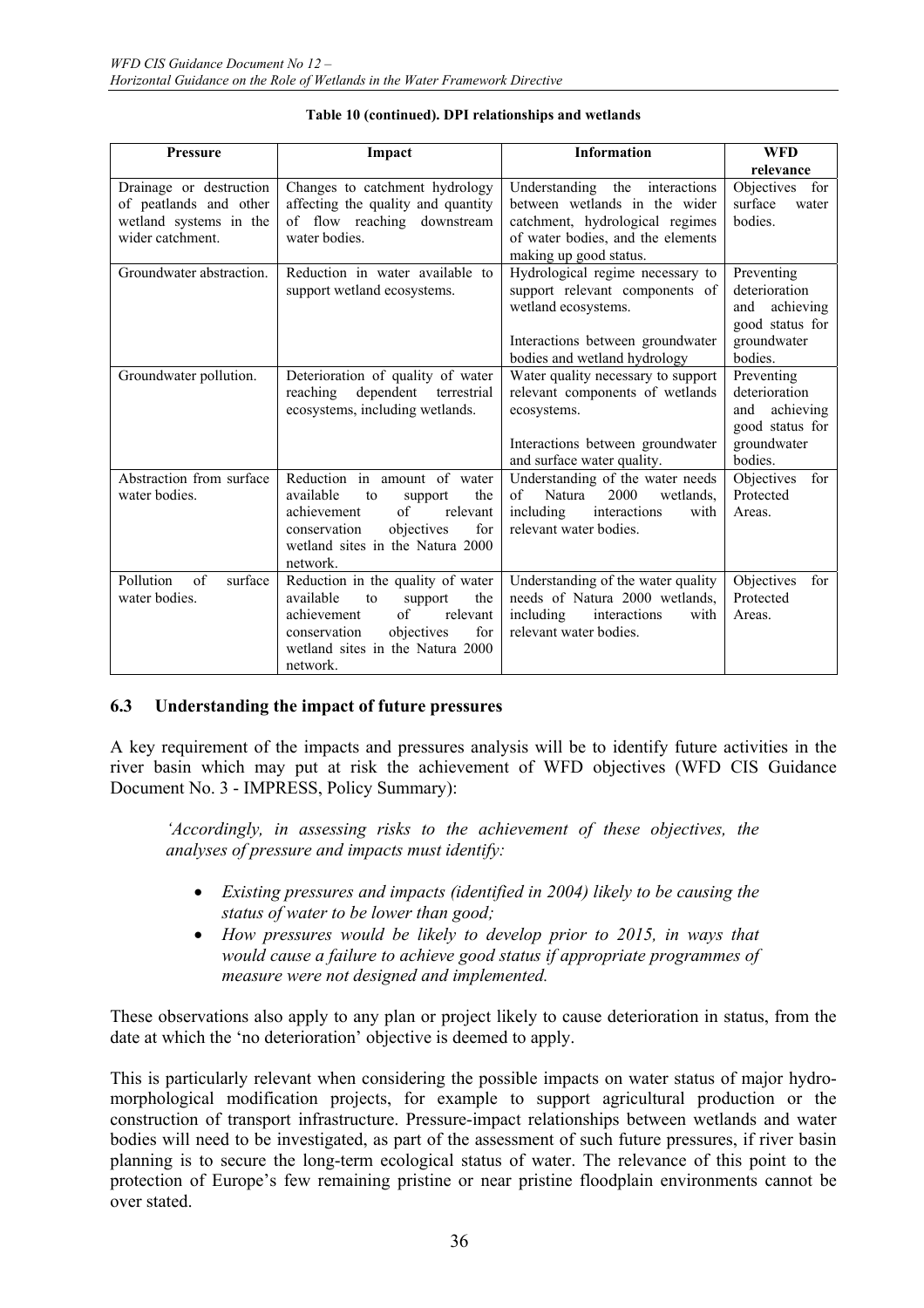**Table 10 (continued). DPI relationships and wetlands**

| Pressure | Impact | Information | WFD relevance |
|---|---|---|---|
| Drainage or destruction of peatlands and other wetland systems in the wider catchment. | Changes to catchment hydrology affecting the quality and quantity of flow reaching downstream water bodies. | Understanding the interactions between wetlands in the wider catchment, hydrological regimes of water bodies, and the elements making up good status. | Objectives for surface water bodies. |
| Groundwater abstraction. | Reduction in water available to support wetland ecosystems. | Hydrological regime necessary to support relevant components of wetland ecosystems.<br><br>Interactions between groundwater bodies and wetland hydrology | Preventing deterioration and achieving good status for groundwater bodies. |
| Groundwater pollution. | Deterioration of quality of water reaching dependent terrestrial ecosystems, including wetlands. | Water quality necessary to support relevant components of wetlands ecosystems.<br><br>Interactions between groundwater and surface water quality. | Preventing deterioration and achieving good status for groundwater bodies. |
| Abstraction from surface water bodies. | Reduction in amount of water available to support the achievement of relevant conservation objectives for wetland sites in the Natura 2000 network. | Understanding of the water needs of Natura 2000 wetlands, including interactions with relevant water bodies. | Objectives for Protected Areas. |
| Pollution of surface water bodies. | Reduction in the quality of water available to support the achievement of relevant conservation objectives for wetland sites in the Natura 2000 network. | Understanding of the water quality needs of Natura 2000 wetlands, including interactions with relevant water bodies. | Objectives for Protected Areas. |

## 6.3 Understanding the impact of future pressures

A key requirement of the impacts and pressures analysis will be to identify future activities in the river basin which may put at risk the achievement of WFD objectives (WFD CIS Guidance Document No. 3 - IMPRESS, Policy Summary):

> *'Accordingly, in assessing risks to the achievement of these objectives, the analyses of pressure and impacts must identify:*
>
> - *Existing pressures and impacts (identified in 2004) likely to be causing the status of water to be lower than good;*
> - *How pressures would be likely to develop prior to 2015, in ways that would cause a failure to achieve good status if appropriate programmes of measure were not designed and implemented.*

These observations also apply to any plan or project likely to cause deterioration in status, from the date at which the 'no deterioration' objective is deemed to apply.

This is particularly relevant when considering the possible impacts on water status of major hydro-morphological modification projects, for example to support agricultural production or the construction of transport infrastructure. Pressure-impact relationships between wetlands and water bodies will need to be investigated, as part of the assessment of such future pressures, if river basin planning is to secure the long-term ecological status of water. The relevance of this point to the protection of Europe's few remaining pristine or near pristine floodplain environments cannot be over stated.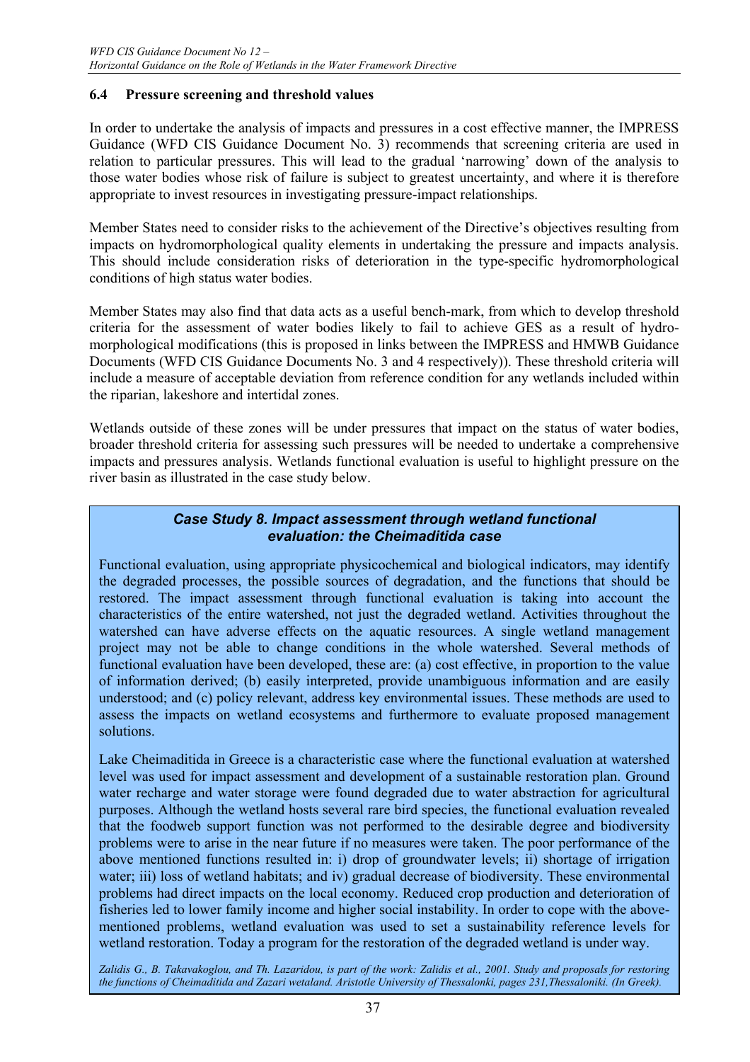### 6.4 Pressure screening and threshold values

In order to undertake the analysis of impacts and pressures in a cost effective manner, the IMPRESS Guidance (WFD CIS Guidance Document No. 3) recommends that screening criteria are used in relation to particular pressures. This will lead to the gradual 'narrowing' down of the analysis to those water bodies whose risk of failure is subject to greatest uncertainty, and where it is therefore appropriate to invest resources in investigating pressure-impact relationships.

Member States need to consider risks to the achievement of the Directive's objectives resulting from impacts on hydromorphological quality elements in undertaking the pressure and impacts analysis. This should include consideration risks of deterioration in the type-specific hydromorphological conditions of high status water bodies.

Member States may also find that data acts as a useful bench-mark, from which to develop threshold criteria for the assessment of water bodies likely to fail to achieve GES as a result of hydro-morphological modifications (this is proposed in links between the IMPRESS and HMWB Guidance Documents (WFD CIS Guidance Documents No. 3 and 4 respectively)). These threshold criteria will include a measure of acceptable deviation from reference condition for any wetlands included within the riparian, lakeshore and intertidal zones.

Wetlands outside of these zones will be under pressures that impact on the status of water bodies, broader threshold criteria for assessing such pressures will be needed to undertake a comprehensive impacts and pressures analysis. Wetlands functional evaluation is useful to highlight pressure on the river basin as illustrated in the case study below.

> ***Case Study 8. Impact assessment through wetland functional evaluation: the Cheimaditida case***
>
> Functional evaluation, using appropriate physicochemical and biological indicators, may identify the degraded processes, the possible sources of degradation, and the functions that should be restored. The impact assessment through functional evaluation is taking into account the characteristics of the entire watershed, not just the degraded wetland. Activities throughout the watershed can have adverse effects on the aquatic resources. A single wetland management project may not be able to change conditions in the whole watershed. Several methods of functional evaluation have been developed, these are: (a) cost effective, in proportion to the value of information derived; (b) easily interpreted, provide unambiguous information and are easily understood; and (c) policy relevant, address key environmental issues. These methods are used to assess the impacts on wetland ecosystems and furthermore to evaluate proposed management solutions.
>
> Lake Cheimaditida in Greece is a characteristic case where the functional evaluation at watershed level was used for impact assessment and development of a sustainable restoration plan. Ground water recharge and water storage were found degraded due to water abstraction for agricultural purposes. Although the wetland hosts several rare bird species, the functional evaluation revealed that the foodweb support function was not performed to the desirable degree and biodiversity problems were to arise in the near future if no measures were taken. The poor performance of the above mentioned functions resulted in: i) drop of groundwater levels; ii) shortage of irrigation water; iii) loss of wetland habitats; and iv) gradual decrease of biodiversity. These environmental problems had direct impacts on the local economy. Reduced crop production and deterioration of fisheries led to lower family income and higher social instability. In order to cope with the above-mentioned problems, wetland evaluation was used to set a sustainability reference levels for wetland restoration. Today a program for the restoration of the degraded wetland is under way.
>
> *Zalidis G., B. Takavakoglou, and Th. Lazaridou, is part of the work: Zalidis et al., 2001. Study and proposals for restoring the functions of Cheimaditida and Zazari wetaland. Aristotle University of Thessalonki, pages 231,Thessaloniki. (In Greek).*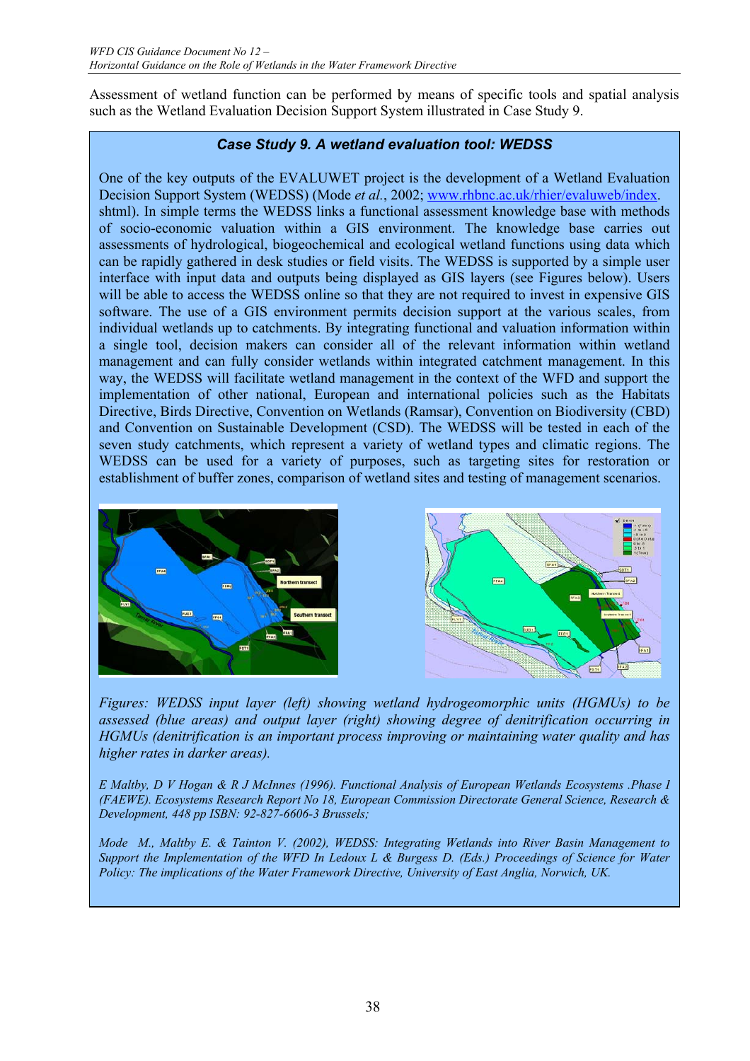Assessment of wetland function can be performed by means of specific tools and spatial analysis such as the Wetland Evaluation Decision Support System illustrated in Case Study 9.

### *Case Study 9. A wetland evaluation tool: WEDSS*

One of the key outputs of the EVALUWET project is the development of a Wetland Evaluation Decision Support System (WEDSS) (Mode *et al.*, 2002; www.rhbnc.ac.uk/rhier/evaluweb/index.shtml). In simple terms the WEDSS links a functional assessment knowledge base with methods of socio-economic valuation within a GIS environment. The knowledge base carries out assessments of hydrological, biogeochemical and ecological wetland functions using data which can be rapidly gathered in desk studies or field visits. The WEDSS is supported by a simple user interface with input data and outputs being displayed as GIS layers (see Figures below). Users will be able to access the WEDSS online so that they are not required to invest in expensive GIS software. The use of a GIS environment permits decision support at the various scales, from individual wetlands up to catchments. By integrating functional and valuation information within a single tool, decision makers can consider all of the relevant information within wetland management and can fully consider wetlands within integrated catchment management. In this way, the WEDSS will facilitate wetland management in the context of the WFD and support the implementation of other national, European and international policies such as the Habitats Directive, Birds Directive, Convention on Wetlands (Ramsar), Convention on Biodiversity (CBD) and Convention on Sustainable Development (CSD). The WEDSS will be tested in each of the seven study catchments, which represent a variety of wetland types and climatic regions. The WEDSS can be used for a variety of purposes, such as targeting sites for restoration or establishment of buffer zones, comparison of wetland sites and testing of management scenarios.

*Figures: WEDSS input layer (left) showing wetland hydrogeomorphic units (HGMUs) to be assessed (blue areas) and output layer (right) showing degree of denitrification occurring in HGMUs (denitrification is an important process improving or maintaining water quality and has higher rates in darker areas).*

*E Maltby, D V Hogan & R J McInnes (1996). Functional Analysis of European Wetlands Ecosystems .Phase I (FAEWE). Ecosystems Research Report No 18, European Commission Directorate General Science, Research & Development, 448 pp ISBN: 92-827-6606-3 Brussels;*

*Mode M., Maltby E. & Tainton V. (2002), WEDSS: Integrating Wetlands into River Basin Management to Support the Implementation of the WFD In Ledoux L & Burgess D. (Eds.) Proceedings of Science for Water Policy: The implications of the Water Framework Directive, University of East Anglia, Norwich, UK.*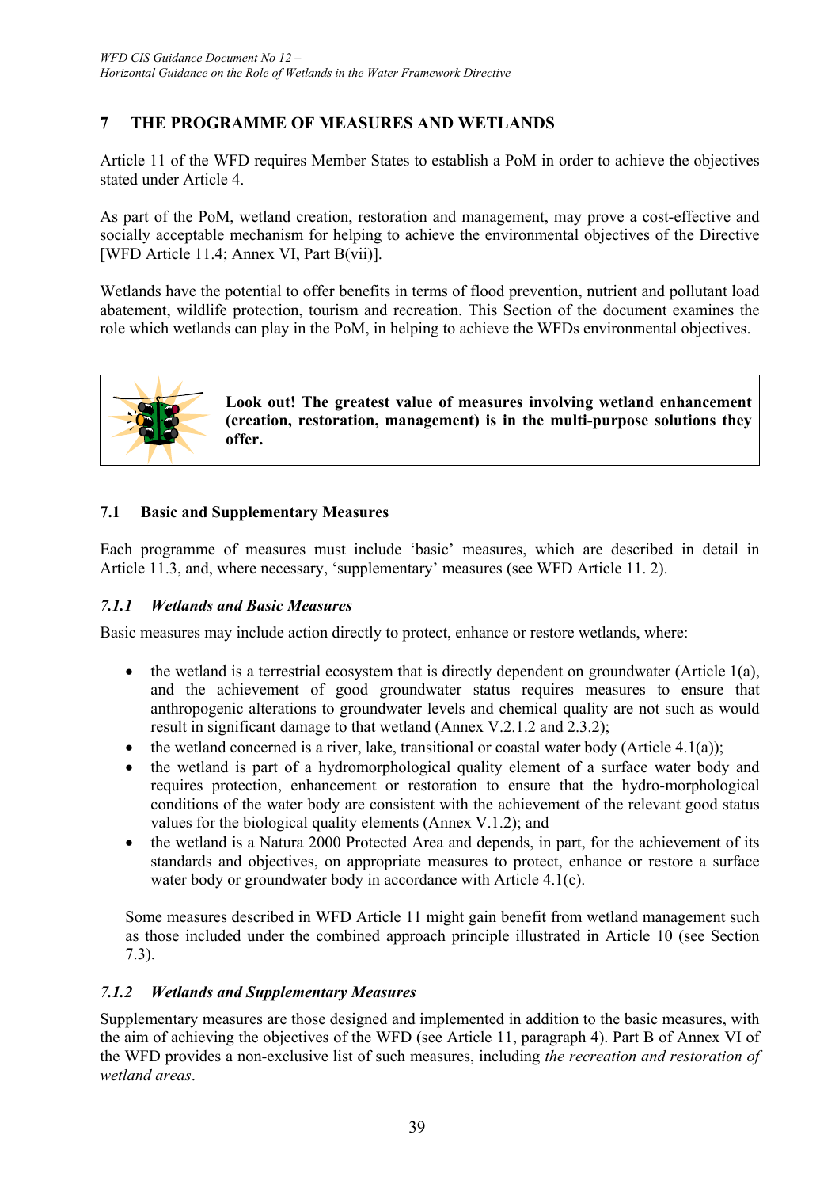# 7 THE PROGRAMME OF MEASURES AND WETLANDS

Article 11 of the WFD requires Member States to establish a PoM in order to achieve the objectives stated under Article 4.

As part of the PoM, wetland creation, restoration and management, may prove a cost-effective and socially acceptable mechanism for helping to achieve the environmental objectives of the Directive [WFD Article 11.4; Annex VI, Part B(vii)].

Wetlands have the potential to offer benefits in terms of flood prevention, nutrient and pollutant load abatement, wildlife protection, tourism and recreation. This Section of the document examines the role which wetlands can play in the PoM, in helping to achieve the WFDs environmental objectives.

**Look out! The greatest value of measures involving wetland enhancement (creation, restoration, management) is in the multi-purpose solutions they offer.**

## 7.1 Basic and Supplementary Measures

Each programme of measures must include 'basic' measures, which are described in detail in Article 11.3, and, where necessary, 'supplementary' measures (see WFD Article 11. 2).

### *7.1.1 Wetlands and Basic Measures*

Basic measures may include action directly to protect, enhance or restore wetlands, where:

- the wetland is a terrestrial ecosystem that is directly dependent on groundwater (Article 1(a), and the achievement of good groundwater status requires measures to ensure that anthropogenic alterations to groundwater levels and chemical quality are not such as would result in significant damage to that wetland (Annex V.2.1.2 and 2.3.2);
- the wetland concerned is a river, lake, transitional or coastal water body (Article 4.1(a));
- the wetland is part of a hydromorphological quality element of a surface water body and requires protection, enhancement or restoration to ensure that the hydro-morphological conditions of the water body are consistent with the achievement of the relevant good status values for the biological quality elements (Annex V.1.2); and
- the wetland is a Natura 2000 Protected Area and depends, in part, for the achievement of its standards and objectives, on appropriate measures to protect, enhance or restore a surface water body or groundwater body in accordance with Article 4.1(c).

Some measures described in WFD Article 11 might gain benefit from wetland management such as those included under the combined approach principle illustrated in Article 10 (see Section 7.3).

### *7.1.2 Wetlands and Supplementary Measures*

Supplementary measures are those designed and implemented in addition to the basic measures, with the aim of achieving the objectives of the WFD (see Article 11, paragraph 4). Part B of Annex VI of the WFD provides a non-exclusive list of such measures, including *the recreation and restoration of wetland areas*.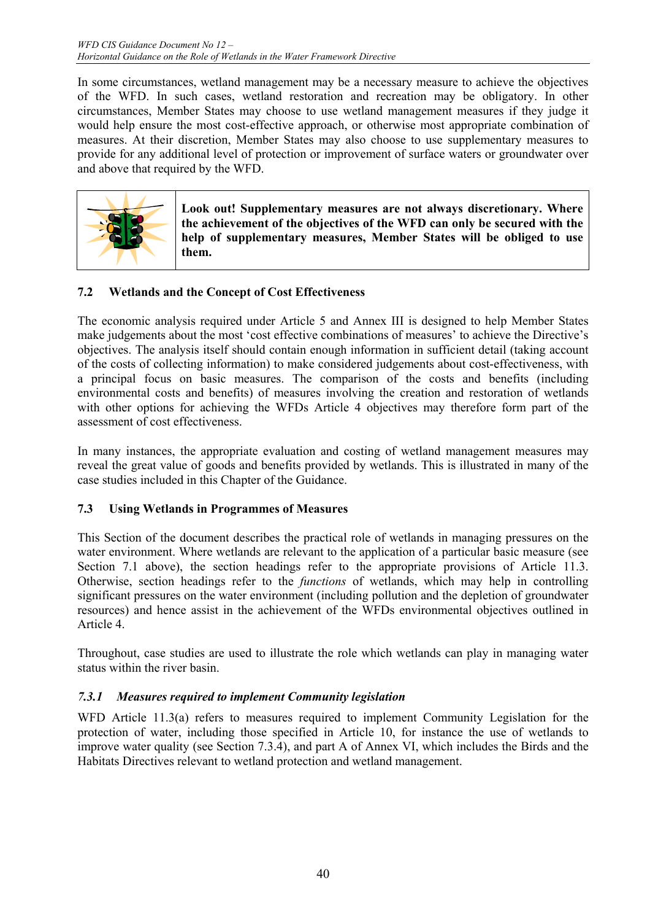In some circumstances, wetland management may be a necessary measure to achieve the objectives of the WFD. In such cases, wetland restoration and recreation may be obligatory. In other circumstances, Member States may choose to use wetland management measures if they judge it would help ensure the most cost-effective approach, or otherwise most appropriate combination of measures. At their discretion, Member States may also choose to use supplementary measures to provide for any additional level of protection or improvement of surface waters or groundwater over and above that required by the WFD.

**Look out! Supplementary measures are not always discretionary. Where the achievement of the objectives of the WFD can only be secured with the help of supplementary measures, Member States will be obliged to use them.**

### 7.2 Wetlands and the Concept of Cost Effectiveness

The economic analysis required under Article 5 and Annex III is designed to help Member States make judgements about the most 'cost effective combinations of measures' to achieve the Directive's objectives. The analysis itself should contain enough information in sufficient detail (taking account of the costs of collecting information) to make considered judgements about cost-effectiveness, with a principal focus on basic measures. The comparison of the costs and benefits (including environmental costs and benefits) of measures involving the creation and restoration of wetlands with other options for achieving the WFDs Article 4 objectives may therefore form part of the assessment of cost effectiveness.

In many instances, the appropriate evaluation and costing of wetland management measures may reveal the great value of goods and benefits provided by wetlands. This is illustrated in many of the case studies included in this Chapter of the Guidance.

### 7.3 Using Wetlands in Programmes of Measures

This Section of the document describes the practical role of wetlands in managing pressures on the water environment. Where wetlands are relevant to the application of a particular basic measure (see Section 7.1 above), the section headings refer to the appropriate provisions of Article 11.3. Otherwise, section headings refer to the *functions* of wetlands, which may help in controlling significant pressures on the water environment (including pollution and the depletion of groundwater resources) and hence assist in the achievement of the WFDs environmental objectives outlined in Article 4.

Throughout, case studies are used to illustrate the role which wetlands can play in managing water status within the river basin.

#### *7.3.1 Measures required to implement Community legislation*

WFD Article 11.3(a) refers to measures required to implement Community Legislation for the protection of water, including those specified in Article 10, for instance the use of wetlands to improve water quality (see Section 7.3.4), and part A of Annex VI, which includes the Birds and the Habitats Directives relevant to wetland protection and wetland management.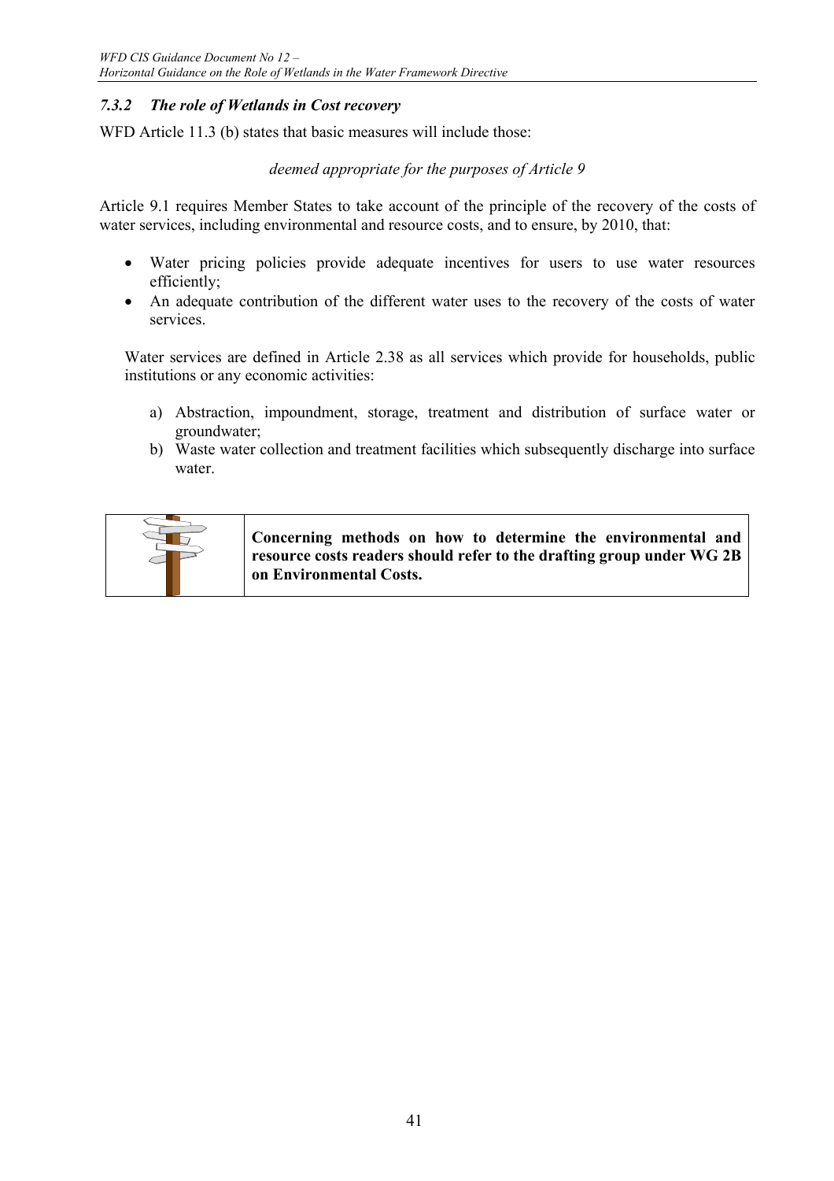### *7.3.2 The role of Wetlands in Cost recovery*

WFD Article 11.3 (b) states that basic measures will include those:

*deemed appropriate for the purposes of Article 9*

Article 9.1 requires Member States to take account of the principle of the recovery of the costs of water services, including environmental and resource costs, and to ensure, by 2010, that:

- Water pricing policies provide adequate incentives for users to use water resources efficiently;
- An adequate contribution of the different water uses to the recovery of the costs of water services.

Water services are defined in Article 2.38 as all services which provide for households, public institutions or any economic activities:

a) Abstraction, impoundment, storage, treatment and distribution of surface water or groundwater;
b) Waste water collection and treatment facilities which subsequently discharge into surface water.

**Concerning methods on how to determine the environmental and resource costs readers should refer to the drafting group under WG 2B on Environmental Costs.**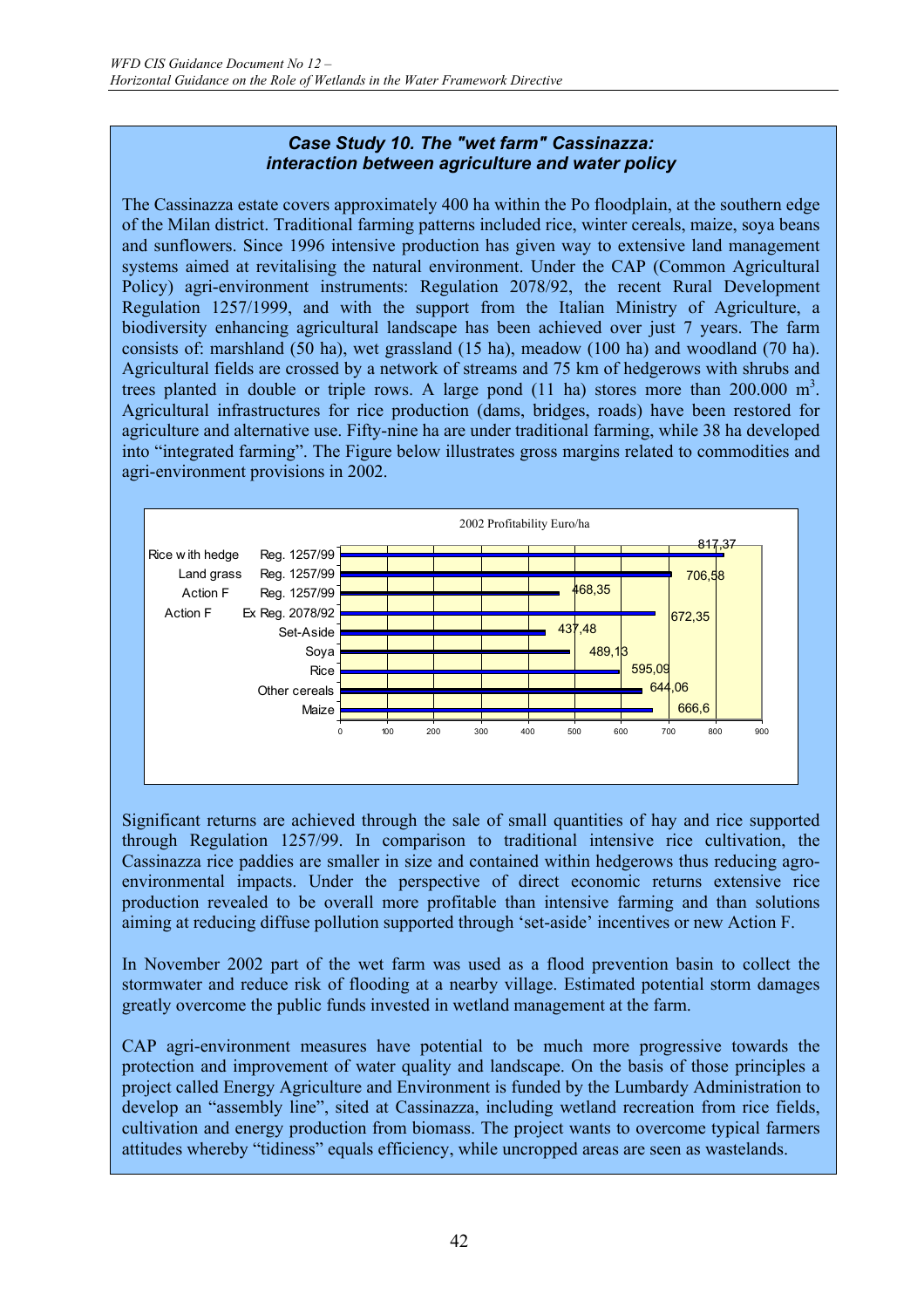### *Case Study 10. The "wet farm" Cassinazza: interaction between agriculture and water policy*

The Cassinazza estate covers approximately 400 ha within the Po floodplain, at the southern edge of the Milan district. Traditional farming patterns included rice, winter cereals, maize, soya beans and sunflowers. Since 1996 intensive production has given way to extensive land management systems aimed at revitalising the natural environment. Under the CAP (Common Agricultural Policy) agri-environment instruments: Regulation 2078/92, the recent Rural Development Regulation 1257/1999, and with the support from the Italian Ministry of Agriculture, a biodiversity enhancing agricultural landscape has been achieved over just 7 years. The farm consists of: marshland (50 ha), wet grassland (15 ha), meadow (100 ha) and woodland (70 ha). Agricultural fields are crossed by a network of streams and 75 km of hedgerows with shrubs and trees planted in double or triple rows. A large pond (11 ha) stores more than 200.000 m$^3$. Agricultural infrastructures for rice production (dams, bridges, roads) have been restored for agriculture and alternative use. Fifty-nine ha are under traditional farming, while 38 ha developed into "integrated farming". The Figure below illustrates gross margins related to commodities and agri-environment provisions in 2002.

2002 Profitability Euro/ha

| Item | Euro/ha |
|---|---|
| Rice with hedge – Reg. 1257/99 | 817,37 |
| Land grass – Reg. 1257/99 | 706,58 |
| Action F – Reg. 1257/99 | 468,35 |
| Action F – Ex Reg. 2078/92 | 672,35 |
| Set-Aside | 437,48 |
| Soya | 489,13 |
| Rice | 595,09 |
| Other cereals | 644,06 |
| Maize | 666,6 |

Significant returns are achieved through the sale of small quantities of hay and rice supported through Regulation 1257/99. In comparison to traditional intensive rice cultivation, the Cassinazza rice paddies are smaller in size and contained within hedgerows thus reducing agro-environmental impacts. Under the perspective of direct economic returns extensive rice production revealed to be overall more profitable than intensive farming and than solutions aiming at reducing diffuse pollution supported through 'set-aside' incentives or new Action F.

In November 2002 part of the wet farm was used as a flood prevention basin to collect the stormwater and reduce risk of flooding at a nearby village. Estimated potential storm damages greatly overcome the public funds invested in wetland management at the farm.

CAP agri-environment measures have potential to be much more progressive towards the protection and improvement of water quality and landscape. On the basis of those principles a project called Energy Agriculture and Environment is funded by the Lumbardy Administration to develop an "assembly line", sited at Cassinazza, including wetland recreation from rice fields, cultivation and energy production from biomass. The project wants to overcome typical farmers attitudes whereby "tidiness" equals efficiency, while uncropped areas are seen as wastelands.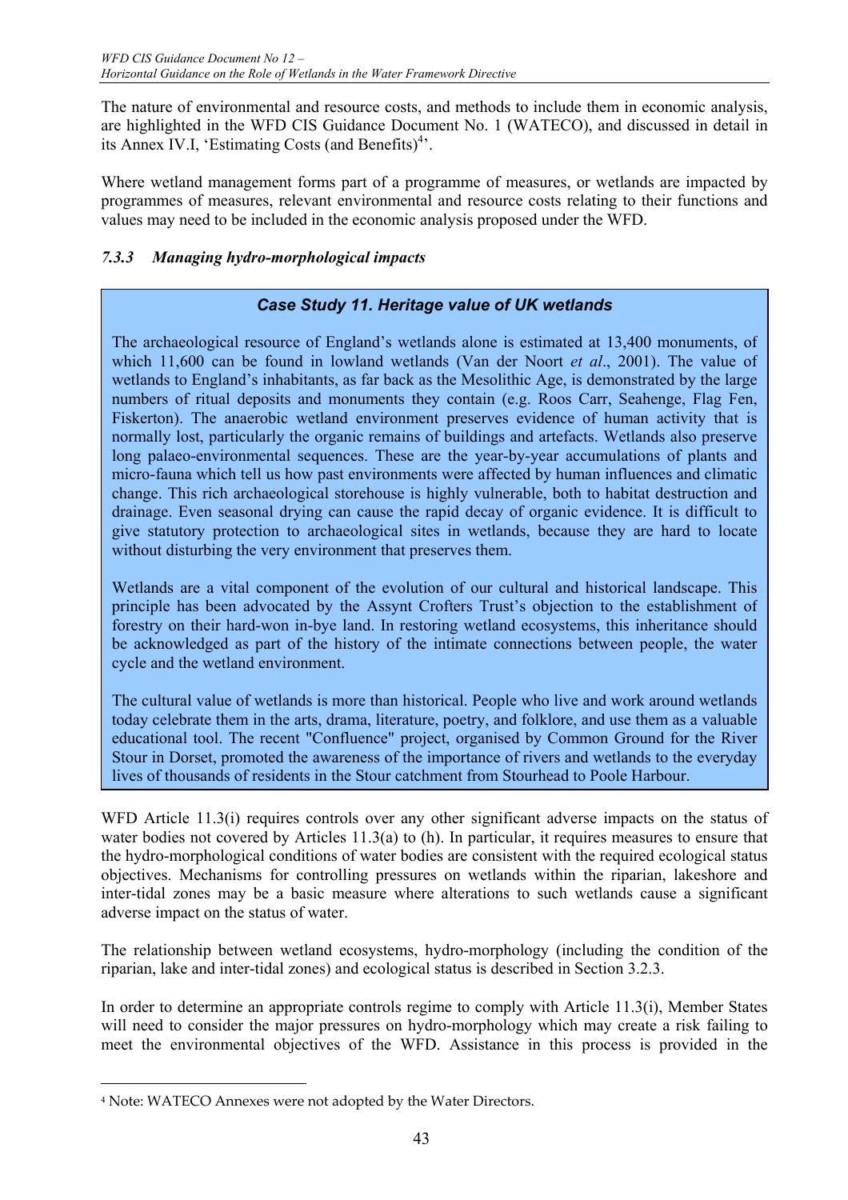The nature of environmental and resource costs, and methods to include them in economic analysis, are highlighted in the WFD CIS Guidance Document No. 1 (WATECO), and discussed in detail in its Annex IV.I, 'Estimating Costs (and Benefits)[4]'.

Where wetland management forms part of a programme of measures, or wetlands are impacted by programmes of measures, relevant environmental and resource costs relating to their functions and values may need to be included in the economic analysis proposed under the WFD.

### *7.3.3 Managing hydro-morphological impacts*

> **Case Study 11. Heritage value of UK wetlands**
>
> The archaeological resource of England's wetlands alone is estimated at 13,400 monuments, of which 11,600 can be found in lowland wetlands (Van der Noort *et al*., 2001). The value of wetlands to England's inhabitants, as far back as the Mesolithic Age, is demonstrated by the large numbers of ritual deposits and monuments they contain (e.g. Roos Carr, Seahenge, Flag Fen, Fiskerton). The anaerobic wetland environment preserves evidence of human activity that is normally lost, particularly the organic remains of buildings and artefacts. Wetlands also preserve long palaeo-environmental sequences. These are the year-by-year accumulations of plants and micro-fauna which tell us how past environments were affected by human influences and climatic change. This rich archaeological storehouse is highly vulnerable, both to habitat destruction and drainage. Even seasonal drying can cause the rapid decay of organic evidence. It is difficult to give statutory protection to archaeological sites in wetlands, because they are hard to locate without disturbing the very environment that preserves them.
>
> Wetlands are a vital component of the evolution of our cultural and historical landscape. This principle has been advocated by the Assynt Crofters Trust's objection to the establishment of forestry on their hard-won in-bye land. In restoring wetland ecosystems, this inheritance should be acknowledged as part of the history of the intimate connections between people, the water cycle and the wetland environment.
>
> The cultural value of wetlands is more than historical. People who live and work around wetlands today celebrate them in the arts, drama, literature, poetry, and folklore, and use them as a valuable educational tool. The recent "Confluence" project, organised by Common Ground for the River Stour in Dorset, promoted the awareness of the importance of rivers and wetlands to the everyday lives of thousands of residents in the Stour catchment from Stourhead to Poole Harbour.

WFD Article 11.3(i) requires controls over any other significant adverse impacts on the status of water bodies not covered by Articles 11.3(a) to (h). In particular, it requires measures to ensure that the hydro-morphological conditions of water bodies are consistent with the required ecological status objectives. Mechanisms for controlling pressures on wetlands within the riparian, lakeshore and inter-tidal zones may be a basic measure where alterations to such wetlands cause a significant adverse impact on the status of water.

The relationship between wetland ecosystems, hydro-morphology (including the condition of the riparian, lake and inter-tidal zones) and ecological status is described in Section 3.2.3.

In order to determine an appropriate controls regime to comply with Article 11.3(i), Member States will need to consider the major pressures on hydro-morphology which may create a risk failing to meet the environmental objectives of the WFD. Assistance in this process is provided in the

---

[4] Note: WATECO Annexes were not adopted by the Water Directors.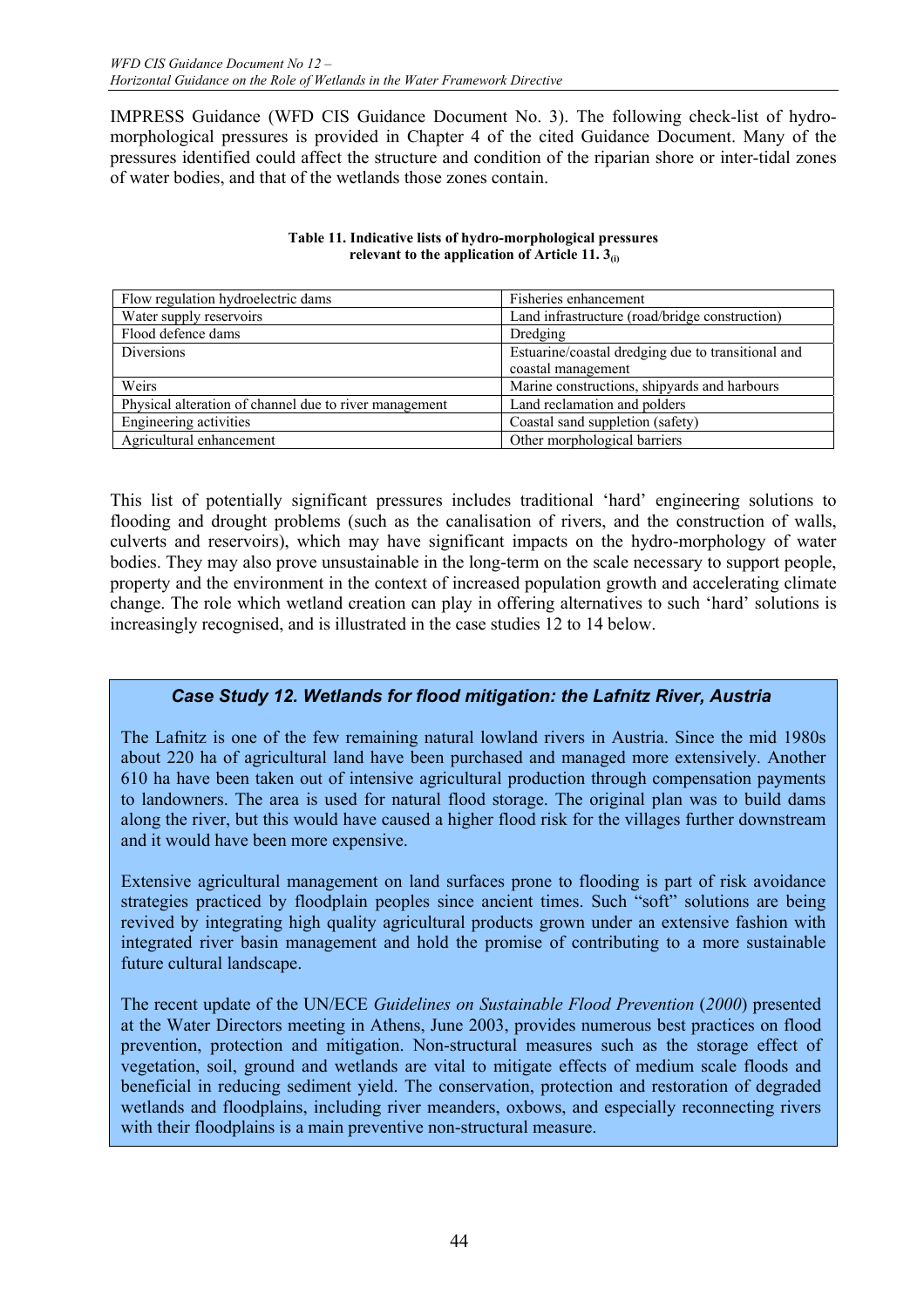IMPRESS Guidance (WFD CIS Guidance Document No. 3). The following check-list of hydro-morphological pressures is provided in Chapter 4 of the cited Guidance Document. Many of the pressures identified could affect the structure and condition of the riparian shore or inter-tidal zones of water bodies, and that of the wetlands those zones contain.

**Table 11. Indicative lists of hydro-morphological pressures relevant to the application of Article 11. $3_{(i)}$**

| | |
|---|---|
| Flow regulation hydroelectric dams | Fisheries enhancement |
| Water supply reservoirs | Land infrastructure (road/bridge construction) |
| Flood defence dams | Dredging |
| Diversions | Estuarine/coastal dredging due to transitional and coastal management |
| Weirs | Marine constructions, shipyards and harbours |
| Physical alteration of channel due to river management | Land reclamation and polders |
| Engineering activities | Coastal sand suppletion (safety) |
| Agricultural enhancement | Other morphological barriers |

This list of potentially significant pressures includes traditional 'hard' engineering solutions to flooding and drought problems (such as the canalisation of rivers, and the construction of walls, culverts and reservoirs), which may have significant impacts on the hydro-morphology of water bodies. They may also prove unsustainable in the long-term on the scale necessary to support people, property and the environment in the context of increased population growth and accelerating climate change. The role which wetland creation can play in offering alternatives to such 'hard' solutions is increasingly recognised, and is illustrated in the case studies 12 to 14 below.

### *Case Study 12. Wetlands for flood mitigation: the Lafnitz River, Austria*

The Lafnitz is one of the few remaining natural lowland rivers in Austria. Since the mid 1980s about 220 ha of agricultural land have been purchased and managed more extensively. Another 610 ha have been taken out of intensive agricultural production through compensation payments to landowners. The area is used for natural flood storage. The original plan was to build dams along the river, but this would have caused a higher flood risk for the villages further downstream and it would have been more expensive.

Extensive agricultural management on land surfaces prone to flooding is part of risk avoidance strategies practiced by floodplain peoples since ancient times. Such "soft" solutions are being revived by integrating high quality agricultural products grown under an extensive fashion with integrated river basin management and hold the promise of contributing to a more sustainable future cultural landscape.

The recent update of the UN/ECE *Guidelines on Sustainable Flood Prevention* (*2000*) presented at the Water Directors meeting in Athens, June 2003, provides numerous best practices on flood prevention, protection and mitigation. Non-structural measures such as the storage effect of vegetation, soil, ground and wetlands are vital to mitigate effects of medium scale floods and beneficial in reducing sediment yield. The conservation, protection and restoration of degraded wetlands and floodplains, including river meanders, oxbows, and especially reconnecting rivers with their floodplains is a main preventive non-structural measure.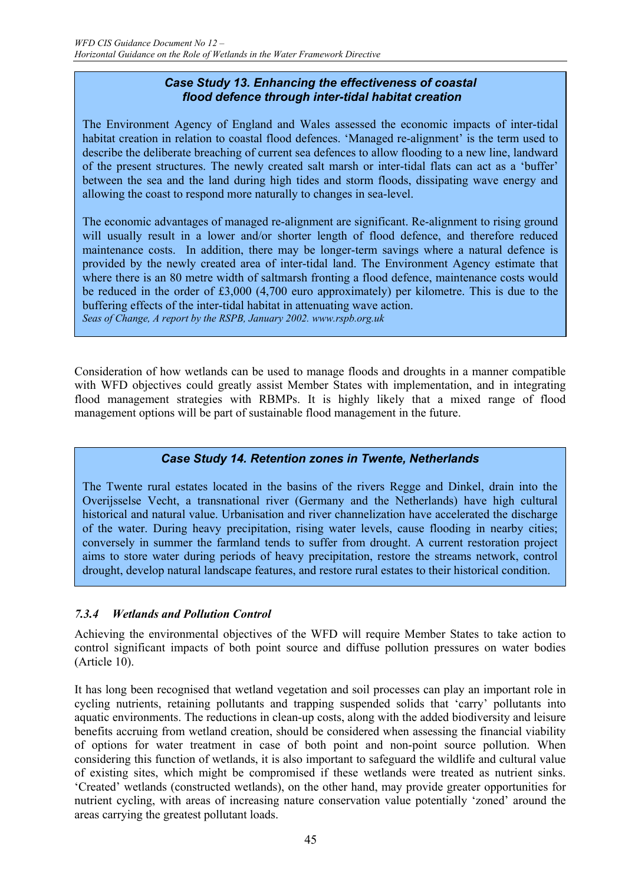**_Case Study 13. Enhancing the effectiveness of coastal flood defence through inter-tidal habitat creation_**

The Environment Agency of England and Wales assessed the economic impacts of inter-tidal habitat creation in relation to coastal flood defences. 'Managed re-alignment' is the term used to describe the deliberate breaching of current sea defences to allow flooding to a new line, landward of the present structures. The newly created salt marsh or inter-tidal flats can act as a 'buffer' between the sea and the land during high tides and storm floods, dissipating wave energy and allowing the coast to respond more naturally to changes in sea-level.

The economic advantages of managed re-alignment are significant. Re-alignment to rising ground will usually result in a lower and/or shorter length of flood defence, and therefore reduced maintenance costs. In addition, there may be longer-term savings where a natural defence is provided by the newly created area of inter-tidal land. The Environment Agency estimate that where there is an 80 metre width of saltmarsh fronting a flood defence, maintenance costs would be reduced in the order of £3,000 (4,700 euro approximately) per kilometre. This is due to the buffering effects of the inter-tidal habitat in attenuating wave action.
*Seas of Change, A report by the RSPB, January 2002. www.rspb.org.uk*

Consideration of how wetlands can be used to manage floods and droughts in a manner compatible with WFD objectives could greatly assist Member States with implementation, and in integrating flood management strategies with RBMPs. It is highly likely that a mixed range of flood management options will be part of sustainable flood management in the future.

**_Case Study 14. Retention zones in Twente, Netherlands_**

The Twente rural estates located in the basins of the rivers Regge and Dinkel, drain into the Overijsselse Vecht, a transnational river (Germany and the Netherlands) have high cultural historical and natural value. Urbanisation and river channelization have accelerated the discharge of the water. During heavy precipitation, rising water levels, cause flooding in nearby cities; conversely in summer the farmland tends to suffer from drought. A current restoration project aims to store water during periods of heavy precipitation, restore the streams network, control drought, develop natural landscape features, and restore rural estates to their historical condition.

### *7.3.4 Wetlands and Pollution Control*

Achieving the environmental objectives of the WFD will require Member States to take action to control significant impacts of both point source and diffuse pollution pressures on water bodies (Article 10).

It has long been recognised that wetland vegetation and soil processes can play an important role in cycling nutrients, retaining pollutants and trapping suspended solids that 'carry' pollutants into aquatic environments. The reductions in clean-up costs, along with the added biodiversity and leisure benefits accruing from wetland creation, should be considered when assessing the financial viability of options for water treatment in case of both point and non-point source pollution. When considering this function of wetlands, it is also important to safeguard the wildlife and cultural value of existing sites, which might be compromised if these wetlands were treated as nutrient sinks. 'Created' wetlands (constructed wetlands), on the other hand, may provide greater opportunities for nutrient cycling, with areas of increasing nature conservation value potentially 'zoned' around the areas carrying the greatest pollutant loads.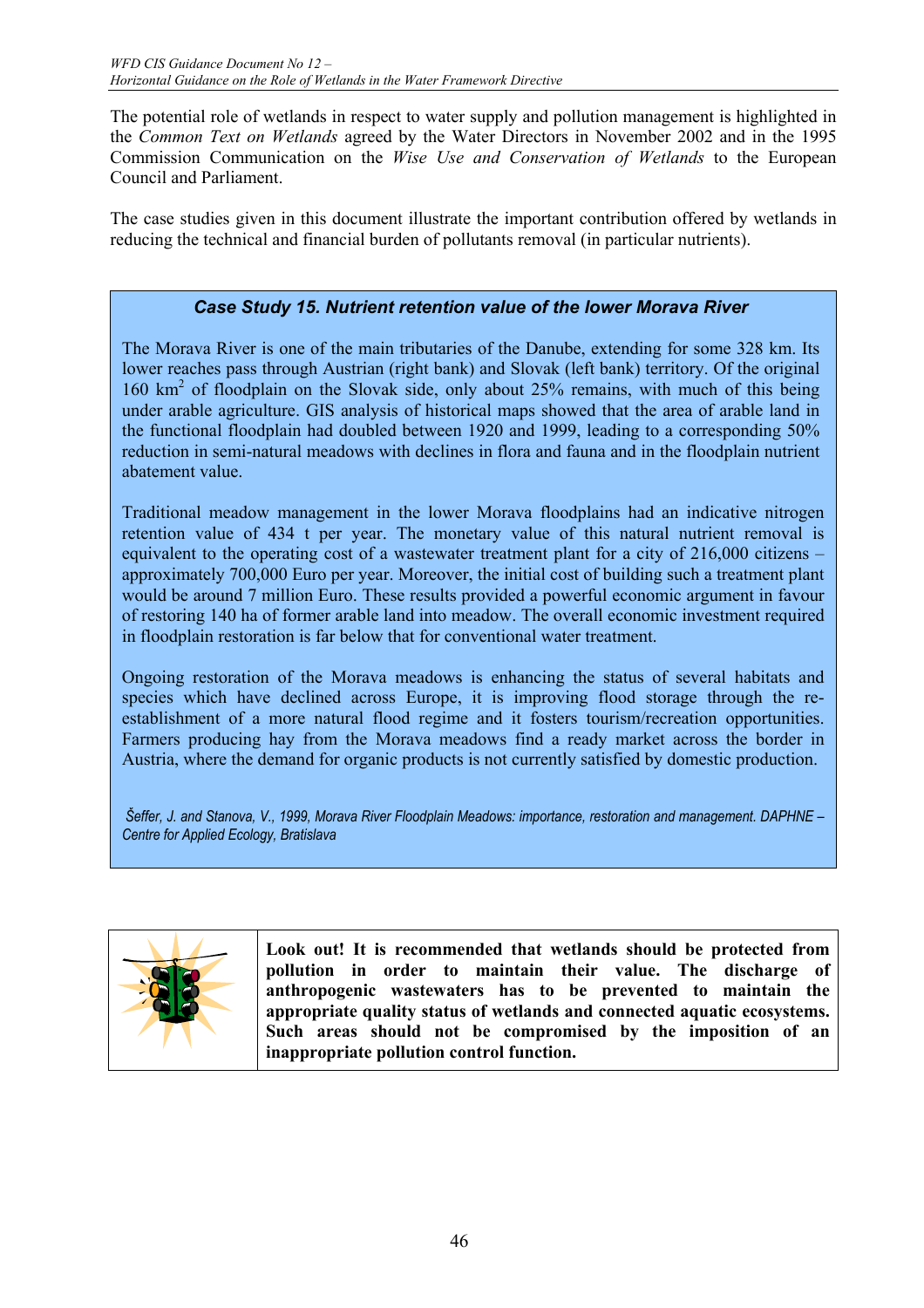The potential role of wetlands in respect to water supply and pollution management is highlighted in the *Common Text on Wetlands* agreed by the Water Directors in November 2002 and in the 1995 Commission Communication on the *Wise Use and Conservation of Wetlands* to the European Council and Parliament.

The case studies given in this document illustrate the important contribution offered by wetlands in reducing the technical and financial burden of pollutants removal (in particular nutrients).

### *Case Study 15. Nutrient retention value of the lower Morava River*

The Morava River is one of the main tributaries of the Danube, extending for some 328 km. Its lower reaches pass through Austrian (right bank) and Slovak (left bank) territory. Of the original 160 $km^2$ of floodplain on the Slovak side, only about 25% remains, with much of this being under arable agriculture. GIS analysis of historical maps showed that the area of arable land in the functional floodplain had doubled between 1920 and 1999, leading to a corresponding 50% reduction in semi-natural meadows with declines in flora and fauna and in the floodplain nutrient abatement value.

Traditional meadow management in the lower Morava floodplains had an indicative nitrogen retention value of 434 t per year. The monetary value of this natural nutrient removal is equivalent to the operating cost of a wastewater treatment plant for a city of 216,000 citizens – approximately 700,000 Euro per year. Moreover, the initial cost of building such a treatment plant would be around 7 million Euro. These results provided a powerful economic argument in favour of restoring 140 ha of former arable land into meadow. The overall economic investment required in floodplain restoration is far below that for conventional water treatment.

Ongoing restoration of the Morava meadows is enhancing the status of several habitats and species which have declined across Europe, it is improving flood storage through the re-establishment of a more natural flood regime and it fosters tourism/recreation opportunities. Farmers producing hay from the Morava meadows find a ready market across the border in Austria, where the demand for organic products is not currently satisfied by domestic production.

*Šeffer, J. and Stanova, V., 1999, Morava River Floodplain Meadows: importance, restoration and management. DAPHNE – Centre for Applied Ecology, Bratislava*

**Look out! It is recommended that wetlands should be protected from pollution in order to maintain their value. The discharge of anthropogenic wastewaters has to be prevented to maintain the appropriate quality status of wetlands and connected aquatic ecosystems. Such areas should not be compromised by the imposition of an inappropriate pollution control function.**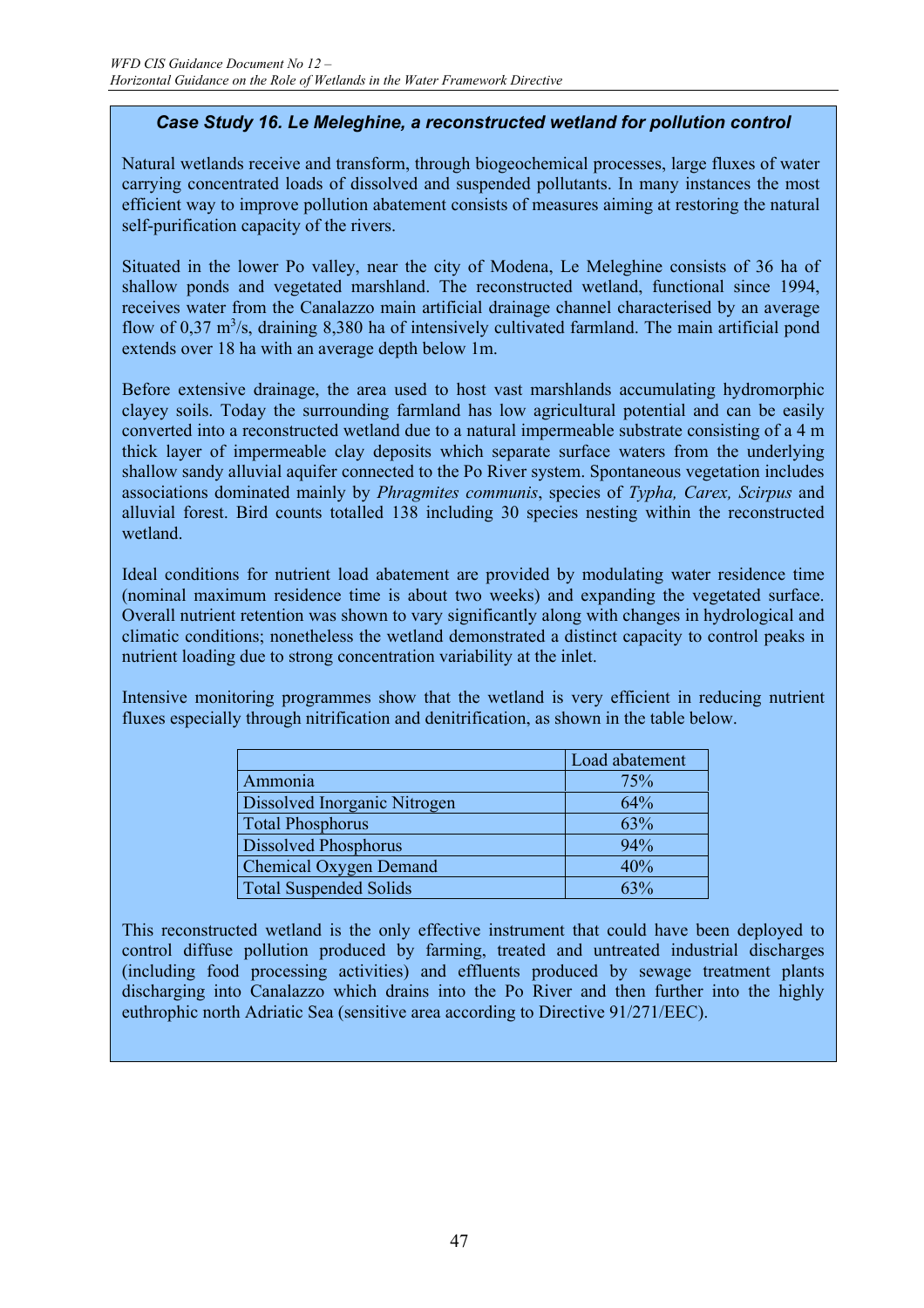### *Case Study 16. Le Meleghine, a reconstructed wetland for pollution control*

Natural wetlands receive and transform, through biogeochemical processes, large fluxes of water carrying concentrated loads of dissolved and suspended pollutants. In many instances the most efficient way to improve pollution abatement consists of measures aiming at restoring the natural self-purification capacity of the rivers.

Situated in the lower Po valley, near the city of Modena, Le Meleghine consists of 36 ha of shallow ponds and vegetated marshland. The reconstructed wetland, functional since 1994, receives water from the Canalazzo main artificial drainage channel characterised by an average flow of 0,37 $m^3$/s, draining 8,380 ha of intensively cultivated farmland. The main artificial pond extends over 18 ha with an average depth below 1m.

Before extensive drainage, the area used to host vast marshlands accumulating hydromorphic clayey soils. Today the surrounding farmland has low agricultural potential and can be easily converted into a reconstructed wetland due to a natural impermeable substrate consisting of a 4 m thick layer of impermeable clay deposits which separate surface waters from the underlying shallow sandy alluvial aquifer connected to the Po River system. Spontaneous vegetation includes associations dominated mainly by *Phragmites communis*, species of *Typha, Carex, Scirpus* and alluvial forest. Bird counts totalled 138 including 30 species nesting within the reconstructed wetland.

Ideal conditions for nutrient load abatement are provided by modulating water residence time (nominal maximum residence time is about two weeks) and expanding the vegetated surface. Overall nutrient retention was shown to vary significantly along with changes in hydrological and climatic conditions; nonetheless the wetland demonstrated a distinct capacity to control peaks in nutrient loading due to strong concentration variability at the inlet.

Intensive monitoring programmes show that the wetland is very efficient in reducing nutrient fluxes especially through nitrification and denitrification, as shown in the table below.

| | Load abatement |
|---|---|
| Ammonia | 75% |
| Dissolved Inorganic Nitrogen | 64% |
| Total Phosphorus | 63% |
| Dissolved Phosphorus | 94% |
| Chemical Oxygen Demand | 40% |
| Total Suspended Solids | 63% |

This reconstructed wetland is the only effective instrument that could have been deployed to control diffuse pollution produced by farming, treated and untreated industrial discharges (including food processing activities) and effluents produced by sewage treatment plants discharging into Canalazzo which drains into the Po River and then further into the highly euthrophic north Adriatic Sea (sensitive area according to Directive 91/271/EEC).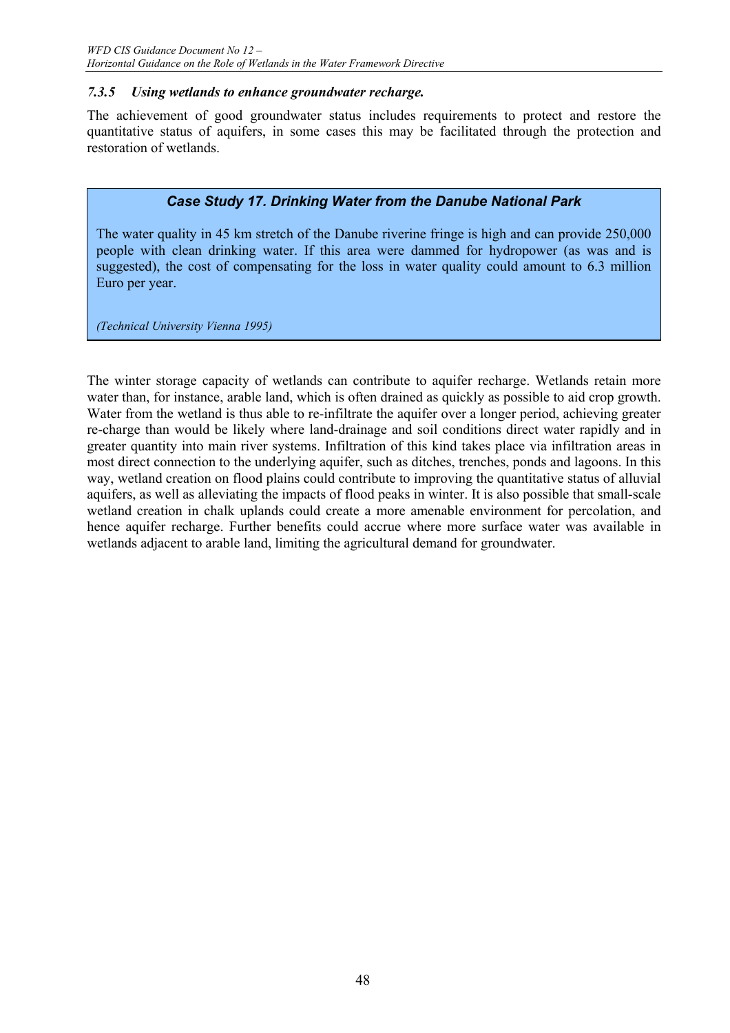### *7.3.5 Using wetlands to enhance groundwater recharge.*

The achievement of good groundwater status includes requirements to protect and restore the quantitative status of aquifers, in some cases this may be facilitated through the protection and restoration of wetlands.

> ***Case Study 17. Drinking Water from the Danube National Park***
>
> The water quality in 45 km stretch of the Danube riverine fringe is high and can provide 250,000 people with clean drinking water. If this area were dammed for hydropower (as was and is suggested), the cost of compensating for the loss in water quality could amount to 6.3 million Euro per year.
>
> *(Technical University Vienna 1995)*

The winter storage capacity of wetlands can contribute to aquifer recharge. Wetlands retain more water than, for instance, arable land, which is often drained as quickly as possible to aid crop growth. Water from the wetland is thus able to re-infiltrate the aquifer over a longer period, achieving greater re-charge than would be likely where land-drainage and soil conditions direct water rapidly and in greater quantity into main river systems. Infiltration of this kind takes place via infiltration areas in most direct connection to the underlying aquifer, such as ditches, trenches, ponds and lagoons. In this way, wetland creation on flood plains could contribute to improving the quantitative status of alluvial aquifers, as well as alleviating the impacts of flood peaks in winter. It is also possible that small-scale wetland creation in chalk uplands could create a more amenable environment for percolation, and hence aquifer recharge. Further benefits could accrue where more surface water was available in wetlands adjacent to arable land, limiting the agricultural demand for groundwater.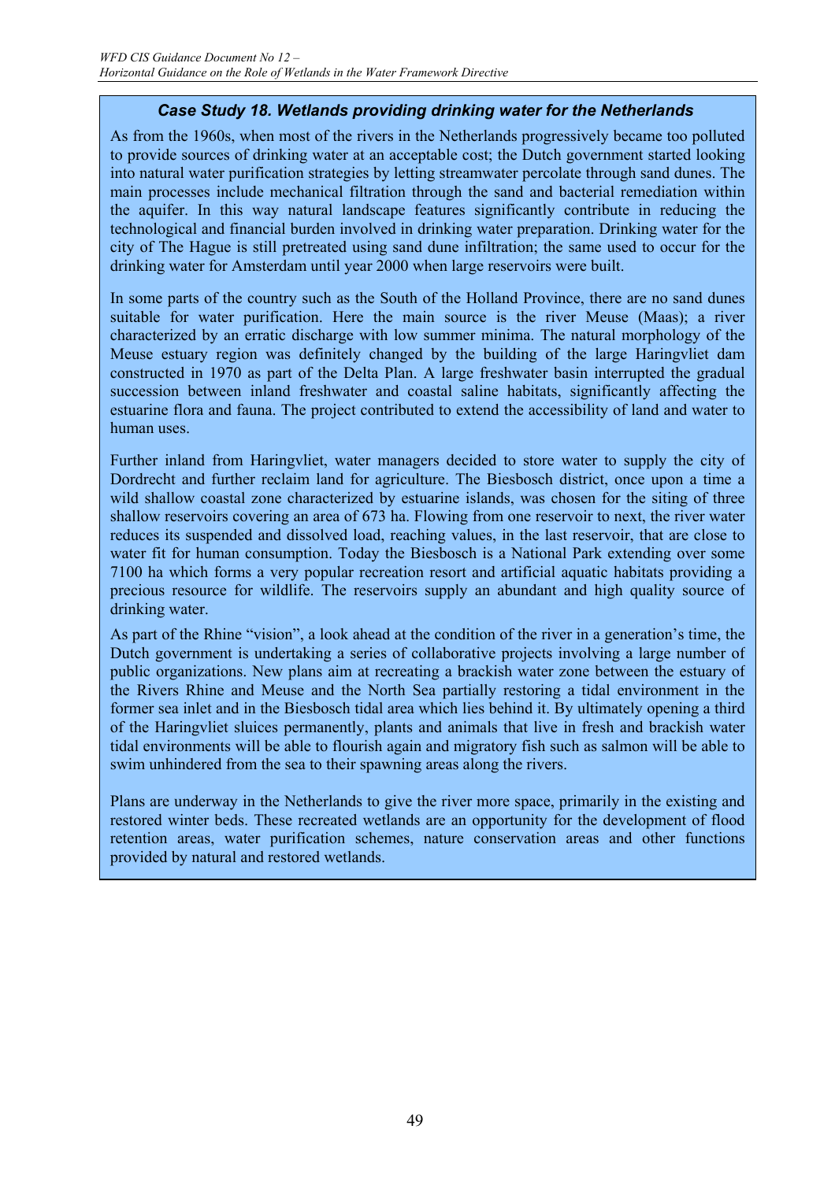### *Case Study 18. Wetlands providing drinking water for the Netherlands*

As from the 1960s, when most of the rivers in the Netherlands progressively became too polluted to provide sources of drinking water at an acceptable cost; the Dutch government started looking into natural water purification strategies by letting streamwater percolate through sand dunes. The main processes include mechanical filtration through the sand and bacterial remediation within the aquifer. In this way natural landscape features significantly contribute in reducing the technological and financial burden involved in drinking water preparation. Drinking water for the city of The Hague is still pretreated using sand dune infiltration; the same used to occur for the drinking water for Amsterdam until year 2000 when large reservoirs were built.

In some parts of the country such as the South of the Holland Province, there are no sand dunes suitable for water purification. Here the main source is the river Meuse (Maas); a river characterized by an erratic discharge with low summer minima. The natural morphology of the Meuse estuary region was definitely changed by the building of the large Haringvliet dam constructed in 1970 as part of the Delta Plan. A large freshwater basin interrupted the gradual succession between inland freshwater and coastal saline habitats, significantly affecting the estuarine flora and fauna. The project contributed to extend the accessibility of land and water to human uses.

Further inland from Haringvliet, water managers decided to store water to supply the city of Dordrecht and further reclaim land for agriculture. The Biesbosch district, once upon a time a wild shallow coastal zone characterized by estuarine islands, was chosen for the siting of three shallow reservoirs covering an area of 673 ha. Flowing from one reservoir to next, the river water reduces its suspended and dissolved load, reaching values, in the last reservoir, that are close to water fit for human consumption. Today the Biesbosch is a National Park extending over some 7100 ha which forms a very popular recreation resort and artificial aquatic habitats providing a precious resource for wildlife. The reservoirs supply an abundant and high quality source of drinking water.

As part of the Rhine "vision", a look ahead at the condition of the river in a generation's time, the Dutch government is undertaking a series of collaborative projects involving a large number of public organizations. New plans aim at recreating a brackish water zone between the estuary of the Rivers Rhine and Meuse and the North Sea partially restoring a tidal environment in the former sea inlet and in the Biesbosch tidal area which lies behind it. By ultimately opening a third of the Haringvliet sluices permanently, plants and animals that live in fresh and brackish water tidal environments will be able to flourish again and migratory fish such as salmon will be able to swim unhindered from the sea to their spawning areas along the rivers.

Plans are underway in the Netherlands to give the river more space, primarily in the existing and restored winter beds. These recreated wetlands are an opportunity for the development of flood retention areas, water purification schemes, nature conservation areas and other functions provided by natural and restored wetlands.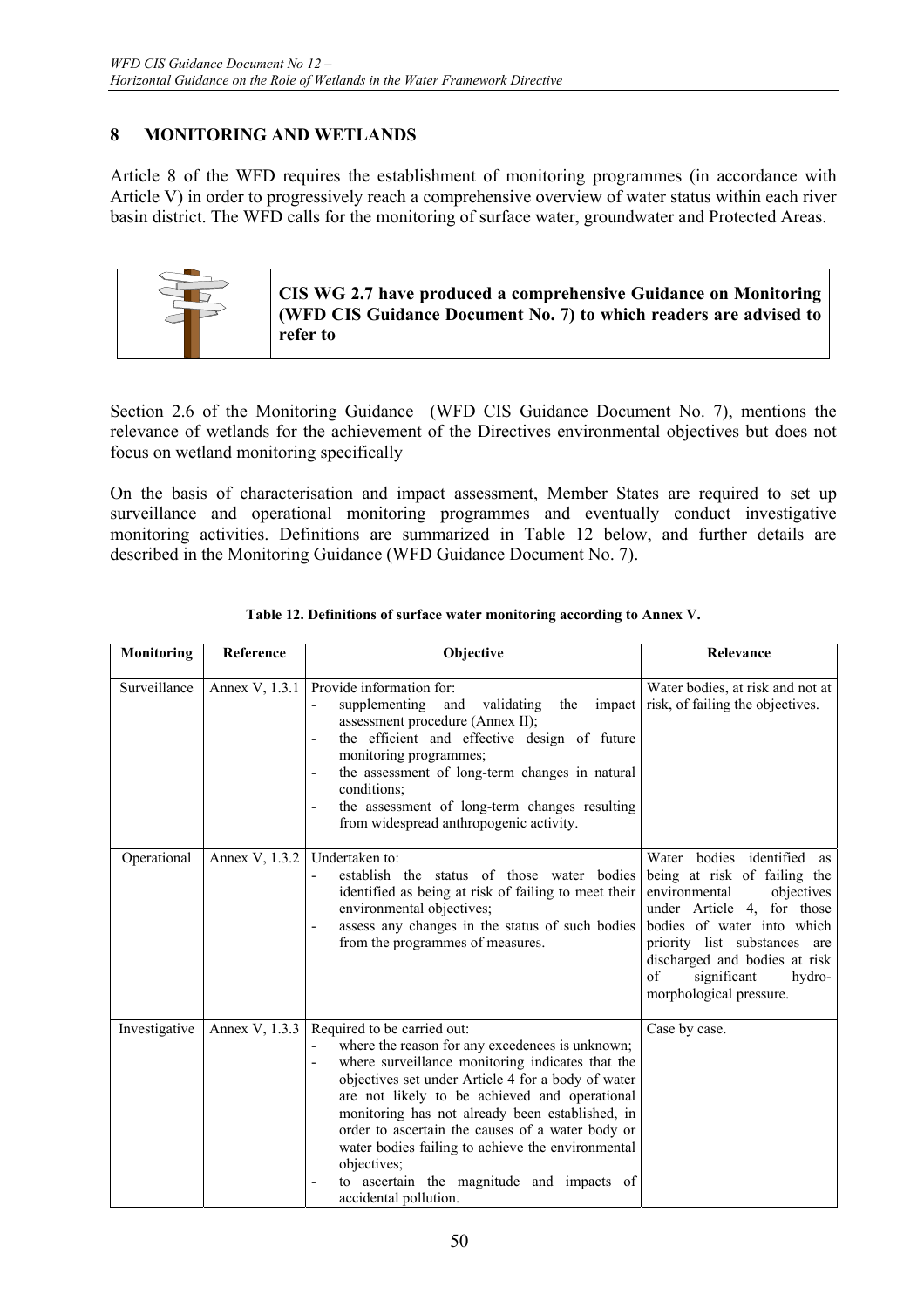## 8 MONITORING AND WETLANDS

Article 8 of the WFD requires the establishment of monitoring programmes (in accordance with Article V) in order to progressively reach a comprehensive overview of water status within each river basin district. The WFD calls for the monitoring of surface water, groundwater and Protected Areas.

**CIS WG 2.7 have produced a comprehensive Guidance on Monitoring (WFD CIS Guidance Document No. 7) to which readers are advised to refer to**

Section 2.6 of the Monitoring Guidance (WFD CIS Guidance Document No. 7), mentions the relevance of wetlands for the achievement of the Directives environmental objectives but does not focus on wetland monitoring specifically

On the basis of characterisation and impact assessment, Member States are required to set up surveillance and operational monitoring programmes and eventually conduct investigative monitoring activities. Definitions are summarized in Table 12 below, and further details are described in the Monitoring Guidance (WFD Guidance Document No. 7).

**Table 12. Definitions of surface water monitoring according to Annex V.**

| Monitoring | Reference | Objective | Relevance |
|---|---|---|---|
| Surveillance | Annex V, 1.3.1 | Provide information for:<br>- supplementing and validating the impact assessment procedure (Annex II);<br>- the efficient and effective design of future monitoring programmes;<br>- the assessment of long-term changes in natural conditions;<br>- the assessment of long-term changes resulting from widespread anthropogenic activity. | Water bodies, at risk and not at risk, of failing the objectives. |
| Operational | Annex V, 1.3.2 | Undertaken to:<br>- establish the status of those water bodies identified as being at risk of failing to meet their environmental objectives;<br>- assess any changes in the status of such bodies from the programmes of measures. | Water bodies identified as being at risk of failing the environmental objectives under Article 4, for those bodies of water into which priority list substances are discharged and bodies at risk of significant hydro-morphological pressure. |
| Investigative | Annex V, 1.3.3 | Required to be carried out:<br>- where the reason for any excedences is unknown;<br>- where surveillance monitoring indicates that the objectives set under Article 4 for a body of water are not likely to be achieved and operational monitoring has not already been established, in order to ascertain the causes of a water body or water bodies failing to achieve the environmental objectives;<br>- to ascertain the magnitude and impacts of accidental pollution. | Case by case. |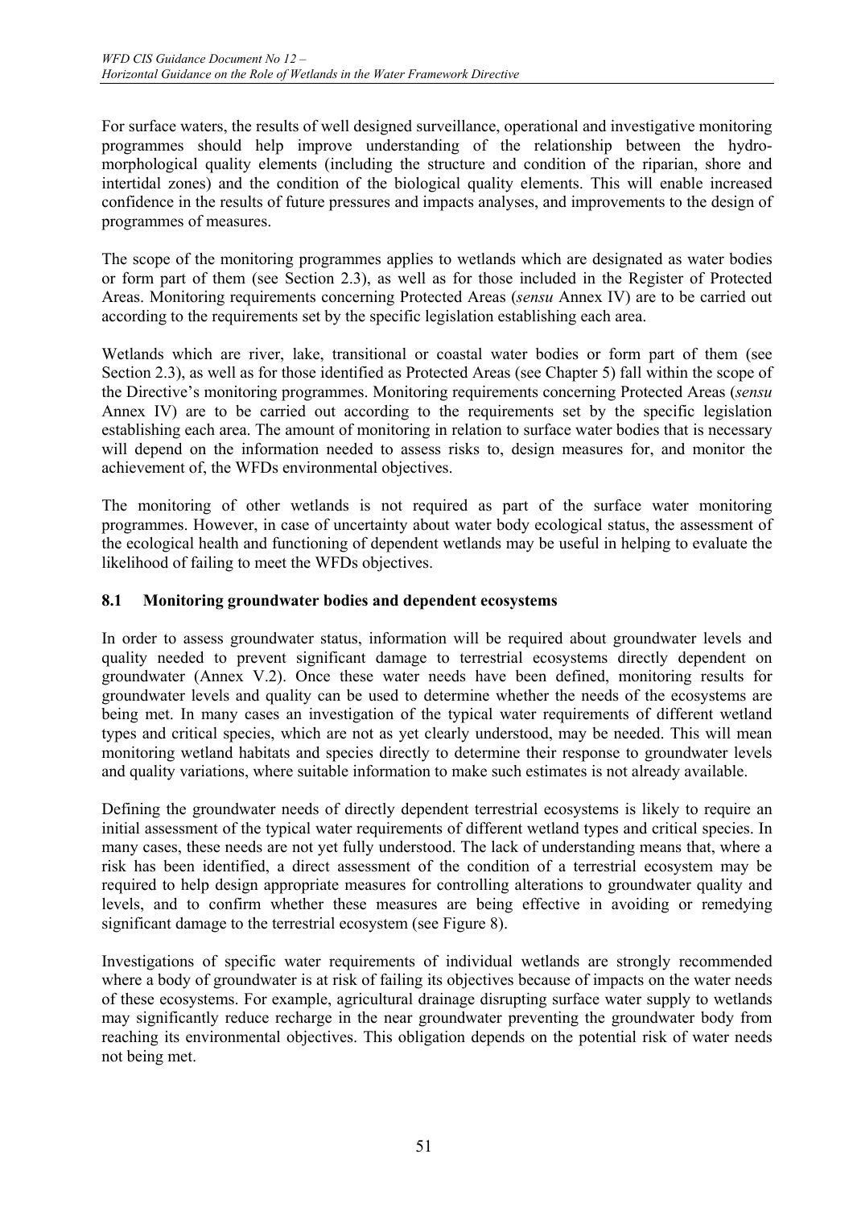For surface waters, the results of well designed surveillance, operational and investigative monitoring programmes should help improve understanding of the relationship between the hydro-morphological quality elements (including the structure and condition of the riparian, shore and intertidal zones) and the condition of the biological quality elements. This will enable increased confidence in the results of future pressures and impacts analyses, and improvements to the design of programmes of measures.

The scope of the monitoring programmes applies to wetlands which are designated as water bodies or form part of them (see Section 2.3), as well as for those included in the Register of Protected Areas. Monitoring requirements concerning Protected Areas (*sensu* Annex IV) are to be carried out according to the requirements set by the specific legislation establishing each area.

Wetlands which are river, lake, transitional or coastal water bodies or form part of them (see Section 2.3), as well as for those identified as Protected Areas (see Chapter 5) fall within the scope of the Directive's monitoring programmes. Monitoring requirements concerning Protected Areas (*sensu* Annex IV) are to be carried out according to the requirements set by the specific legislation establishing each area. The amount of monitoring in relation to surface water bodies that is necessary will depend on the information needed to assess risks to, design measures for, and monitor the achievement of, the WFDs environmental objectives.

The monitoring of other wetlands is not required as part of the surface water monitoring programmes. However, in case of uncertainty about water body ecological status, the assessment of the ecological health and functioning of dependent wetlands may be useful in helping to evaluate the likelihood of failing to meet the WFDs objectives.

## 8.1 Monitoring groundwater bodies and dependent ecosystems

In order to assess groundwater status, information will be required about groundwater levels and quality needed to prevent significant damage to terrestrial ecosystems directly dependent on groundwater (Annex V.2). Once these water needs have been defined, monitoring results for groundwater levels and quality can be used to determine whether the needs of the ecosystems are being met. In many cases an investigation of the typical water requirements of different wetland types and critical species, which are not as yet clearly understood, may be needed. This will mean monitoring wetland habitats and species directly to determine their response to groundwater levels and quality variations, where suitable information to make such estimates is not already available.

Defining the groundwater needs of directly dependent terrestrial ecosystems is likely to require an initial assessment of the typical water requirements of different wetland types and critical species. In many cases, these needs are not yet fully understood. The lack of understanding means that, where a risk has been identified, a direct assessment of the condition of a terrestrial ecosystem may be required to help design appropriate measures for controlling alterations to groundwater quality and levels, and to confirm whether these measures are being effective in avoiding or remedying significant damage to the terrestrial ecosystem (see Figure 8).

Investigations of specific water requirements of individual wetlands are strongly recommended where a body of groundwater is at risk of failing its objectives because of impacts on the water needs of these ecosystems. For example, agricultural drainage disrupting surface water supply to wetlands may significantly reduce recharge in the near groundwater preventing the groundwater body from reaching its environmental objectives. This obligation depends on the potential risk of water needs not being met.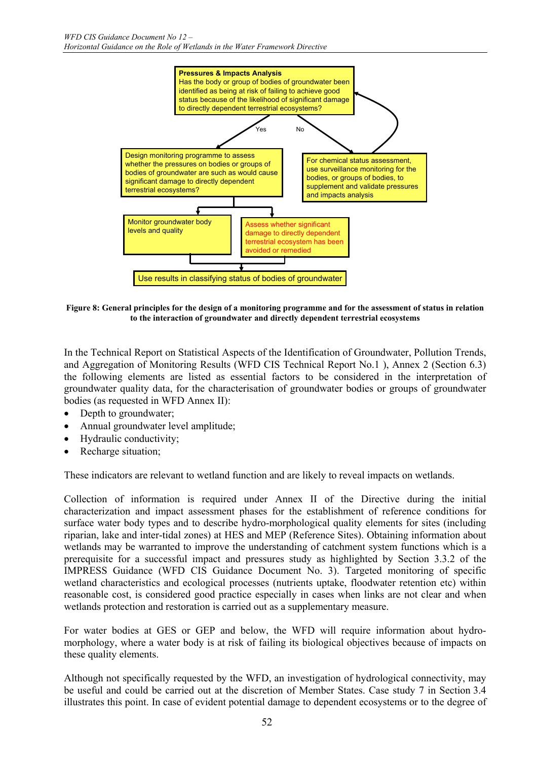**Pressures & Impacts Analysis**
Has the body or group of bodies of groundwater been identified as being at risk of failing to achieve good status because of the likelihood of significant damage to directly dependent terrestrial ecosystems?

Yes → Design monitoring programme to assess whether the pressures on bodies or groups of bodies of groundwater are such as would cause significant damage to directly dependent terrestrial ecosystems?

- Monitor groundwater body levels and quality
- Assess whether significant damage to directly dependent terrestrial ecosystem has been avoided or remedied

→ Use results in classifying status of bodies of groundwater

No → For chemical status assessment, use surveillance monitoring for the bodies, or groups of bodies, to supplement and validate pressures and impacts analysis → (back to Pressures & Impacts Analysis)

**Figure 8: General principles for the design of a monitoring programme and for the assessment of status in relation to the interaction of groundwater and directly dependent terrestrial ecosystems**

In the Technical Report on Statistical Aspects of the Identification of Groundwater, Pollution Trends, and Aggregation of Monitoring Results (WFD CIS Technical Report No.1 ), Annex 2 (Section 6.3) the following elements are listed as essential factors to be considered in the interpretation of groundwater quality data, for the characterisation of groundwater bodies or groups of groundwater bodies (as requested in WFD Annex II):

- Depth to groundwater;
- Annual groundwater level amplitude;
- Hydraulic conductivity;
- Recharge situation;

These indicators are relevant to wetland function and are likely to reveal impacts on wetlands.

Collection of information is required under Annex II of the Directive during the initial characterization and impact assessment phases for the establishment of reference conditions for surface water body types and to describe hydro-morphological quality elements for sites (including riparian, lake and inter-tidal zones) at HES and MEP (Reference Sites). Obtaining information about wetlands may be warranted to improve the understanding of catchment system functions which is a prerequisite for a successful impact and pressures study as highlighted by Section 3.3.2 of the IMPRESS Guidance (WFD CIS Guidance Document No. 3). Targeted monitoring of specific wetland characteristics and ecological processes (nutrients uptake, floodwater retention etc) within reasonable cost, is considered good practice especially in cases when links are not clear and when wetlands protection and restoration is carried out as a supplementary measure.

For water bodies at GES or GEP and below, the WFD will require information about hydro-morphology, where a water body is at risk of failing its biological objectives because of impacts on these quality elements.

Although not specifically requested by the WFD, an investigation of hydrological connectivity, may be useful and could be carried out at the discretion of Member States. Case study 7 in Section 3.4 illustrates this point. In case of evident potential damage to dependent ecosystems or to the degree of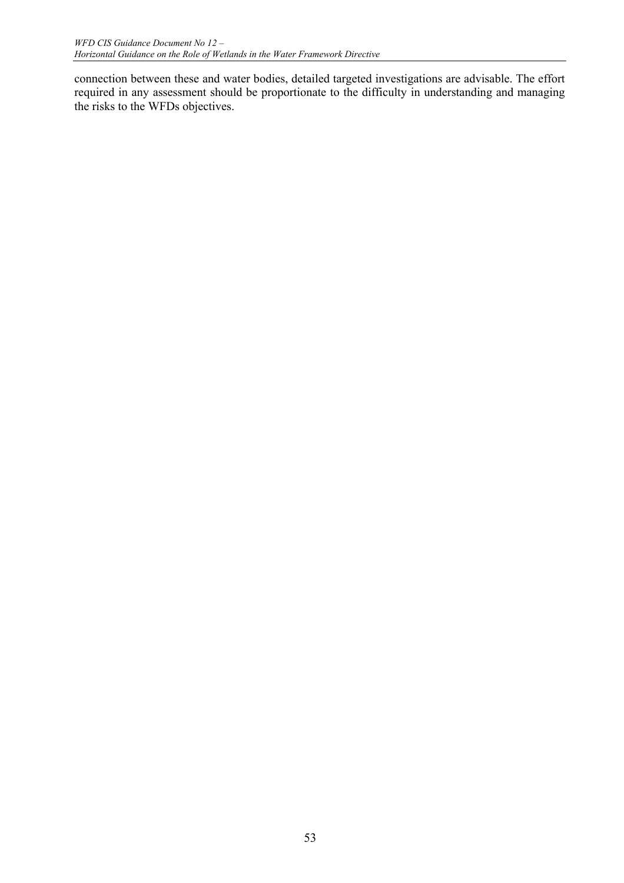connection between these and water bodies, detailed targeted investigations are advisable. The effort required in any assessment should be proportionate to the difficulty in understanding and managing the risks to the WFDs objectives.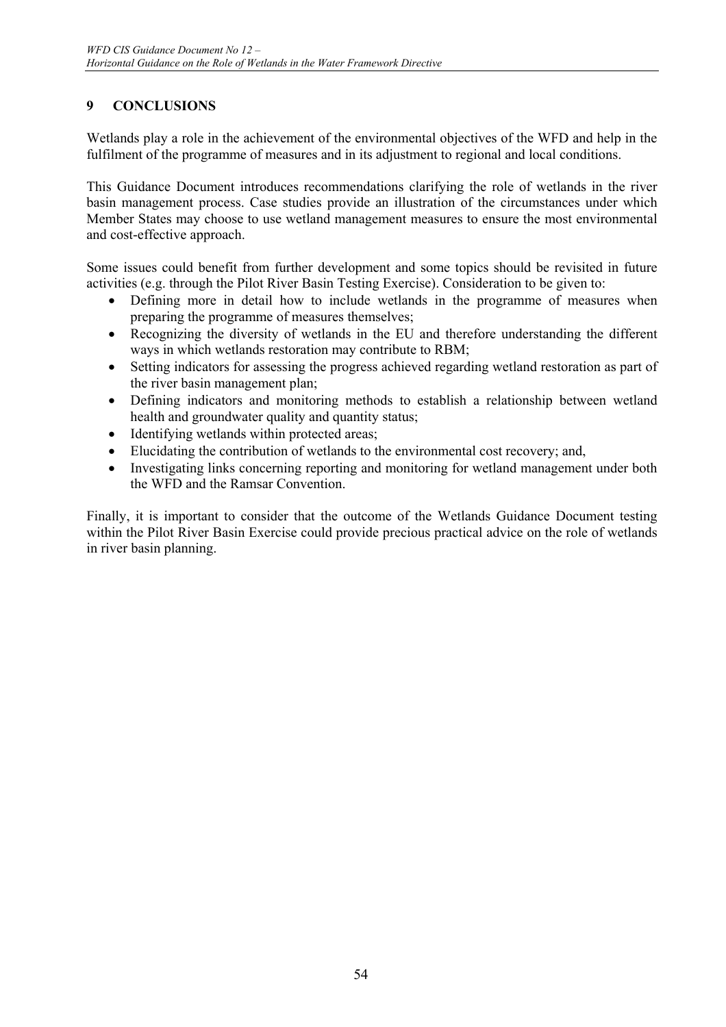## 9 CONCLUSIONS

Wetlands play a role in the achievement of the environmental objectives of the WFD and help in the fulfilment of the programme of measures and in its adjustment to regional and local conditions.

This Guidance Document introduces recommendations clarifying the role of wetlands in the river basin management process. Case studies provide an illustration of the circumstances under which Member States may choose to use wetland management measures to ensure the most environmental and cost-effective approach.

Some issues could benefit from further development and some topics should be revisited in future activities (e.g. through the Pilot River Basin Testing Exercise). Consideration to be given to:

- Defining more in detail how to include wetlands in the programme of measures when preparing the programme of measures themselves;
- Recognizing the diversity of wetlands in the EU and therefore understanding the different ways in which wetlands restoration may contribute to RBM;
- Setting indicators for assessing the progress achieved regarding wetland restoration as part of the river basin management plan;
- Defining indicators and monitoring methods to establish a relationship between wetland health and groundwater quality and quantity status;
- Identifying wetlands within protected areas;
- Elucidating the contribution of wetlands to the environmental cost recovery; and,
- Investigating links concerning reporting and monitoring for wetland management under both the WFD and the Ramsar Convention.

Finally, it is important to consider that the outcome of the Wetlands Guidance Document testing within the Pilot River Basin Exercise could provide precious practical advice on the role of wetlands in river basin planning.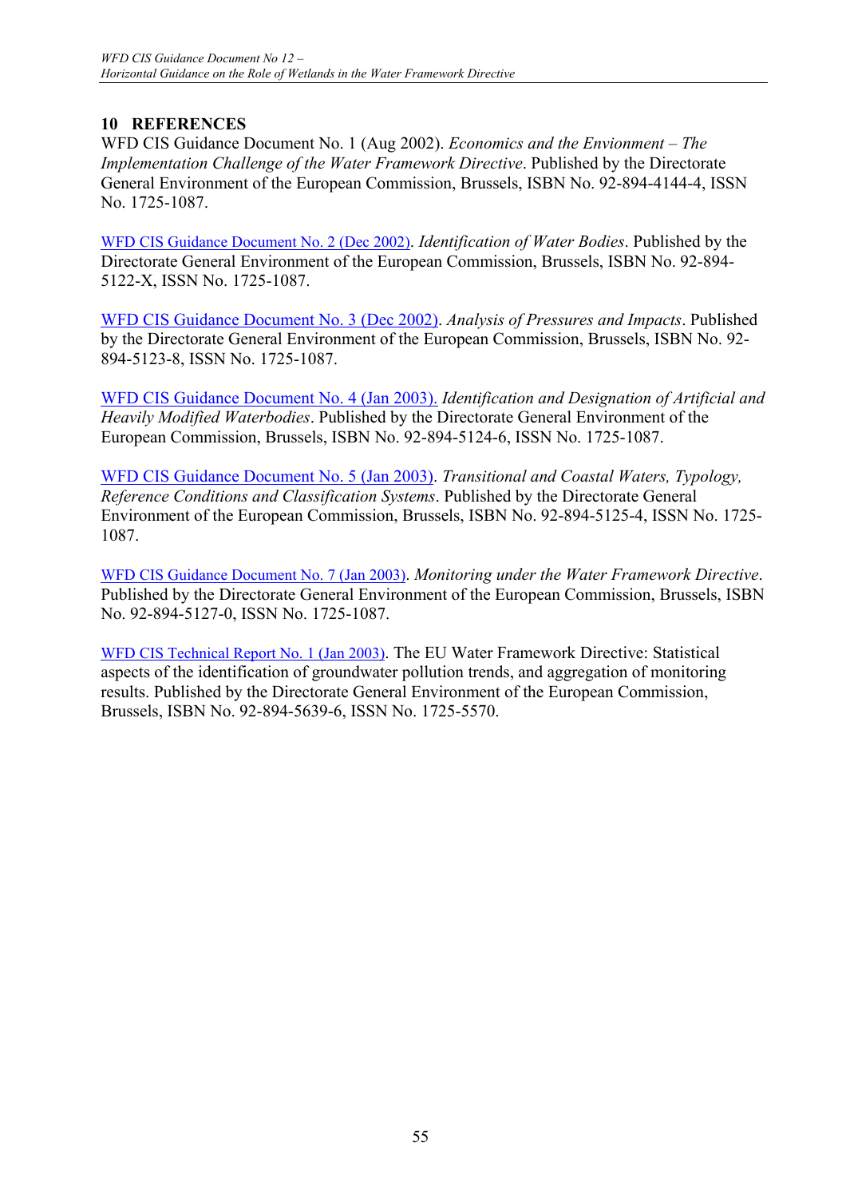## 10 REFERENCES

WFD CIS Guidance Document No. 1 (Aug 2002). *Economics and the Envionment – The Implementation Challenge of the Water Framework Directive*. Published by the Directorate General Environment of the European Commission, Brussels, ISBN No. 92-894-4144-4, ISSN No. 1725-1087.

WFD CIS Guidance Document No. 2 (Dec 2002). *Identification of Water Bodies*. Published by the Directorate General Environment of the European Commission, Brussels, ISBN No. 92-894-5122-X, ISSN No. 1725-1087.

WFD CIS Guidance Document No. 3 (Dec 2002). *Analysis of Pressures and Impacts*. Published by the Directorate General Environment of the European Commission, Brussels, ISBN No. 92-894-5123-8, ISSN No. 1725-1087.

WFD CIS Guidance Document No. 4 (Jan 2003). *Identification and Designation of Artificial and Heavily Modified Waterbodies*. Published by the Directorate General Environment of the European Commission, Brussels, ISBN No. 92-894-5124-6, ISSN No. 1725-1087.

WFD CIS Guidance Document No. 5 (Jan 2003). *Transitional and Coastal Waters, Typology, Reference Conditions and Classification Systems*. Published by the Directorate General Environment of the European Commission, Brussels, ISBN No. 92-894-5125-4, ISSN No. 1725-1087.

WFD CIS Guidance Document No. 7 (Jan 2003). *Monitoring under the Water Framework Directive*. Published by the Directorate General Environment of the European Commission, Brussels, ISBN No. 92-894-5127-0, ISSN No. 1725-1087.

WFD CIS Technical Report No. 1 (Jan 2003). The EU Water Framework Directive: Statistical aspects of the identification of groundwater pollution trends, and aggregation of monitoring results. Published by the Directorate General Environment of the European Commission, Brussels, ISBN No. 92-894-5639-6, ISSN No. 1725-5570.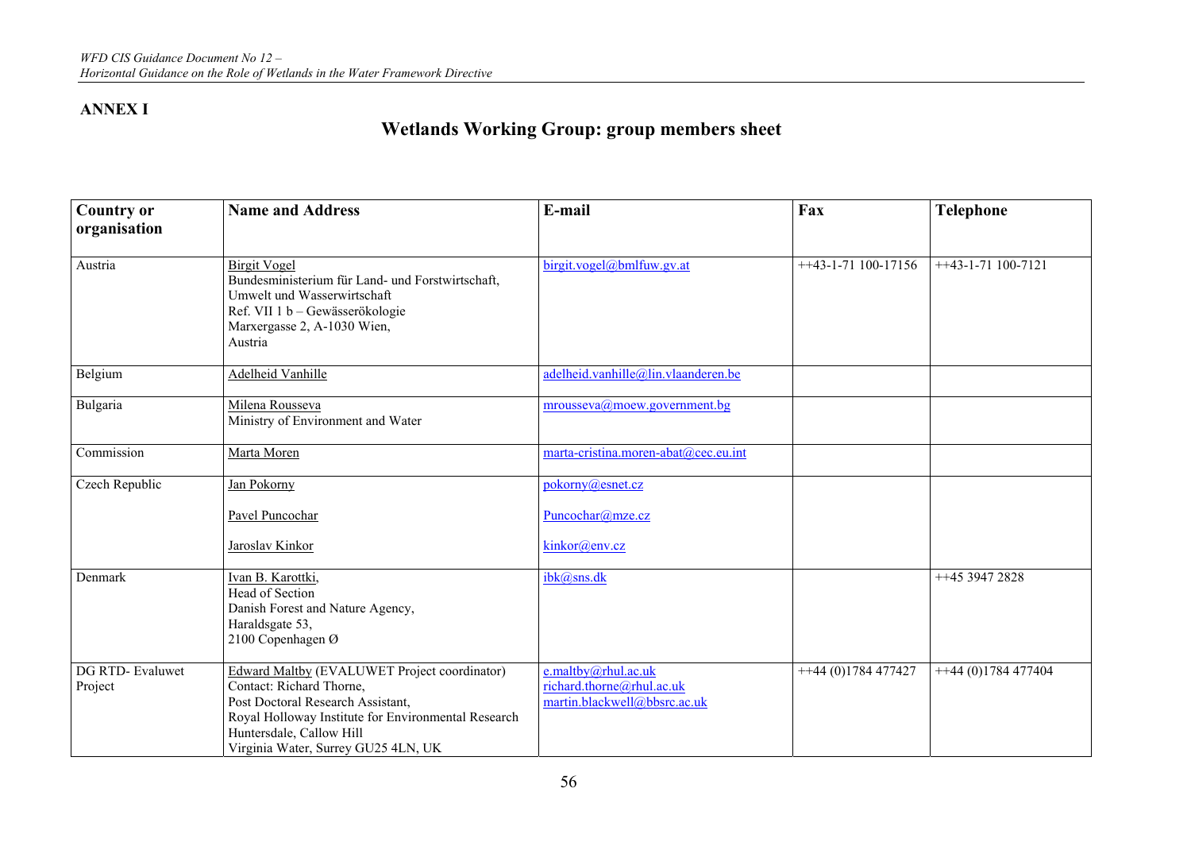**ANNEX I**

## Wetlands Working Group: group members sheet

| Country or organisation | Name and Address | E-mail | Fax | Telephone |
|---|---|---|---|---|
| Austria | Birgit Vogel<br>Bundesministerium für Land- und Forstwirtschaft, Umwelt und Wasserwirtschaft<br>Ref. VII 1 b – Gewässerökologie<br>Marxergasse 2, A-1030 Wien,<br>Austria | birgit.vogel@bmlfuw.gv.at | ++43-1-71 100-17156 | ++43-1-71 100-7121 |
| Belgium | Adelheid Vanhille | adelheid.vanhille@lin.vlaanderen.be | | |
| Bulgaria | Milena Rousseva<br>Ministry of Environment and Water | mrousseva@moew.government.bg | | |
| Commission | Marta Moren | marta-cristina.moren-abat@cec.eu.int | | |
| Czech Republic | Jan Pokorny<br><br>Pavel Puncochar<br><br>Jaroslav Kinkor | pokorny@esnet.cz<br><br>Puncochar@mze.cz<br><br>kinkor@env.cz | | |
| Denmark | Ivan B. Karottki,<br>Head of Section<br>Danish Forest and Nature Agency,<br>Haraldsgate 53,<br>2100 Copenhagen Ø | ibk@sns.dk | | ++45 3947 2828 |
| DG RTD- Evaluwet Project | Edward Maltby (EVALUWET Project coordinator)<br>Contact: Richard Thorne,<br>Post Doctoral Research Assistant,<br>Royal Holloway Institute for Environmental Research<br>Huntersdale, Callow Hill<br>Virginia Water, Surrey GU25 4LN, UK | e.maltby@rhul.ac.uk<br>richard.thorne@rhul.ac.uk<br>martin.blackwell@bbsrc.ac.uk | ++44 (0)1784 477427 | ++44 (0)1784 477404 |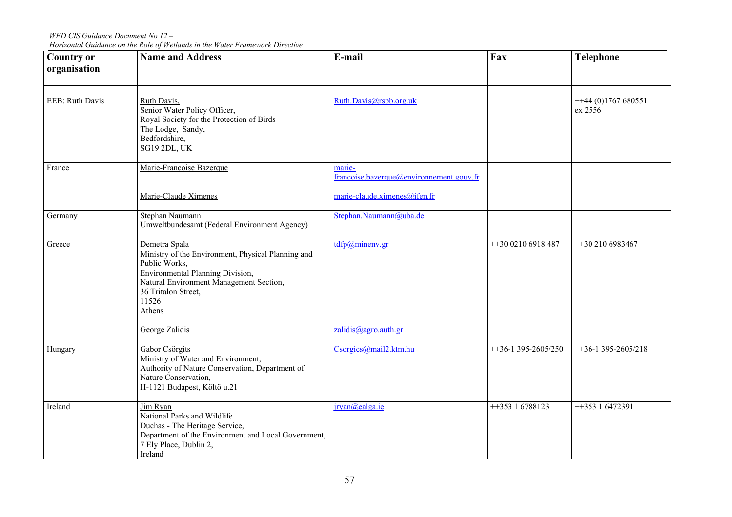| Country or organisation | Name and Address | E-mail | Fax | Telephone |
|---|---|---|---|---|
| | | | | |
| EEB: Ruth Davis | Ruth Davis,<br>Senior Water Policy Officer,<br>Royal Society for the Protection of Birds<br>The Lodge, Sandy,<br>Bedfordshire,<br>SG19 2DL, UK | Ruth.Davis@rspb.org.uk | | ++44 (0)1767 680551 ex 2556 |
| France | Marie-Francoise Bazerque<br><br>Marie-Claude Ximenes | marie-francoise.bazerque@environnement.gouv.fr<br><br>marie-claude.ximenes@ifen.fr | | |
| Germany | Stephan Naumann<br>Umweltbundesamt (Federal Environment Agency) | Stephan.Naumann@uba.de | | |
| Greece | Demetra Spala<br>Ministry of the Environment, Physical Planning and Public Works,<br>Environmental Planning Division,<br>Natural Environment Management Section,<br>36 Tritalon Street,<br>11526<br>Athens<br><br>George Zalidis | tdfp@minenv.gr<br><br>zalidis@agro.auth.gr | ++30 0210 6918 487 | ++30 210 6983467 |
| Hungary | Gabor Csörgits<br>Ministry of Water and Environment,<br>Authority of Nature Conservation, Department of Nature Conservation,<br>H-1121 Budapest, Költö u.21 | Csorgics@mail2.ktm.hu | ++36-1 395-2605/250 | ++36-1 395-2605/218 |
| Ireland | Jim Ryan<br>National Parks and Wildlife<br>Duchas - The Heritage Service,<br>Department of the Environment and Local Government,<br>7 Ely Place, Dublin 2,<br>Ireland | jryan@ealga.ie | ++353 1 6788123 | ++353 1 6472391 |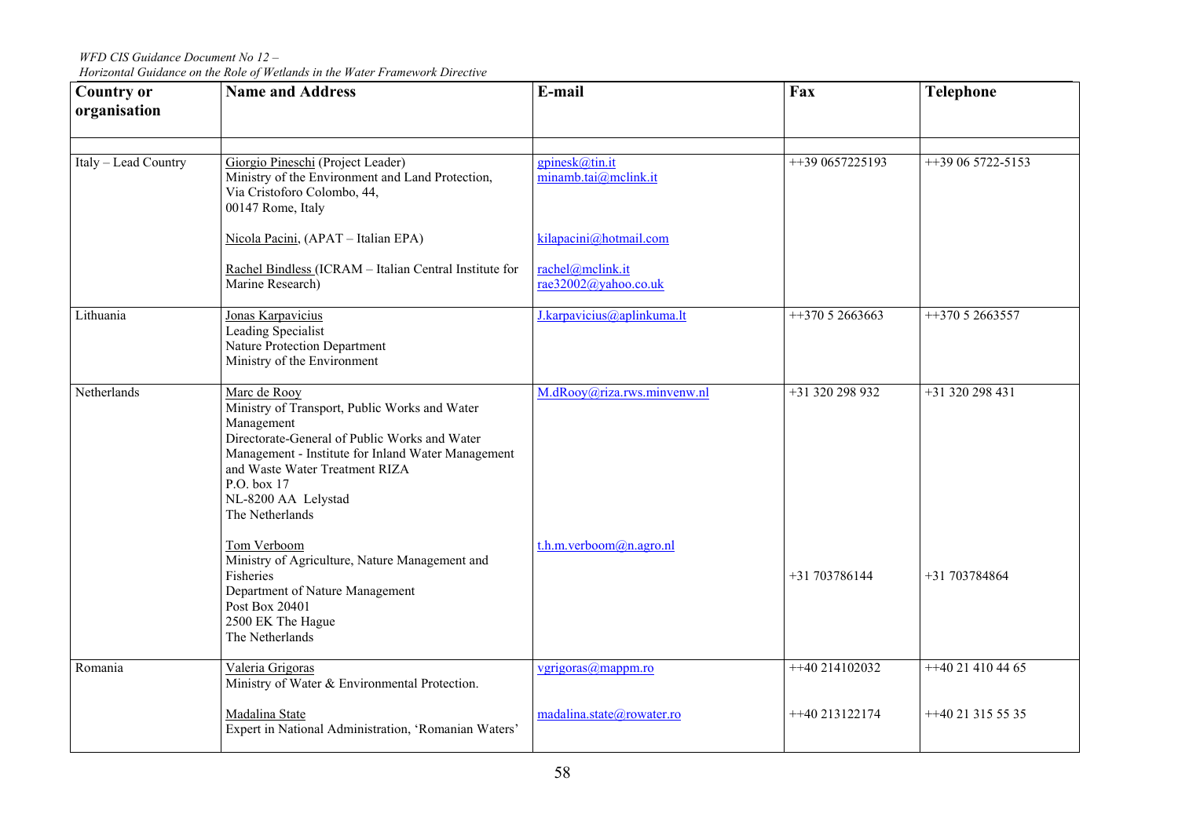| Country or organisation | Name and Address | E-mail | Fax | Telephone |
|---|---|---|---|---|
| | | | | |
| Italy – Lead Country | Giorgio Pineschi (Project Leader)<br>Ministry of the Environment and Land Protection,<br>Via Cristoforo Colombo, 44,<br>00147 Rome, Italy<br><br>Nicola Pacini, (APAT – Italian EPA)<br><br>Rachel Bindless (ICRAM – Italian Central Institute for Marine Research) | gpinesk@tin.it<br>minamb.tai@mclink.it<br><br>kilapacini@hotmail.com<br><br>rachel@mclink.it<br>rae32002@yahoo.co.uk | ++39 0657225193 | ++39 06 5722-5153 |
| Lithuania | Jonas Karpavicius<br>Leading Specialist<br>Nature Protection Department<br>Ministry of the Environment | J.karpavicius@aplinkuma.lt | ++370 5 2663663 | ++370 5 2663557 |
| Netherlands | Marc de Rooy<br>Ministry of Transport, Public Works and Water Management<br>Directorate-General of Public Works and Water Management - Institute for Inland Water Management and Waste Water Treatment RIZA<br>P.O. box 17<br>NL-8200 AA Lelystad<br>The Netherlands | M.dRooy@riza.rws.minvenw.nl | +31 320 298 932 | +31 320 298 431 |
| | Tom Verboom<br>Ministry of Agriculture, Nature Management and Fisheries<br>Department of Nature Management<br>Post Box 20401<br>2500 EK The Hague<br>The Netherlands | t.h.m.verboom@n.agro.nl | +31 703786144 | +31 703784864 |
| Romania | Valeria Grigoras<br>Ministry of Water & Environmental Protection. | vgrigoras@mappm.ro | ++40 214102032 | ++40 21 410 44 65 |
| | Madalina State<br>Expert in National Administration, 'Romanian Waters' | madalina.state@rowater.ro | ++40 213122174 | ++40 21 315 55 35 |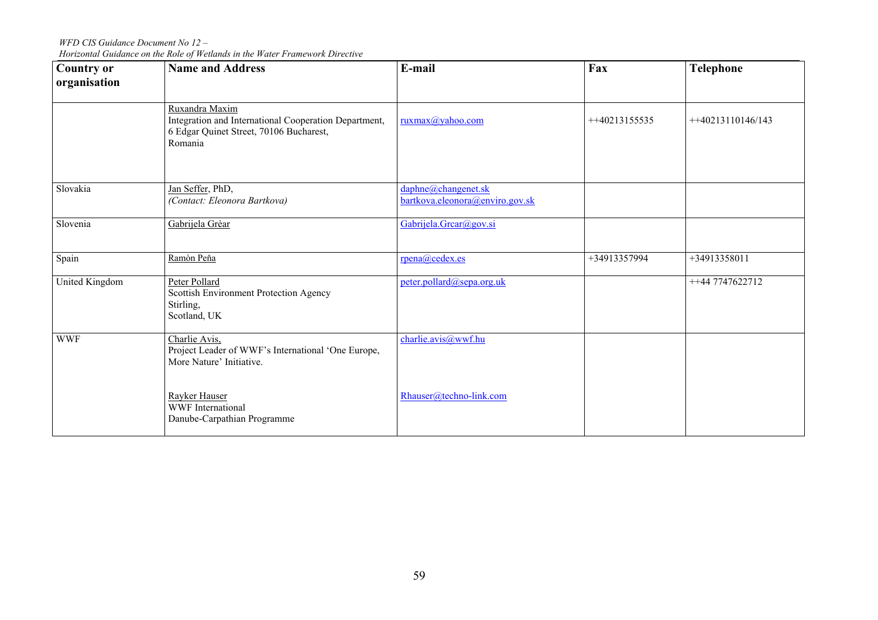| Country or organisation | Name and Address | E-mail | Fax | Telephone |
|---|---|---|---|---|
| | Ruxandra Maxim<br>Integration and International Cooperation Department,<br>6 Edgar Quinet Street, 70106 Bucharest,<br>Romania | ruxmax@yahoo.com | ++40213155535 | ++40213110146/143 |
| Slovakia | Jan Seffer, PhD,<br>*(Contact: Eleonora Bartkova)* | daphne@changenet.sk<br>bartkova.eleonora@enviro.gov.sk | | |
| Slovenia | Gabrijela Grèar | Gabrijela.Grcar@gov.si | | |
| Spain | Ramòn Peňa | rpena@cedex.es | +34913357994 | +34913358011 |
| United Kingdom | Peter Pollard<br>Scottish Environment Protection Agency<br>Stirling,<br>Scotland, UK | peter.pollard@sepa.org.uk | | ++44 7747622712 |
| WWF | Charlie Avis,<br>Project Leader of WWF's International 'One Europe, More Nature' Initiative.<br><br>Rayker Hauser<br>WWF International<br>Danube-Carpathian Programme | charlie.avis@wwf.hu<br><br>Rhauser@techno-link.com | | |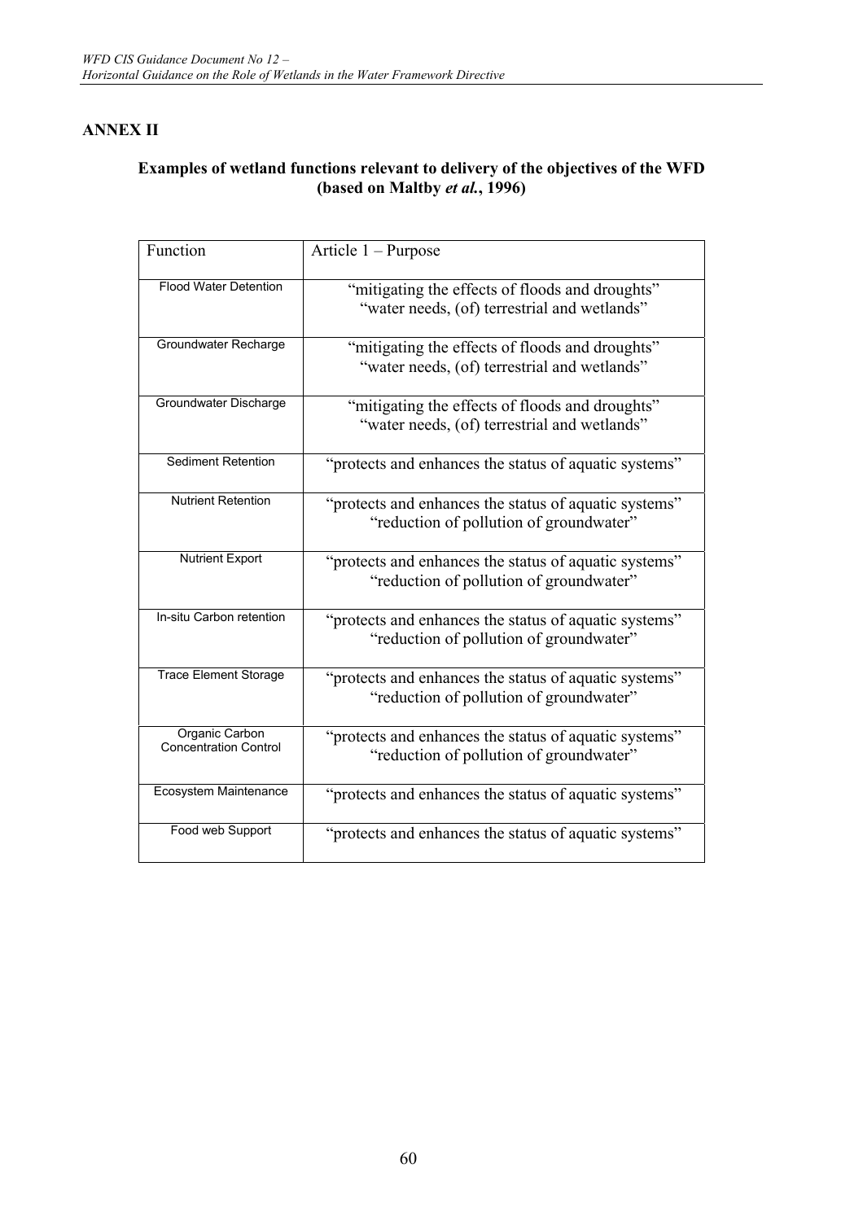## ANNEX II

### Examples of wetland functions relevant to delivery of the objectives of the WFD (based on Maltby *et al.*, 1996)

| Function | Article 1 – Purpose |
|---|---|
| Flood Water Detention | "mitigating the effects of floods and droughts" "water needs, (of) terrestrial and wetlands" |
| Groundwater Recharge | "mitigating the effects of floods and droughts" "water needs, (of) terrestrial and wetlands" |
| Groundwater Discharge | "mitigating the effects of floods and droughts" "water needs, (of) terrestrial and wetlands" |
| Sediment Retention | "protects and enhances the status of aquatic systems" |
| Nutrient Retention | "protects and enhances the status of aquatic systems" "reduction of pollution of groundwater" |
| Nutrient Export | "protects and enhances the status of aquatic systems" "reduction of pollution of groundwater" |
| In-situ Carbon retention | "protects and enhances the status of aquatic systems" "reduction of pollution of groundwater" |
| Trace Element Storage | "protects and enhances the status of aquatic systems" "reduction of pollution of groundwater" |
| Organic Carbon Concentration Control | "protects and enhances the status of aquatic systems" "reduction of pollution of groundwater" |
| Ecosystem Maintenance | "protects and enhances the status of aquatic systems" |
| Food web Support | "protects and enhances the status of aquatic systems" |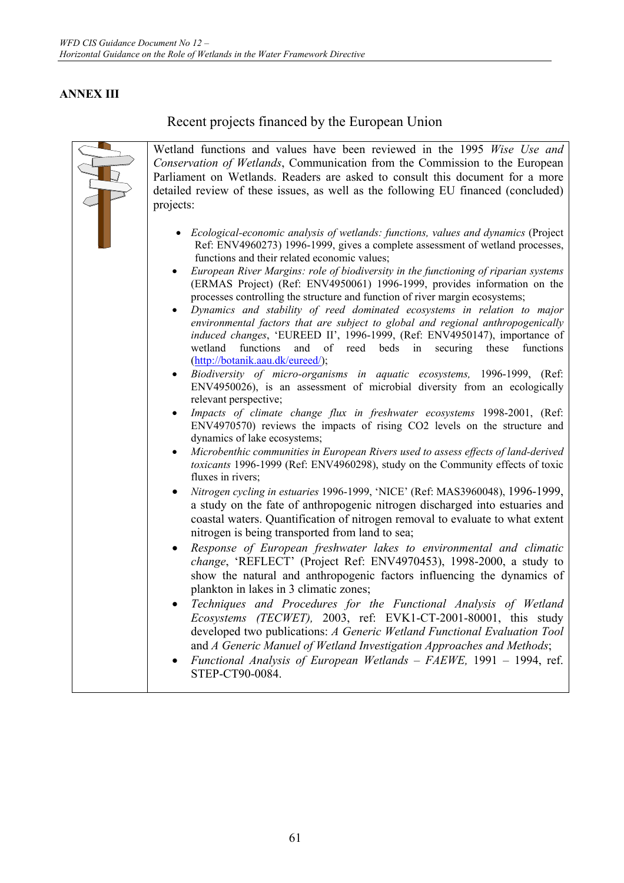## ANNEX III

### Recent projects financed by the European Union

Wetland functions and values have been reviewed in the 1995 *Wise Use and Conservation of Wetlands*, Communication from the Commission to the European Parliament on Wetlands. Readers are asked to consult this document for a more detailed review of these issues, as well as the following EU financed (concluded) projects:

- *Ecological-economic analysis of wetlands: functions, values and dynamics* (Project Ref: ENV4960273) 1996-1999, gives a complete assessment of wetland processes, functions and their related economic values;
- *European River Margins: role of biodiversity in the functioning of riparian systems* (ERMAS Project) (Ref: ENV4950061) 1996-1999, provides information on the processes controlling the structure and function of river margin ecosystems;
- *Dynamics and stability of reed dominated ecosystems in relation to major environmental factors that are subject to global and regional anthropogenically induced changes*, 'EUREED II', 1996-1999, (Ref: ENV4950147), importance of wetland functions and of reed beds in securing these functions (http://botanik.aau.dk/eureed/);
- *Biodiversity of micro-organisms in aquatic ecosystems,* 1996-1999, (Ref: ENV4950026), is an assessment of microbial diversity from an ecologically relevant perspective;
- *Impacts of climate change flux in freshwater ecosystems* 1998-2001, (Ref: ENV4970570) reviews the impacts of rising CO2 levels on the structure and dynamics of lake ecosystems;
- *Microbenthic communities in European Rivers used to assess effects of land-derived toxicants* 1996-1999 (Ref: ENV4960298), study on the Community effects of toxic fluxes in rivers;
- *Nitrogen cycling in estuaries* 1996-1999, 'NICE' (Ref: MAS3960048), 1996-1999, a study on the fate of anthropogenic nitrogen discharged into estuaries and coastal waters. Quantification of nitrogen removal to evaluate to what extent nitrogen is being transported from land to sea;
- *Response of European freshwater lakes to environmental and climatic change*, 'REFLECT' (Project Ref: ENV4970453), 1998-2000, a study to show the natural and anthropogenic factors influencing the dynamics of plankton in lakes in 3 climatic zones;
- *Techniques and Procedures for the Functional Analysis of Wetland Ecosystems (TECWET),* 2003, ref: EVK1-CT-2001-80001, this study developed two publications: *A Generic Wetland Functional Evaluation Tool* and *A Generic Manuel of Wetland Investigation Approaches and Methods*;
- *Functional Analysis of European Wetlands – FAEWE,* 1991 – 1994, ref. STEP-CT90-0084.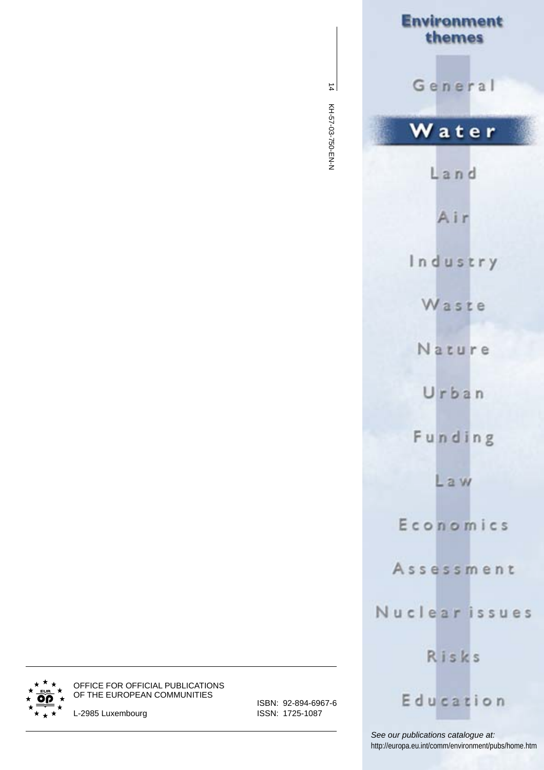14

KH-57-03-750-EN-N

# Environment themes

General

**Water**

Land

Air

Industry

Waste

Nature

Urban

Funding

Law

Economics

Assessment

Nuclear issues

Risks

Education

OFFICE FOR OFFICIAL PUBLICATIONS
OF THE EUROPEAN COMMUNITIES

L-2985 Luxembourg

ISBN: 92-894-6967-6
ISSN: 1725-1087

*See our publications catalogue at:*
http://europa.eu.int/comm/environment/pubs/home.htm